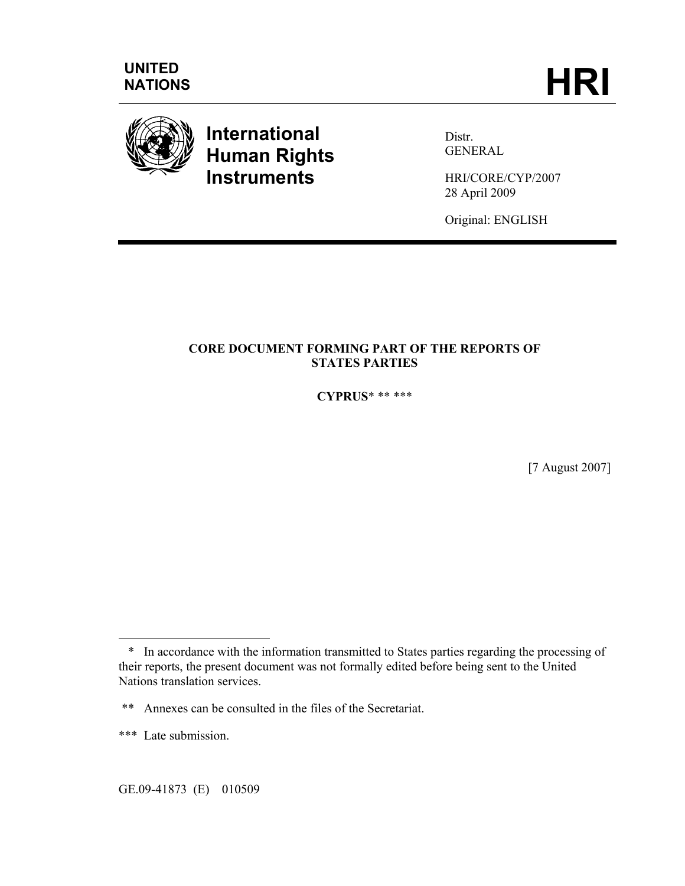UNITED NATIONS

# HRI

**International Human Rights Instruments**

Distr.
GENERAL

HRI/CORE/CYP/2007
28 April 2009

Original: ENGLISH

**CORE DOCUMENT FORMING PART OF THE REPORTS OF STATES PARTIES**

**CYPRUS*** ** *****

[7 August 2007]

---

\* In accordance with the information transmitted to States parties regarding the processing of their reports, the present document was not formally edited before being sent to the United Nations translation services.

\*\* Annexes can be consulted in the files of the Secretariat.

\*\*\* Late submission.

GE.09-41873 (E) 010509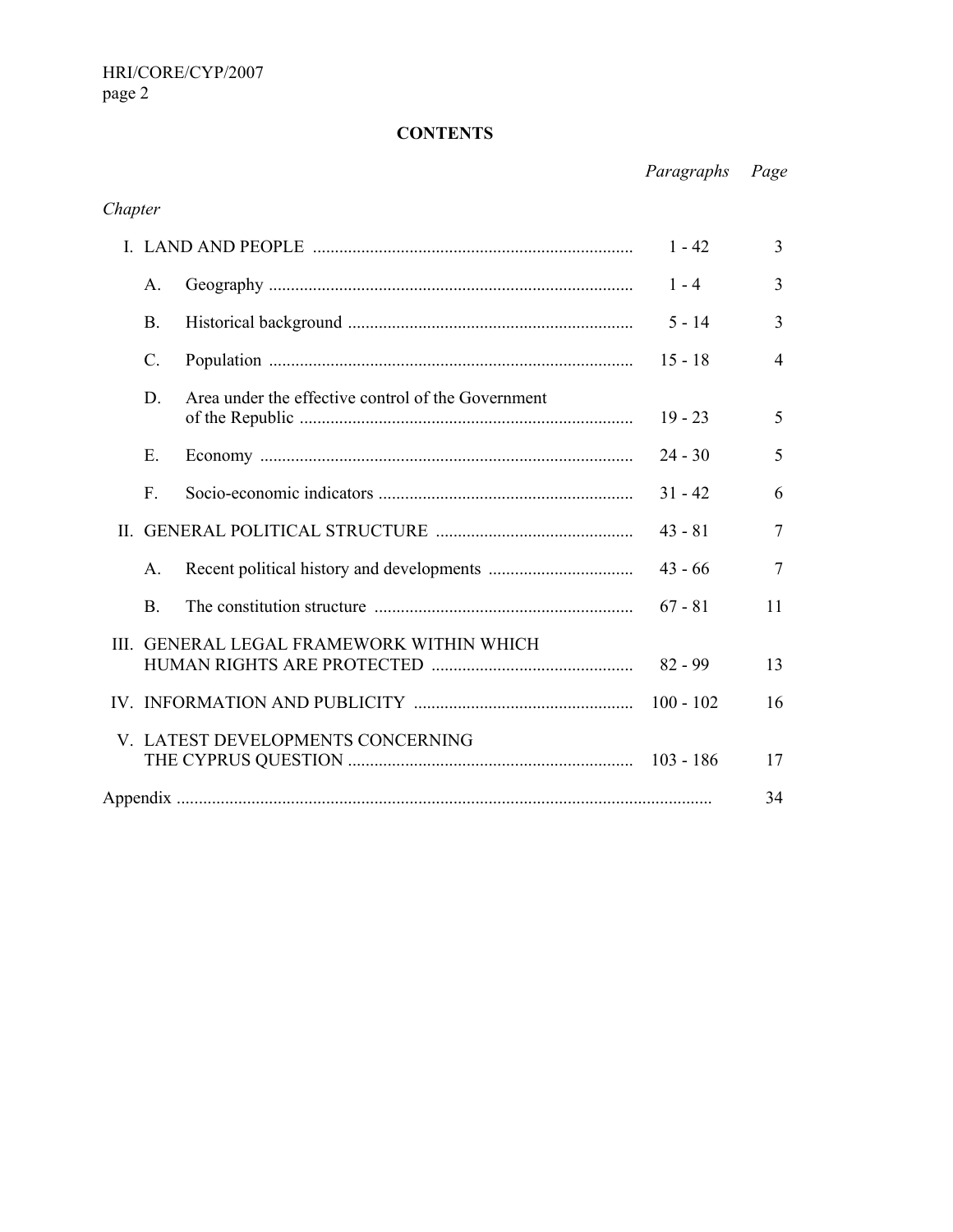## CONTENTS

| | | *Paragraphs* | *Page* |
|---|---|---|---|
| *Chapter* | | | |
| I. | LAND AND PEOPLE | 1 - 42 | 3 |
| | A. Geography | 1 - 4 | 3 |
| | B. Historical background | 5 - 14 | 3 |
| | C. Population | 15 - 18 | 4 |
| | D. Area under the effective control of the Government of the Republic | 19 - 23 | 5 |
| | E. Economy | 24 - 30 | 5 |
| | F. Socio-economic indicators | 31 - 42 | 6 |
| II. | GENERAL POLITICAL STRUCTURE | 43 - 81 | 7 |
| | A. Recent political history and developments | 43 - 66 | 7 |
| | B. The constitution structure | 67 - 81 | 11 |
| III. | GENERAL LEGAL FRAMEWORK WITHIN WHICH HUMAN RIGHTS ARE PROTECTED | 82 - 99 | 13 |
| IV. | INFORMATION AND PUBLICITY | 100 - 102 | 16 |
| V. | LATEST DEVELOPMENTS CONCERNING THE CYPRUS QUESTION | 103 - 186 | 17 |
| Appendix | | | 34 |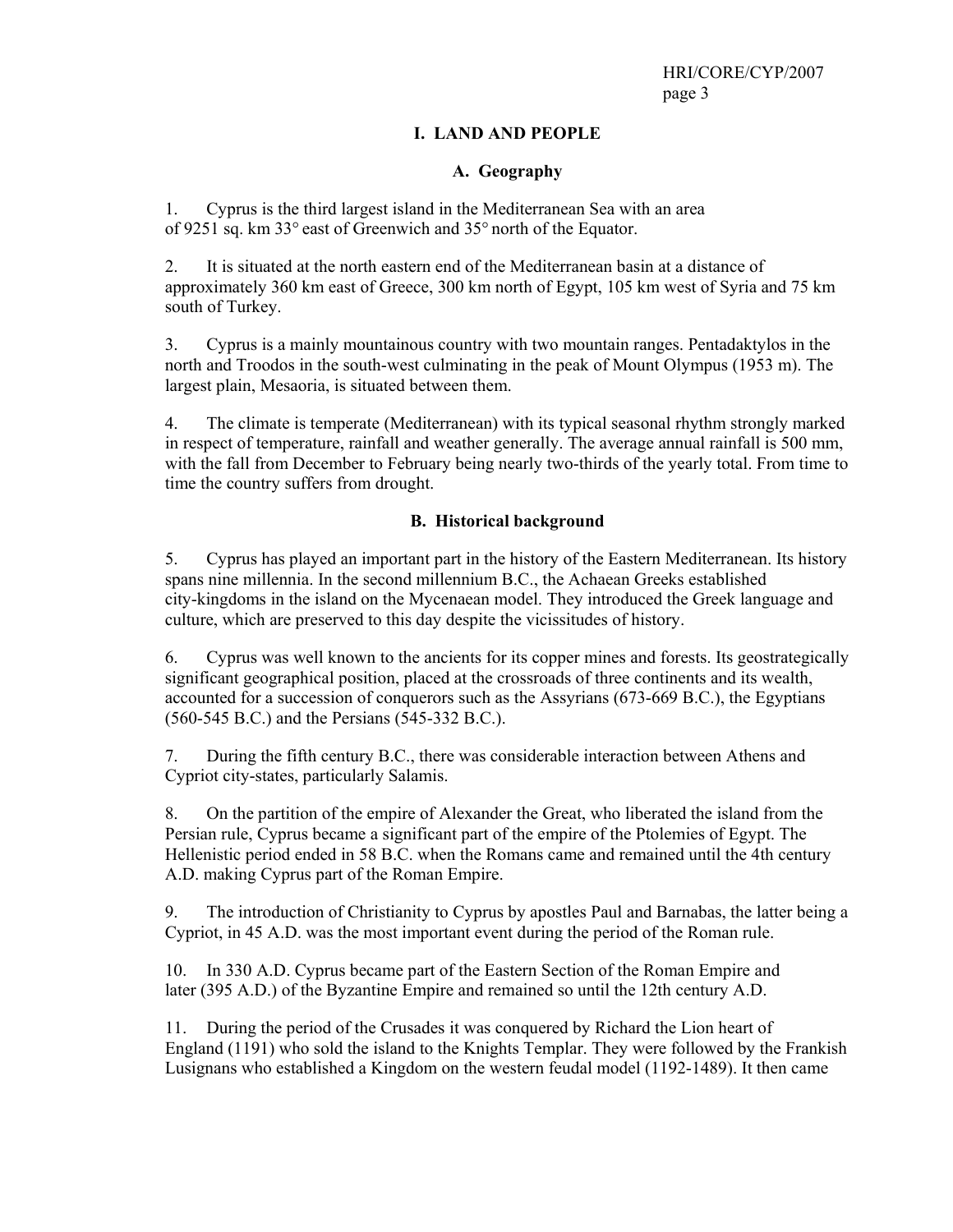## I. LAND AND PEOPLE

### A. Geography

1. Cyprus is the third largest island in the Mediterranean Sea with an area of 9251 sq. km 33° east of Greenwich and 35° north of the Equator.

2. It is situated at the north eastern end of the Mediterranean basin at a distance of approximately 360 km east of Greece, 300 km north of Egypt, 105 km west of Syria and 75 km south of Turkey.

3. Cyprus is a mainly mountainous country with two mountain ranges. Pentadaktylos in the north and Troodos in the south-west culminating in the peak of Mount Olympus (1953 m). The largest plain, Mesaoria, is situated between them.

4. The climate is temperate (Mediterranean) with its typical seasonal rhythm strongly marked in respect of temperature, rainfall and weather generally. The average annual rainfall is 500 mm, with the fall from December to February being nearly two-thirds of the yearly total. From time to time the country suffers from drought.

### B. Historical background

5. Cyprus has played an important part in the history of the Eastern Mediterranean. Its history spans nine millennia. In the second millennium B.C., the Achaean Greeks established city-kingdoms in the island on the Mycenaean model. They introduced the Greek language and culture, which are preserved to this day despite the vicissitudes of history.

6. Cyprus was well known to the ancients for its copper mines and forests. Its geostrategically significant geographical position, placed at the crossroads of three continents and its wealth, accounted for a succession of conquerors such as the Assyrians (673-669 B.C.), the Egyptians (560-545 B.C.) and the Persians (545-332 B.C.).

7. During the fifth century B.C., there was considerable interaction between Athens and Cypriot city-states, particularly Salamis.

8. On the partition of the empire of Alexander the Great, who liberated the island from the Persian rule, Cyprus became a significant part of the empire of the Ptolemies of Egypt. The Hellenistic period ended in 58 B.C. when the Romans came and remained until the 4th century A.D. making Cyprus part of the Roman Empire.

9. The introduction of Christianity to Cyprus by apostles Paul and Barnabas, the latter being a Cypriot, in 45 A.D. was the most important event during the period of the Roman rule.

10. In 330 A.D. Cyprus became part of the Eastern Section of the Roman Empire and later (395 A.D.) of the Byzantine Empire and remained so until the 12th century A.D.

11. During the period of the Crusades it was conquered by Richard the Lion heart of England (1191) who sold the island to the Knights Templar. They were followed by the Frankish Lusignans who established a Kingdom on the western feudal model (1192-1489). It then came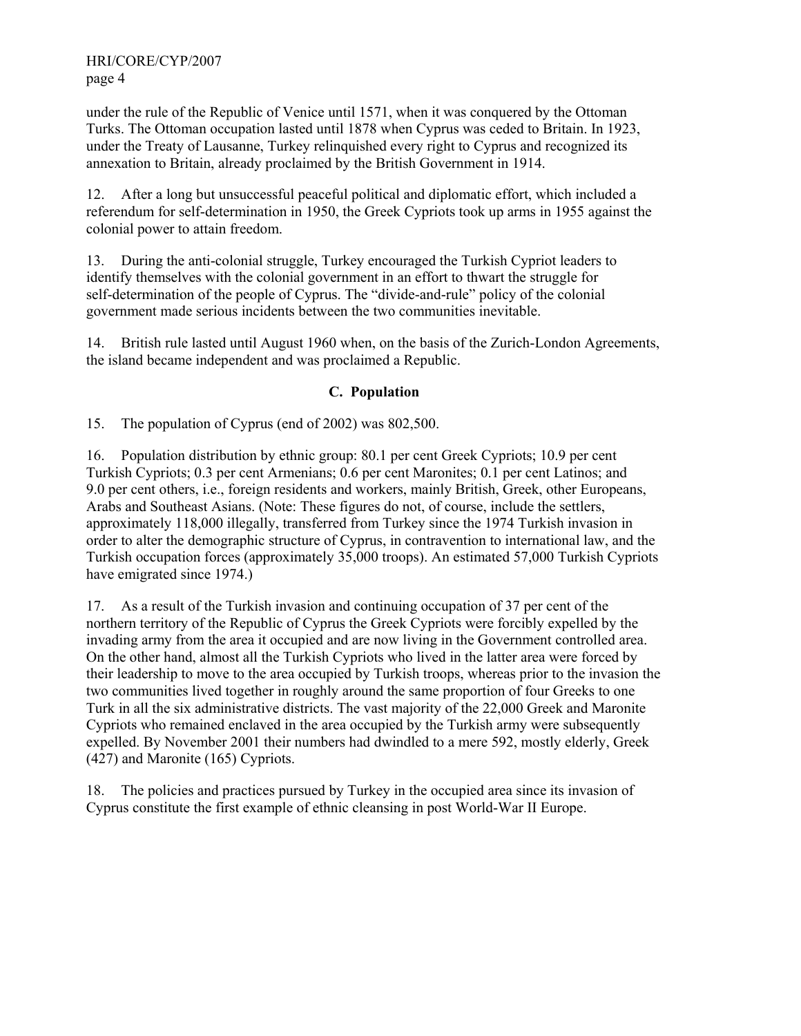under the rule of the Republic of Venice until 1571, when it was conquered by the Ottoman Turks. The Ottoman occupation lasted until 1878 when Cyprus was ceded to Britain. In 1923, under the Treaty of Lausanne, Turkey relinquished every right to Cyprus and recognized its annexation to Britain, already proclaimed by the British Government in 1914.

12. After a long but unsuccessful peaceful political and diplomatic effort, which included a referendum for self-determination in 1950, the Greek Cypriots took up arms in 1955 against the colonial power to attain freedom.

13. During the anti-colonial struggle, Turkey encouraged the Turkish Cypriot leaders to identify themselves with the colonial government in an effort to thwart the struggle for self-determination of the people of Cyprus. The "divide-and-rule" policy of the colonial government made serious incidents between the two communities inevitable.

14. British rule lasted until August 1960 when, on the basis of the Zurich-London Agreements, the island became independent and was proclaimed a Republic.

## C. Population

15. The population of Cyprus (end of 2002) was 802,500.

16. Population distribution by ethnic group: 80.1 per cent Greek Cypriots; 10.9 per cent Turkish Cypriots; 0.3 per cent Armenians; 0.6 per cent Maronites; 0.1 per cent Latinos; and 9.0 per cent others, i.e., foreign residents and workers, mainly British, Greek, other Europeans, Arabs and Southeast Asians. (Note: These figures do not, of course, include the settlers, approximately 118,000 illegally, transferred from Turkey since the 1974 Turkish invasion in order to alter the demographic structure of Cyprus, in contravention to international law, and the Turkish occupation forces (approximately 35,000 troops). An estimated 57,000 Turkish Cypriots have emigrated since 1974.)

17. As a result of the Turkish invasion and continuing occupation of 37 per cent of the northern territory of the Republic of Cyprus the Greek Cypriots were forcibly expelled by the invading army from the area it occupied and are now living in the Government controlled area. On the other hand, almost all the Turkish Cypriots who lived in the latter area were forced by their leadership to move to the area occupied by Turkish troops, whereas prior to the invasion the two communities lived together in roughly around the same proportion of four Greeks to one Turk in all the six administrative districts. The vast majority of the 22,000 Greek and Maronite Cypriots who remained enclaved in the area occupied by the Turkish army were subsequently expelled. By November 2001 their numbers had dwindled to a mere 592, mostly elderly, Greek (427) and Maronite (165) Cypriots.

18. The policies and practices pursued by Turkey in the occupied area since its invasion of Cyprus constitute the first example of ethnic cleansing in post World-War II Europe.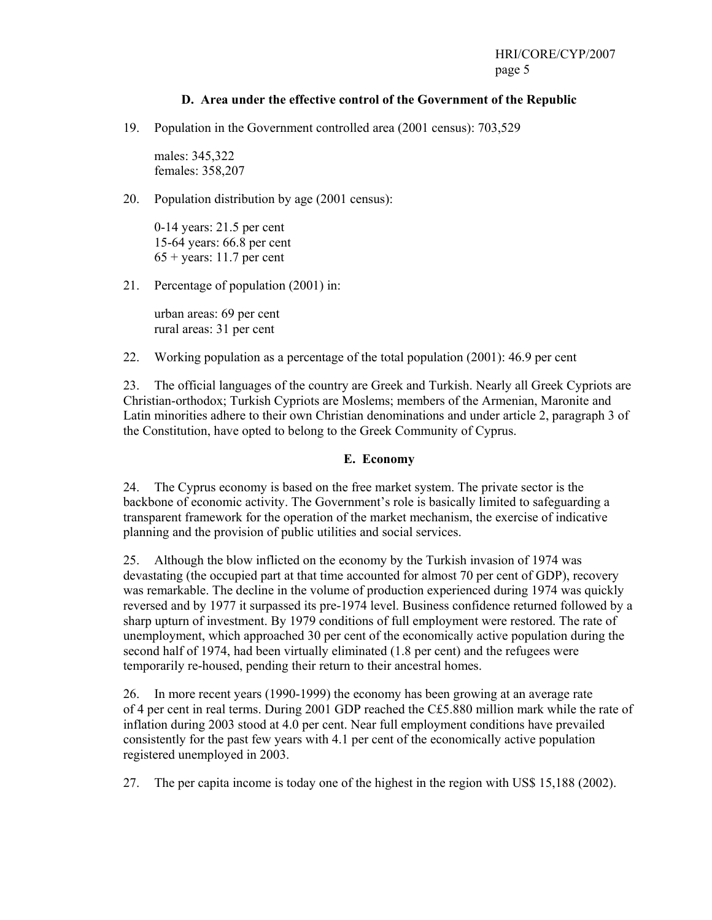### D. Area under the effective control of the Government of the Republic

19. Population in the Government controlled area (2001 census): 703,529

 males: 345,322
 females: 358,207

20. Population distribution by age (2001 census):

 0-14 years: 21.5 per cent
 15-64 years: 66.8 per cent
 65 + years: 11.7 per cent

21. Percentage of population (2001) in:

 urban areas: 69 per cent
 rural areas: 31 per cent

22. Working population as a percentage of the total population (2001): 46.9 per cent

23. The official languages of the country are Greek and Turkish. Nearly all Greek Cypriots are Christian-orthodox; Turkish Cypriots are Moslems; members of the Armenian, Maronite and Latin minorities adhere to their own Christian denominations and under article 2, paragraph 3 of the Constitution, have opted to belong to the Greek Community of Cyprus.

### E. Economy

24. The Cyprus economy is based on the free market system. The private sector is the backbone of economic activity. The Government's role is basically limited to safeguarding a transparent framework for the operation of the market mechanism, the exercise of indicative planning and the provision of public utilities and social services.

25. Although the blow inflicted on the economy by the Turkish invasion of 1974 was devastating (the occupied part at that time accounted for almost 70 per cent of GDP), recovery was remarkable. The decline in the volume of production experienced during 1974 was quickly reversed and by 1977 it surpassed its pre-1974 level. Business confidence returned followed by a sharp upturn of investment. By 1979 conditions of full employment were restored. The rate of unemployment, which approached 30 per cent of the economically active population during the second half of 1974, had been virtually eliminated (1.8 per cent) and the refugees were temporarily re-housed, pending their return to their ancestral homes.

26. In more recent years (1990-1999) the economy has been growing at an average rate of 4 per cent in real terms. During 2001 GDP reached the C£5.880 million mark while the rate of inflation during 2003 stood at 4.0 per cent. Near full employment conditions have prevailed consistently for the past few years with 4.1 per cent of the economically active population registered unemployed in 2003.

27. The per capita income is today one of the highest in the region with US$ 15,188 (2002).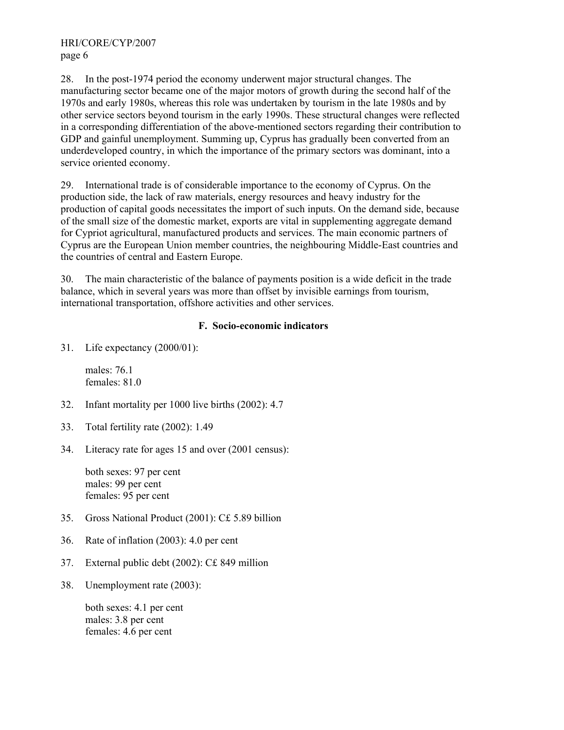28. In the post-1974 period the economy underwent major structural changes. The manufacturing sector became one of the major motors of growth during the second half of the 1970s and early 1980s, whereas this role was undertaken by tourism in the late 1980s and by other service sectors beyond tourism in the early 1990s. These structural changes were reflected in a corresponding differentiation of the above-mentioned sectors regarding their contribution to GDP and gainful unemployment. Summing up, Cyprus has gradually been converted from an underdeveloped country, in which the importance of the primary sectors was dominant, into a service oriented economy.

29. International trade is of considerable importance to the economy of Cyprus. On the production side, the lack of raw materials, energy resources and heavy industry for the production of capital goods necessitates the import of such inputs. On the demand side, because of the small size of the domestic market, exports are vital in supplementing aggregate demand for Cypriot agricultural, manufactured products and services. The main economic partners of Cyprus are the European Union member countries, the neighbouring Middle-East countries and the countries of central and Eastern Europe.

30. The main characteristic of the balance of payments position is a wide deficit in the trade balance, which in several years was more than offset by invisible earnings from tourism, international transportation, offshore activities and other services.

### F. Socio-economic indicators

31. Life expectancy (2000/01):

    males: 76.1
    females: 81.0

32. Infant mortality per 1000 live births (2002): 4.7

33. Total fertility rate (2002): 1.49

34. Literacy rate for ages 15 and over (2001 census):

    both sexes: 97 per cent
    males: 99 per cent
    females: 95 per cent

35. Gross National Product (2001): C£ 5.89 billion

36. Rate of inflation (2003): 4.0 per cent

37. External public debt (2002): C£ 849 million

38. Unemployment rate (2003):

    both sexes: 4.1 per cent
    males: 3.8 per cent
    females: 4.6 per cent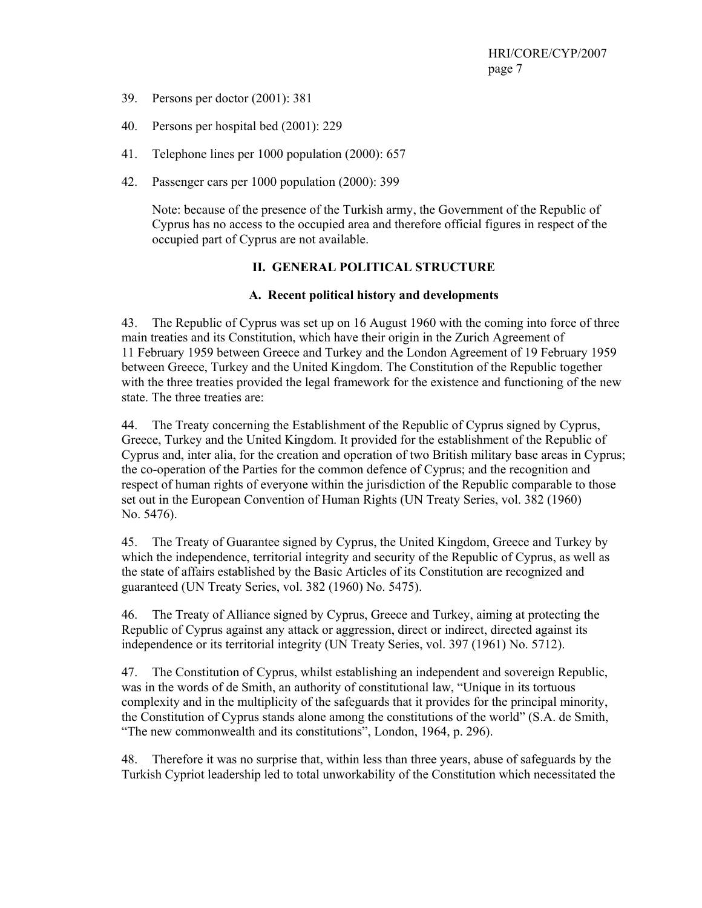39. Persons per doctor (2001): 381

40. Persons per hospital bed (2001): 229

41. Telephone lines per 1000 population (2000): 657

42. Passenger cars per 1000 population (2000): 399

Note: because of the presence of the Turkish army, the Government of the Republic of Cyprus has no access to the occupied area and therefore official figures in respect of the occupied part of Cyprus are not available.

## II. GENERAL POLITICAL STRUCTURE

### A. Recent political history and developments

43. The Republic of Cyprus was set up on 16 August 1960 with the coming into force of three main treaties and its Constitution, which have their origin in the Zurich Agreement of 11 February 1959 between Greece and Turkey and the London Agreement of 19 February 1959 between Greece, Turkey and the United Kingdom. The Constitution of the Republic together with the three treaties provided the legal framework for the existence and functioning of the new state. The three treaties are:

44. The Treaty concerning the Establishment of the Republic of Cyprus signed by Cyprus, Greece, Turkey and the United Kingdom. It provided for the establishment of the Republic of Cyprus and, inter alia, for the creation and operation of two British military base areas in Cyprus; the co-operation of the Parties for the common defence of Cyprus; and the recognition and respect of human rights of everyone within the jurisdiction of the Republic comparable to those set out in the European Convention of Human Rights (UN Treaty Series, vol. 382 (1960) No. 5476).

45. The Treaty of Guarantee signed by Cyprus, the United Kingdom, Greece and Turkey by which the independence, territorial integrity and security of the Republic of Cyprus, as well as the state of affairs established by the Basic Articles of its Constitution are recognized and guaranteed (UN Treaty Series, vol. 382 (1960) No. 5475).

46. The Treaty of Alliance signed by Cyprus, Greece and Turkey, aiming at protecting the Republic of Cyprus against any attack or aggression, direct or indirect, directed against its independence or its territorial integrity (UN Treaty Series, vol. 397 (1961) No. 5712).

47. The Constitution of Cyprus, whilst establishing an independent and sovereign Republic, was in the words of de Smith, an authority of constitutional law, "Unique in its tortuous complexity and in the multiplicity of the safeguards that it provides for the principal minority, the Constitution of Cyprus stands alone among the constitutions of the world" (S.A. de Smith, "The new commonwealth and its constitutions", London, 1964, p. 296).

48. Therefore it was no surprise that, within less than three years, abuse of safeguards by the Turkish Cypriot leadership led to total unworkability of the Constitution which necessitated the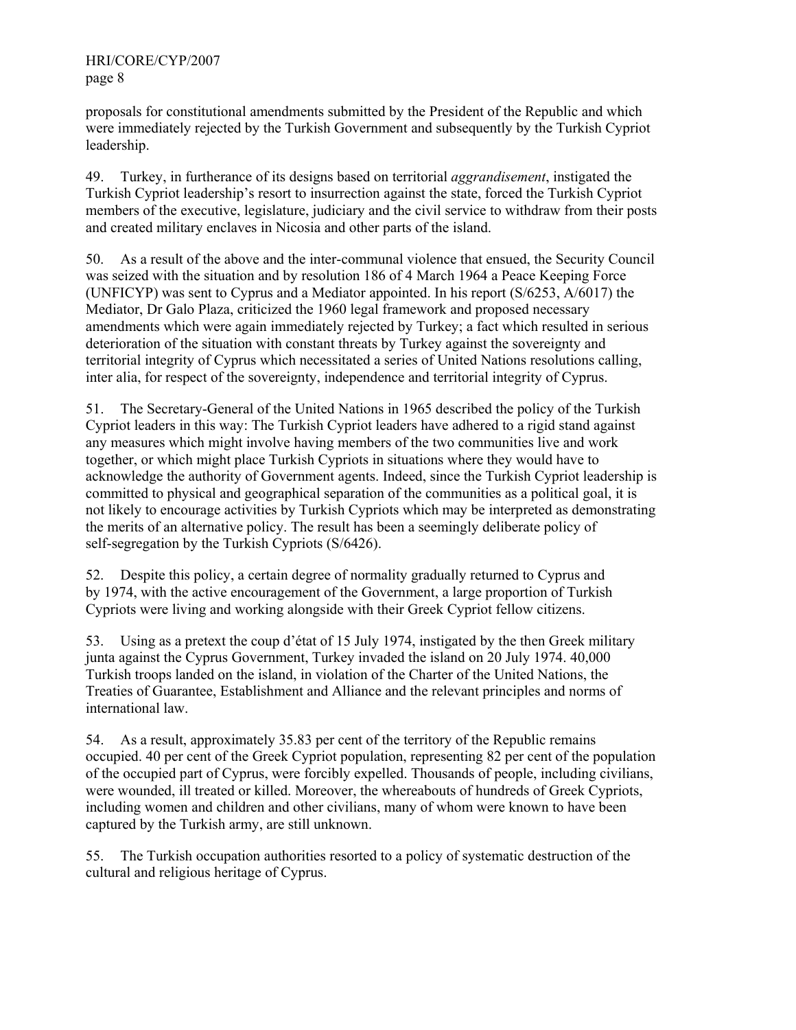proposals for constitutional amendments submitted by the President of the Republic and which were immediately rejected by the Turkish Government and subsequently by the Turkish Cypriot leadership.

49. Turkey, in furtherance of its designs based on territorial *aggrandisement*, instigated the Turkish Cypriot leadership's resort to insurrection against the state, forced the Turkish Cypriot members of the executive, legislature, judiciary and the civil service to withdraw from their posts and created military enclaves in Nicosia and other parts of the island.

50. As a result of the above and the inter-communal violence that ensued, the Security Council was seized with the situation and by resolution 186 of 4 March 1964 a Peace Keeping Force (UNFICYP) was sent to Cyprus and a Mediator appointed. In his report (S/6253, A/6017) the Mediator, Dr Galo Plaza, criticized the 1960 legal framework and proposed necessary amendments which were again immediately rejected by Turkey; a fact which resulted in serious deterioration of the situation with constant threats by Turkey against the sovereignty and territorial integrity of Cyprus which necessitated a series of United Nations resolutions calling, inter alia, for respect of the sovereignty, independence and territorial integrity of Cyprus.

51. The Secretary-General of the United Nations in 1965 described the policy of the Turkish Cypriot leaders in this way: The Turkish Cypriot leaders have adhered to a rigid stand against any measures which might involve having members of the two communities live and work together, or which might place Turkish Cypriots in situations where they would have to acknowledge the authority of Government agents. Indeed, since the Turkish Cypriot leadership is committed to physical and geographical separation of the communities as a political goal, it is not likely to encourage activities by Turkish Cypriots which may be interpreted as demonstrating the merits of an alternative policy. The result has been a seemingly deliberate policy of self-segregation by the Turkish Cypriots (S/6426).

52. Despite this policy, a certain degree of normality gradually returned to Cyprus and by 1974, with the active encouragement of the Government, a large proportion of Turkish Cypriots were living and working alongside with their Greek Cypriot fellow citizens.

53. Using as a pretext the coup d'état of 15 July 1974, instigated by the then Greek military junta against the Cyprus Government, Turkey invaded the island on 20 July 1974. 40,000 Turkish troops landed on the island, in violation of the Charter of the United Nations, the Treaties of Guarantee, Establishment and Alliance and the relevant principles and norms of international law.

54. As a result, approximately 35.83 per cent of the territory of the Republic remains occupied. 40 per cent of the Greek Cypriot population, representing 82 per cent of the population of the occupied part of Cyprus, were forcibly expelled. Thousands of people, including civilians, were wounded, ill treated or killed. Moreover, the whereabouts of hundreds of Greek Cypriots, including women and children and other civilians, many of whom were known to have been captured by the Turkish army, are still unknown.

55. The Turkish occupation authorities resorted to a policy of systematic destruction of the cultural and religious heritage of Cyprus.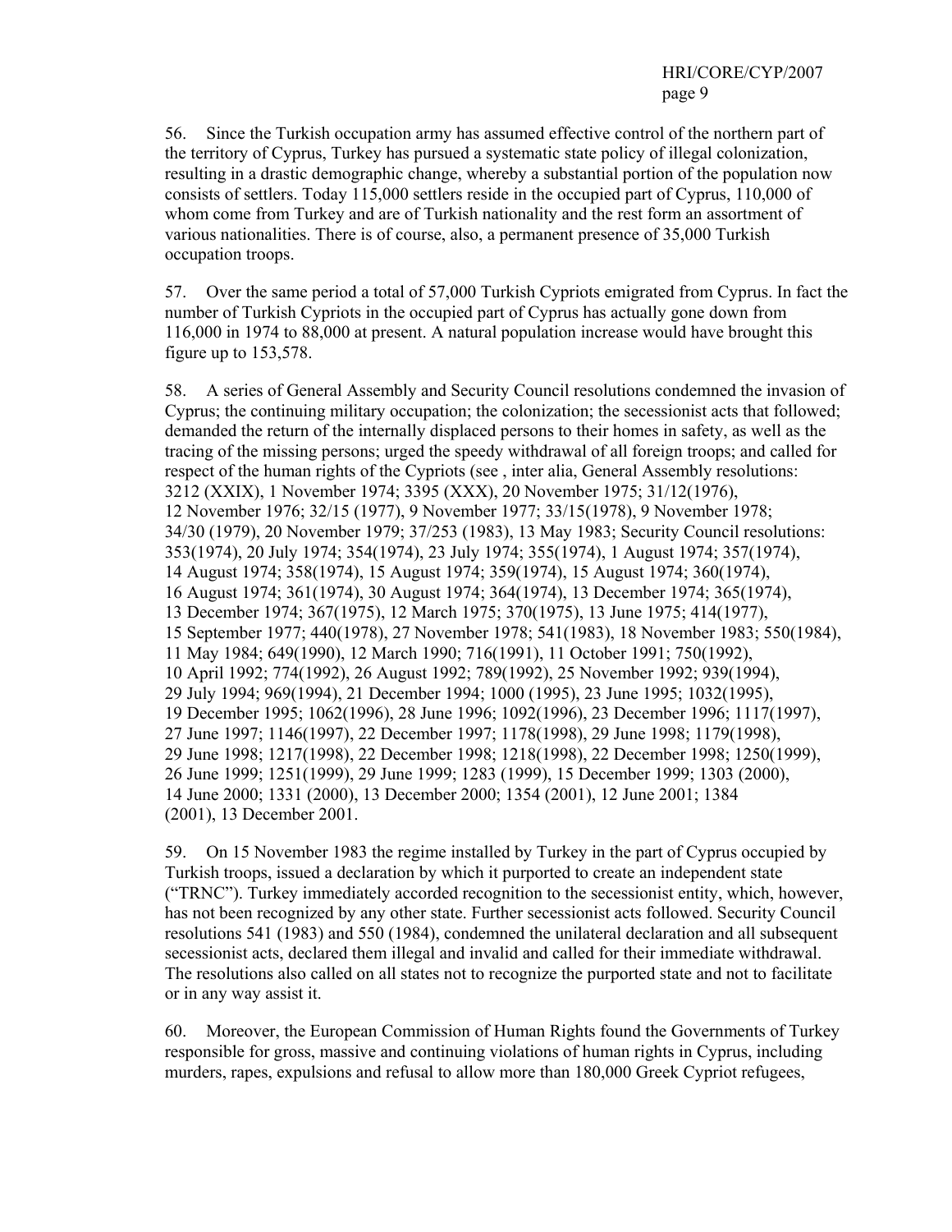56. Since the Turkish occupation army has assumed effective control of the northern part of the territory of Cyprus, Turkey has pursued a systematic state policy of illegal colonization, resulting in a drastic demographic change, whereby a substantial portion of the population now consists of settlers. Today 115,000 settlers reside in the occupied part of Cyprus, 110,000 of whom come from Turkey and are of Turkish nationality and the rest form an assortment of various nationalities. There is of course, also, a permanent presence of 35,000 Turkish occupation troops.

57. Over the same period a total of 57,000 Turkish Cypriots emigrated from Cyprus. In fact the number of Turkish Cypriots in the occupied part of Cyprus has actually gone down from 116,000 in 1974 to 88,000 at present. A natural population increase would have brought this figure up to 153,578.

58. A series of General Assembly and Security Council resolutions condemned the invasion of Cyprus; the continuing military occupation; the colonization; the secessionist acts that followed; demanded the return of the internally displaced persons to their homes in safety, as well as the tracing of the missing persons; urged the speedy withdrawal of all foreign troops; and called for respect of the human rights of the Cypriots (see , inter alia, General Assembly resolutions: 3212 (XXIX), 1 November 1974; 3395 (XXX), 20 November 1975; 31/12(1976), 12 November 1976; 32/15 (1977), 9 November 1977; 33/15(1978), 9 November 1978; 34/30 (1979), 20 November 1979; 37/253 (1983), 13 May 1983; Security Council resolutions: 353(1974), 20 July 1974; 354(1974), 23 July 1974; 355(1974), 1 August 1974; 357(1974), 14 August 1974; 358(1974), 15 August 1974; 359(1974), 15 August 1974; 360(1974), 16 August 1974; 361(1974), 30 August 1974; 364(1974), 13 December 1974; 365(1974), 13 December 1974; 367(1975), 12 March 1975; 370(1975), 13 June 1975; 414(1977), 15 September 1977; 440(1978), 27 November 1978; 541(1983), 18 November 1983; 550(1984), 11 May 1984; 649(1990), 12 March 1990; 716(1991), 11 October 1991; 750(1992), 10 April 1992; 774(1992), 26 August 1992; 789(1992), 25 November 1992; 939(1994), 29 July 1994; 969(1994), 21 December 1994; 1000 (1995), 23 June 1995; 1032(1995), 19 December 1995; 1062(1996), 28 June 1996; 1092(1996), 23 December 1996; 1117(1997), 27 June 1997; 1146(1997), 22 December 1997; 1178(1998), 29 June 1998; 1179(1998), 29 June 1998; 1217(1998), 22 December 1998; 1218(1998), 22 December 1998; 1250(1999), 26 June 1999; 1251(1999), 29 June 1999; 1283 (1999), 15 December 1999; 1303 (2000), 14 June 2000; 1331 (2000), 13 December 2000; 1354 (2001), 12 June 2001; 1384 (2001), 13 December 2001.

59. On 15 November 1983 the regime installed by Turkey in the part of Cyprus occupied by Turkish troops, issued a declaration by which it purported to create an independent state ("TRNC"). Turkey immediately accorded recognition to the secessionist entity, which, however, has not been recognized by any other state. Further secessionist acts followed. Security Council resolutions 541 (1983) and 550 (1984), condemned the unilateral declaration and all subsequent secessionist acts, declared them illegal and invalid and called for their immediate withdrawal. The resolutions also called on all states not to recognize the purported state and not to facilitate or in any way assist it.

60. Moreover, the European Commission of Human Rights found the Governments of Turkey responsible for gross, massive and continuing violations of human rights in Cyprus, including murders, rapes, expulsions and refusal to allow more than 180,000 Greek Cypriot refugees,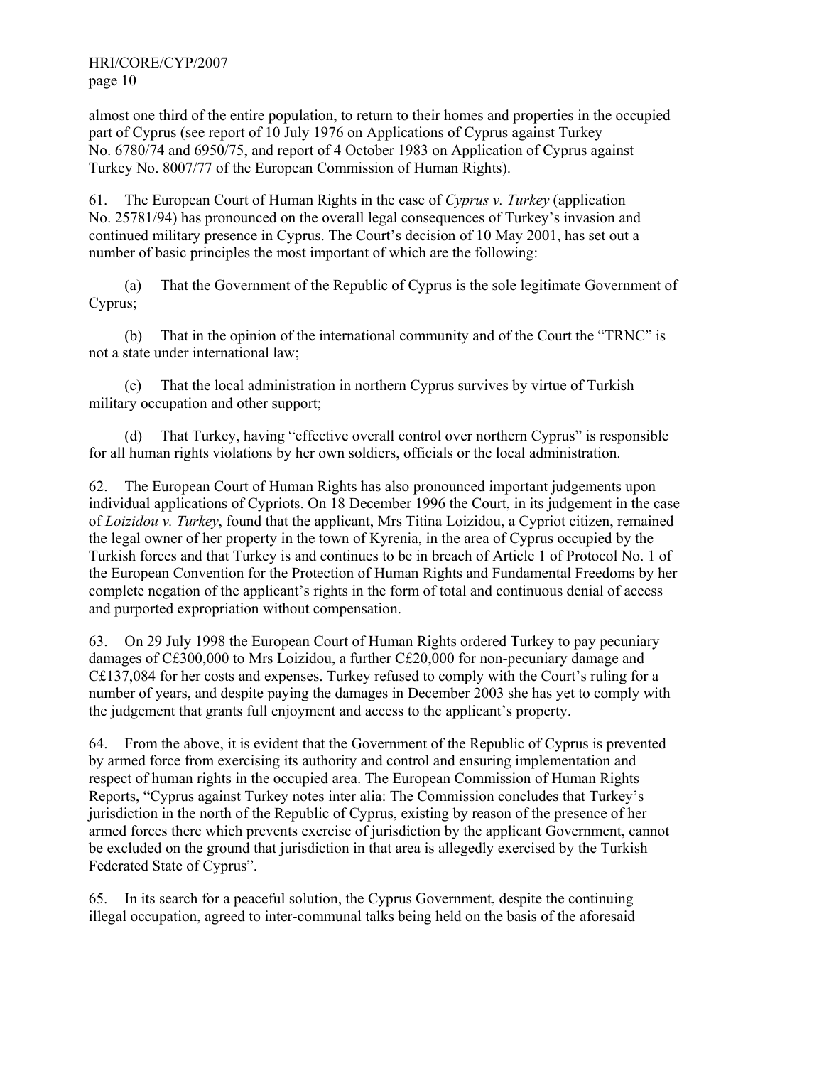almost one third of the entire population, to return to their homes and properties in the occupied part of Cyprus (see report of 10 July 1976 on Applications of Cyprus against Turkey No. 6780/74 and 6950/75, and report of 4 October 1983 on Application of Cyprus against Turkey No. 8007/77 of the European Commission of Human Rights).

61. The European Court of Human Rights in the case of *Cyprus v. Turkey* (application No. 25781/94) has pronounced on the overall legal consequences of Turkey's invasion and continued military presence in Cyprus. The Court's decision of 10 May 2001, has set out a number of basic principles the most important of which are the following:

(a) That the Government of the Republic of Cyprus is the sole legitimate Government of Cyprus;

(b) That in the opinion of the international community and of the Court the "TRNC" is not a state under international law;

(c) That the local administration in northern Cyprus survives by virtue of Turkish military occupation and other support;

(d) That Turkey, having "effective overall control over northern Cyprus" is responsible for all human rights violations by her own soldiers, officials or the local administration.

62. The European Court of Human Rights has also pronounced important judgements upon individual applications of Cypriots. On 18 December 1996 the Court, in its judgement in the case of *Loizidou v. Turkey*, found that the applicant, Mrs Titina Loizidou, a Cypriot citizen, remained the legal owner of her property in the town of Kyrenia, in the area of Cyprus occupied by the Turkish forces and that Turkey is and continues to be in breach of Article 1 of Protocol No. 1 of the European Convention for the Protection of Human Rights and Fundamental Freedoms by her complete negation of the applicant's rights in the form of total and continuous denial of access and purported expropriation without compensation.

63. On 29 July 1998 the European Court of Human Rights ordered Turkey to pay pecuniary damages of C£300,000 to Mrs Loizidou, a further C£20,000 for non-pecuniary damage and C£137,084 for her costs and expenses. Turkey refused to comply with the Court's ruling for a number of years, and despite paying the damages in December 2003 she has yet to comply with the judgement that grants full enjoyment and access to the applicant's property.

64. From the above, it is evident that the Government of the Republic of Cyprus is prevented by armed force from exercising its authority and control and ensuring implementation and respect of human rights in the occupied area. The European Commission of Human Rights Reports, "Cyprus against Turkey notes inter alia: The Commission concludes that Turkey's jurisdiction in the north of the Republic of Cyprus, existing by reason of the presence of her armed forces there which prevents exercise of jurisdiction by the applicant Government, cannot be excluded on the ground that jurisdiction in that area is allegedly exercised by the Turkish Federated State of Cyprus".

65. In its search for a peaceful solution, the Cyprus Government, despite the continuing illegal occupation, agreed to inter-communal talks being held on the basis of the aforesaid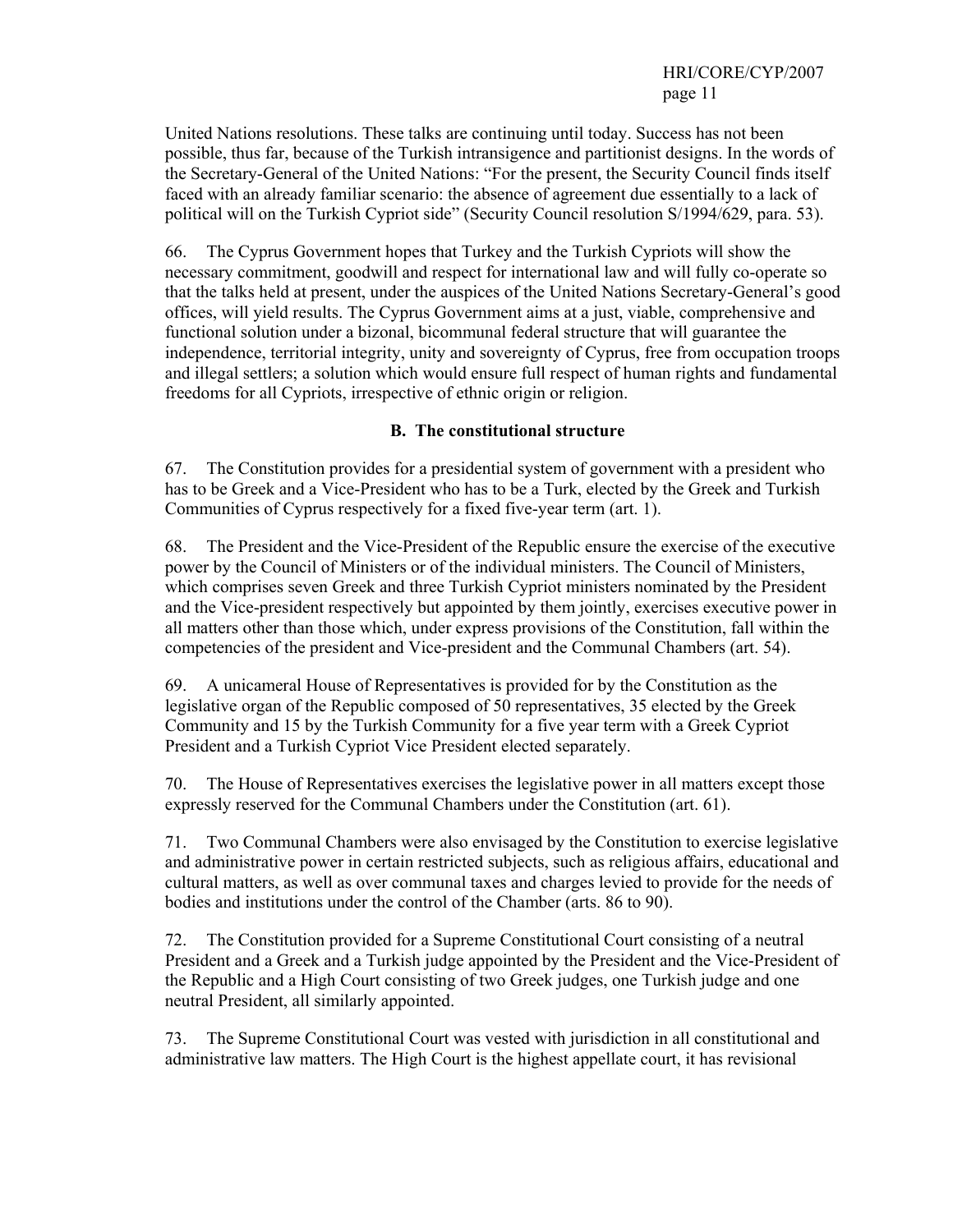United Nations resolutions. These talks are continuing until today. Success has not been possible, thus far, because of the Turkish intransigence and partitionist designs. In the words of the Secretary-General of the United Nations: "For the present, the Security Council finds itself faced with an already familiar scenario: the absence of agreement due essentially to a lack of political will on the Turkish Cypriot side" (Security Council resolution S/1994/629, para. 53).

66. The Cyprus Government hopes that Turkey and the Turkish Cypriots will show the necessary commitment, goodwill and respect for international law and will fully co-operate so that the talks held at present, under the auspices of the United Nations Secretary-General's good offices, will yield results. The Cyprus Government aims at a just, viable, comprehensive and functional solution under a bizonal, bicommunal federal structure that will guarantee the independence, territorial integrity, unity and sovereignty of Cyprus, free from occupation troops and illegal settlers; a solution which would ensure full respect of human rights and fundamental freedoms for all Cypriots, irrespective of ethnic origin or religion.

### B. The constitutional structure

67. The Constitution provides for a presidential system of government with a president who has to be Greek and a Vice-President who has to be a Turk, elected by the Greek and Turkish Communities of Cyprus respectively for a fixed five-year term (art. 1).

68. The President and the Vice-President of the Republic ensure the exercise of the executive power by the Council of Ministers or of the individual ministers. The Council of Ministers, which comprises seven Greek and three Turkish Cypriot ministers nominated by the President and the Vice-president respectively but appointed by them jointly, exercises executive power in all matters other than those which, under express provisions of the Constitution, fall within the competencies of the president and Vice-president and the Communal Chambers (art. 54).

69. A unicameral House of Representatives is provided for by the Constitution as the legislative organ of the Republic composed of 50 representatives, 35 elected by the Greek Community and 15 by the Turkish Community for a five year term with a Greek Cypriot President and a Turkish Cypriot Vice President elected separately.

70. The House of Representatives exercises the legislative power in all matters except those expressly reserved for the Communal Chambers under the Constitution (art. 61).

71. Two Communal Chambers were also envisaged by the Constitution to exercise legislative and administrative power in certain restricted subjects, such as religious affairs, educational and cultural matters, as well as over communal taxes and charges levied to provide for the needs of bodies and institutions under the control of the Chamber (arts. 86 to 90).

72. The Constitution provided for a Supreme Constitutional Court consisting of a neutral President and a Greek and a Turkish judge appointed by the President and the Vice-President of the Republic and a High Court consisting of two Greek judges, one Turkish judge and one neutral President, all similarly appointed.

73. The Supreme Constitutional Court was vested with jurisdiction in all constitutional and administrative law matters. The High Court is the highest appellate court, it has revisional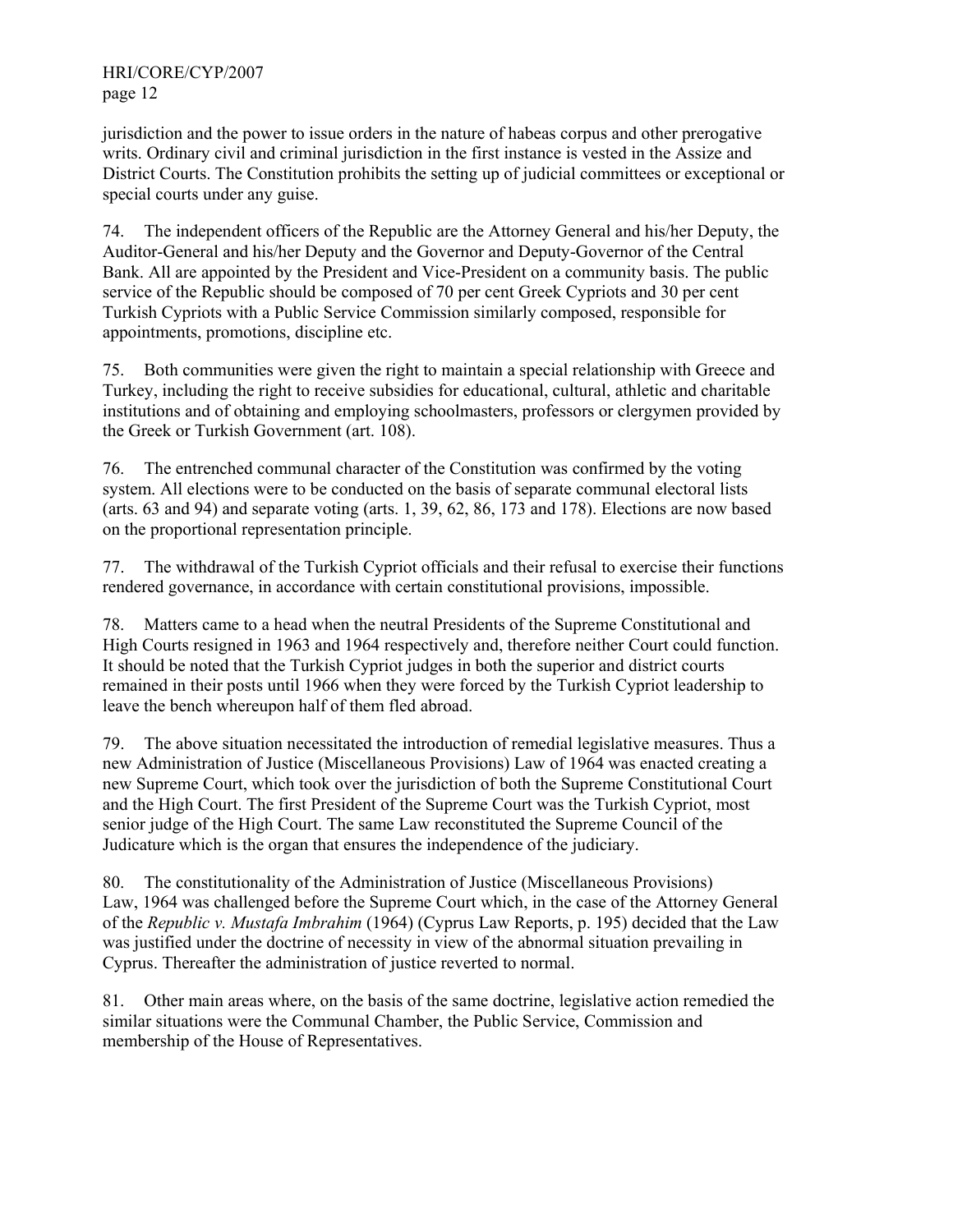jurisdiction and the power to issue orders in the nature of habeas corpus and other prerogative writs. Ordinary civil and criminal jurisdiction in the first instance is vested in the Assize and District Courts. The Constitution prohibits the setting up of judicial committees or exceptional or special courts under any guise.

74. The independent officers of the Republic are the Attorney General and his/her Deputy, the Auditor-General and his/her Deputy and the Governor and Deputy-Governor of the Central Bank. All are appointed by the President and Vice-President on a community basis. The public service of the Republic should be composed of 70 per cent Greek Cypriots and 30 per cent Turkish Cypriots with a Public Service Commission similarly composed, responsible for appointments, promotions, discipline etc.

75. Both communities were given the right to maintain a special relationship with Greece and Turkey, including the right to receive subsidies for educational, cultural, athletic and charitable institutions and of obtaining and employing schoolmasters, professors or clergymen provided by the Greek or Turkish Government (art. 108).

76. The entrenched communal character of the Constitution was confirmed by the voting system. All elections were to be conducted on the basis of separate communal electoral lists (arts. 63 and 94) and separate voting (arts. 1, 39, 62, 86, 173 and 178). Elections are now based on the proportional representation principle.

77. The withdrawal of the Turkish Cypriot officials and their refusal to exercise their functions rendered governance, in accordance with certain constitutional provisions, impossible.

78. Matters came to a head when the neutral Presidents of the Supreme Constitutional and High Courts resigned in 1963 and 1964 respectively and, therefore neither Court could function. It should be noted that the Turkish Cypriot judges in both the superior and district courts remained in their posts until 1966 when they were forced by the Turkish Cypriot leadership to leave the bench whereupon half of them fled abroad.

79. The above situation necessitated the introduction of remedial legislative measures. Thus a new Administration of Justice (Miscellaneous Provisions) Law of 1964 was enacted creating a new Supreme Court, which took over the jurisdiction of both the Supreme Constitutional Court and the High Court. The first President of the Supreme Court was the Turkish Cypriot, most senior judge of the High Court. The same Law reconstituted the Supreme Council of the Judicature which is the organ that ensures the independence of the judiciary.

80. The constitutionality of the Administration of Justice (Miscellaneous Provisions) Law, 1964 was challenged before the Supreme Court which, in the case of the Attorney General of the *Republic v. Mustafa Imbrahim* (1964) (Cyprus Law Reports, p. 195) decided that the Law was justified under the doctrine of necessity in view of the abnormal situation prevailing in Cyprus. Thereafter the administration of justice reverted to normal.

81. Other main areas where, on the basis of the same doctrine, legislative action remedied the similar situations were the Communal Chamber, the Public Service, Commission and membership of the House of Representatives.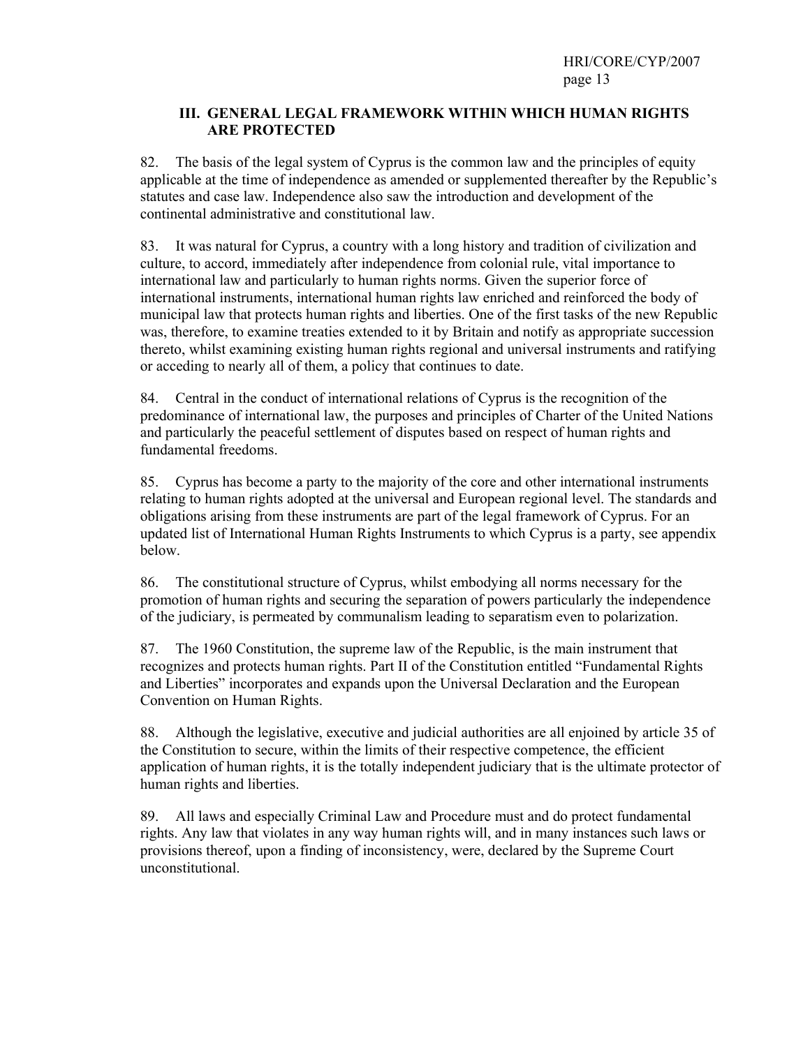## III. GENERAL LEGAL FRAMEWORK WITHIN WHICH HUMAN RIGHTS ARE PROTECTED

82. The basis of the legal system of Cyprus is the common law and the principles of equity applicable at the time of independence as amended or supplemented thereafter by the Republic's statutes and case law. Independence also saw the introduction and development of the continental administrative and constitutional law.

83. It was natural for Cyprus, a country with a long history and tradition of civilization and culture, to accord, immediately after independence from colonial rule, vital importance to international law and particularly to human rights norms. Given the superior force of international instruments, international human rights law enriched and reinforced the body of municipal law that protects human rights and liberties. One of the first tasks of the new Republic was, therefore, to examine treaties extended to it by Britain and notify as appropriate succession thereto, whilst examining existing human rights regional and universal instruments and ratifying or acceding to nearly all of them, a policy that continues to date.

84. Central in the conduct of international relations of Cyprus is the recognition of the predominance of international law, the purposes and principles of Charter of the United Nations and particularly the peaceful settlement of disputes based on respect of human rights and fundamental freedoms.

85. Cyprus has become a party to the majority of the core and other international instruments relating to human rights adopted at the universal and European regional level. The standards and obligations arising from these instruments are part of the legal framework of Cyprus. For an updated list of International Human Rights Instruments to which Cyprus is a party, see appendix below.

86. The constitutional structure of Cyprus, whilst embodying all norms necessary for the promotion of human rights and securing the separation of powers particularly the independence of the judiciary, is permeated by communalism leading to separatism even to polarization.

87. The 1960 Constitution, the supreme law of the Republic, is the main instrument that recognizes and protects human rights. Part II of the Constitution entitled "Fundamental Rights and Liberties" incorporates and expands upon the Universal Declaration and the European Convention on Human Rights.

88. Although the legislative, executive and judicial authorities are all enjoined by article 35 of the Constitution to secure, within the limits of their respective competence, the efficient application of human rights, it is the totally independent judiciary that is the ultimate protector of human rights and liberties.

89. All laws and especially Criminal Law and Procedure must and do protect fundamental rights. Any law that violates in any way human rights will, and in many instances such laws or provisions thereof, upon a finding of inconsistency, were, declared by the Supreme Court unconstitutional.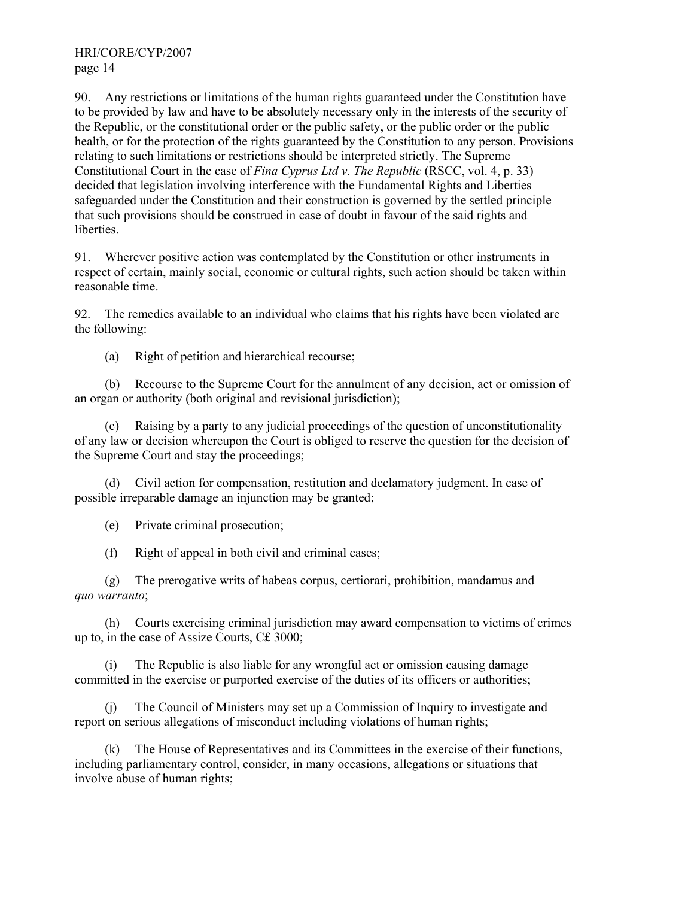90. Any restrictions or limitations of the human rights guaranteed under the Constitution have to be provided by law and have to be absolutely necessary only in the interests of the security of the Republic, or the constitutional order or the public safety, or the public order or the public health, or for the protection of the rights guaranteed by the Constitution to any person. Provisions relating to such limitations or restrictions should be interpreted strictly. The Supreme Constitutional Court in the case of *Fina Cyprus Ltd v. The Republic* (RSCC, vol. 4, p. 33) decided that legislation involving interference with the Fundamental Rights and Liberties safeguarded under the Constitution and their construction is governed by the settled principle that such provisions should be construed in case of doubt in favour of the said rights and liberties.

91. Wherever positive action was contemplated by the Constitution or other instruments in respect of certain, mainly social, economic or cultural rights, such action should be taken within reasonable time.

92. The remedies available to an individual who claims that his rights have been violated are the following:

(a) Right of petition and hierarchical recourse;

(b) Recourse to the Supreme Court for the annulment of any decision, act or omission of an organ or authority (both original and revisional jurisdiction);

(c) Raising by a party to any judicial proceedings of the question of unconstitutionality of any law or decision whereupon the Court is obliged to reserve the question for the decision of the Supreme Court and stay the proceedings;

(d) Civil action for compensation, restitution and declamatory judgment. In case of possible irreparable damage an injunction may be granted;

(e) Private criminal prosecution;

(f) Right of appeal in both civil and criminal cases;

(g) The prerogative writs of habeas corpus, certiorari, prohibition, mandamus and *quo warranto*;

(h) Courts exercising criminal jurisdiction may award compensation to victims of crimes up to, in the case of Assize Courts, C£ 3000;

(i) The Republic is also liable for any wrongful act or omission causing damage committed in the exercise or purported exercise of the duties of its officers or authorities;

(j) The Council of Ministers may set up a Commission of Inquiry to investigate and report on serious allegations of misconduct including violations of human rights;

(k) The House of Representatives and its Committees in the exercise of their functions, including parliamentary control, consider, in many occasions, allegations or situations that involve abuse of human rights;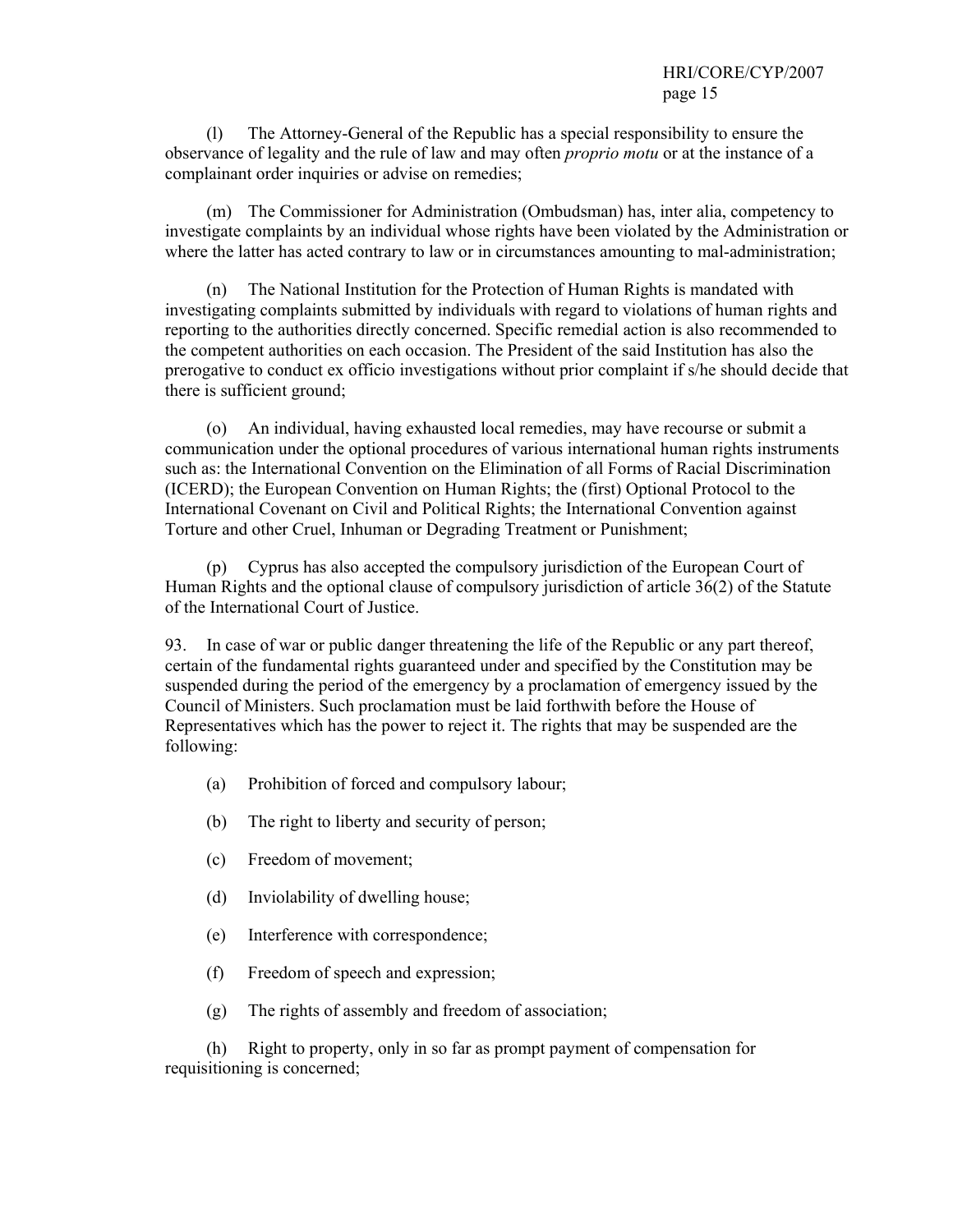(l) The Attorney-General of the Republic has a special responsibility to ensure the observance of legality and the rule of law and may often *proprio motu* or at the instance of a complainant order inquiries or advise on remedies;

(m) The Commissioner for Administration (Ombudsman) has, inter alia, competency to investigate complaints by an individual whose rights have been violated by the Administration or where the latter has acted contrary to law or in circumstances amounting to mal-administration;

(n) The National Institution for the Protection of Human Rights is mandated with investigating complaints submitted by individuals with regard to violations of human rights and reporting to the authorities directly concerned. Specific remedial action is also recommended to the competent authorities on each occasion. The President of the said Institution has also the prerogative to conduct ex officio investigations without prior complaint if s/he should decide that there is sufficient ground;

(o) An individual, having exhausted local remedies, may have recourse or submit a communication under the optional procedures of various international human rights instruments such as: the International Convention on the Elimination of all Forms of Racial Discrimination (ICERD); the European Convention on Human Rights; the (first) Optional Protocol to the International Covenant on Civil and Political Rights; the International Convention against Torture and other Cruel, Inhuman or Degrading Treatment or Punishment;

(p) Cyprus has also accepted the compulsory jurisdiction of the European Court of Human Rights and the optional clause of compulsory jurisdiction of article 36(2) of the Statute of the International Court of Justice.

93. In case of war or public danger threatening the life of the Republic or any part thereof, certain of the fundamental rights guaranteed under and specified by the Constitution may be suspended during the period of the emergency by a proclamation of emergency issued by the Council of Ministers. Such proclamation must be laid forthwith before the House of Representatives which has the power to reject it. The rights that may be suspended are the following:

(a) Prohibition of forced and compulsory labour;

(b) The right to liberty and security of person;

(c) Freedom of movement;

(d) Inviolability of dwelling house;

(e) Interference with correspondence;

(f) Freedom of speech and expression;

(g) The rights of assembly and freedom of association;

(h) Right to property, only in so far as prompt payment of compensation for requisitioning is concerned;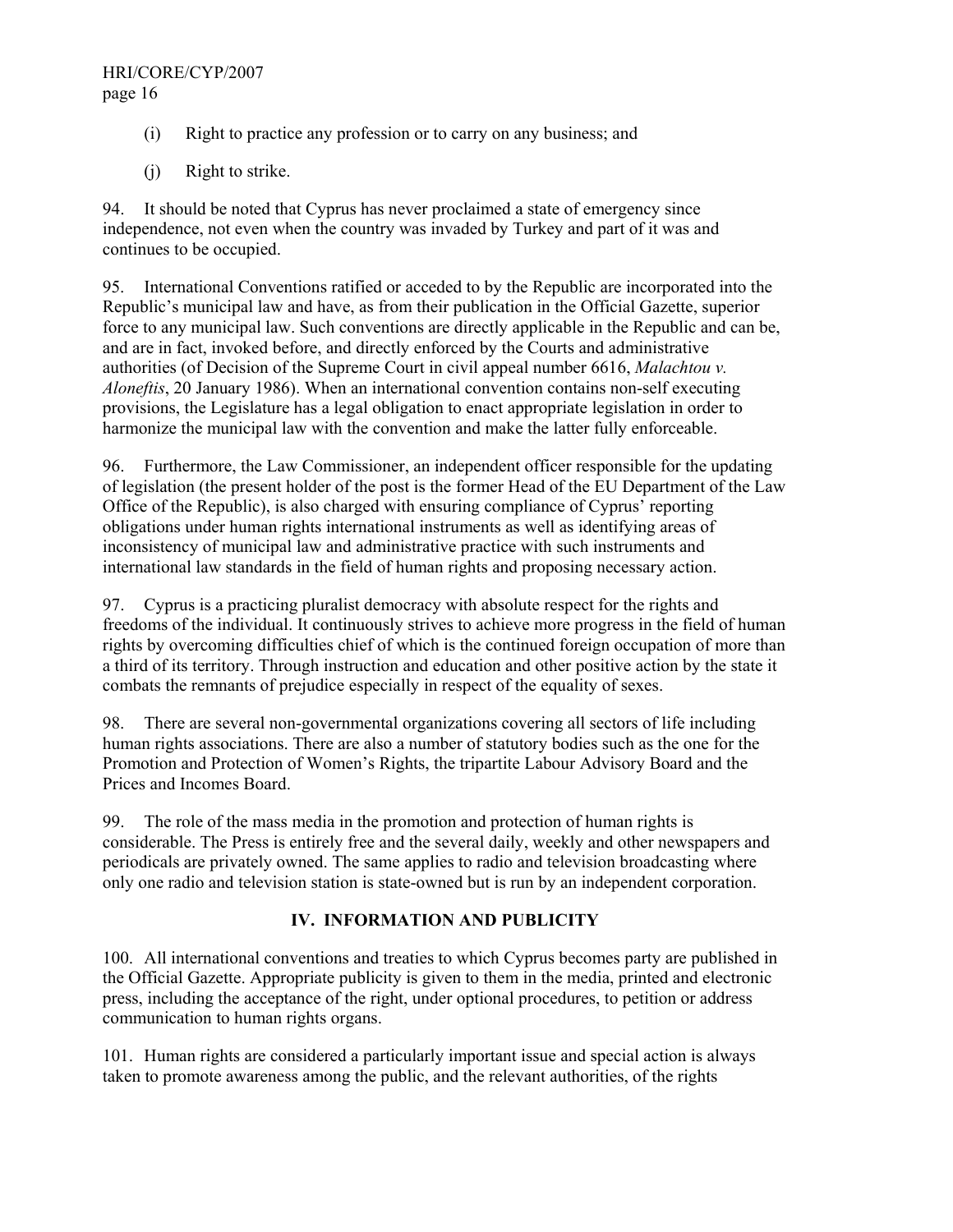(i) Right to practice any profession or to carry on any business; and

(j) Right to strike.

94. It should be noted that Cyprus has never proclaimed a state of emergency since independence, not even when the country was invaded by Turkey and part of it was and continues to be occupied.

95. International Conventions ratified or acceded to by the Republic are incorporated into the Republic's municipal law and have, as from their publication in the Official Gazette, superior force to any municipal law. Such conventions are directly applicable in the Republic and can be, and are in fact, invoked before, and directly enforced by the Courts and administrative authorities (of Decision of the Supreme Court in civil appeal number 6616, *Malachtou v. Aloneftis*, 20 January 1986). When an international convention contains non-self executing provisions, the Legislature has a legal obligation to enact appropriate legislation in order to harmonize the municipal law with the convention and make the latter fully enforceable.

96. Furthermore, the Law Commissioner, an independent officer responsible for the updating of legislation (the present holder of the post is the former Head of the EU Department of the Law Office of the Republic), is also charged with ensuring compliance of Cyprus' reporting obligations under human rights international instruments as well as identifying areas of inconsistency of municipal law and administrative practice with such instruments and international law standards in the field of human rights and proposing necessary action.

97. Cyprus is a practicing pluralist democracy with absolute respect for the rights and freedoms of the individual. It continuously strives to achieve more progress in the field of human rights by overcoming difficulties chief of which is the continued foreign occupation of more than a third of its territory. Through instruction and education and other positive action by the state it combats the remnants of prejudice especially in respect of the equality of sexes.

98. There are several non-governmental organizations covering all sectors of life including human rights associations. There are also a number of statutory bodies such as the one for the Promotion and Protection of Women's Rights, the tripartite Labour Advisory Board and the Prices and Incomes Board.

99. The role of the mass media in the promotion and protection of human rights is considerable. The Press is entirely free and the several daily, weekly and other newspapers and periodicals are privately owned. The same applies to radio and television broadcasting where only one radio and television station is state-owned but is run by an independent corporation.

## IV. INFORMATION AND PUBLICITY

100. All international conventions and treaties to which Cyprus becomes party are published in the Official Gazette. Appropriate publicity is given to them in the media, printed and electronic press, including the acceptance of the right, under optional procedures, to petition or address communication to human rights organs.

101. Human rights are considered a particularly important issue and special action is always taken to promote awareness among the public, and the relevant authorities, of the rights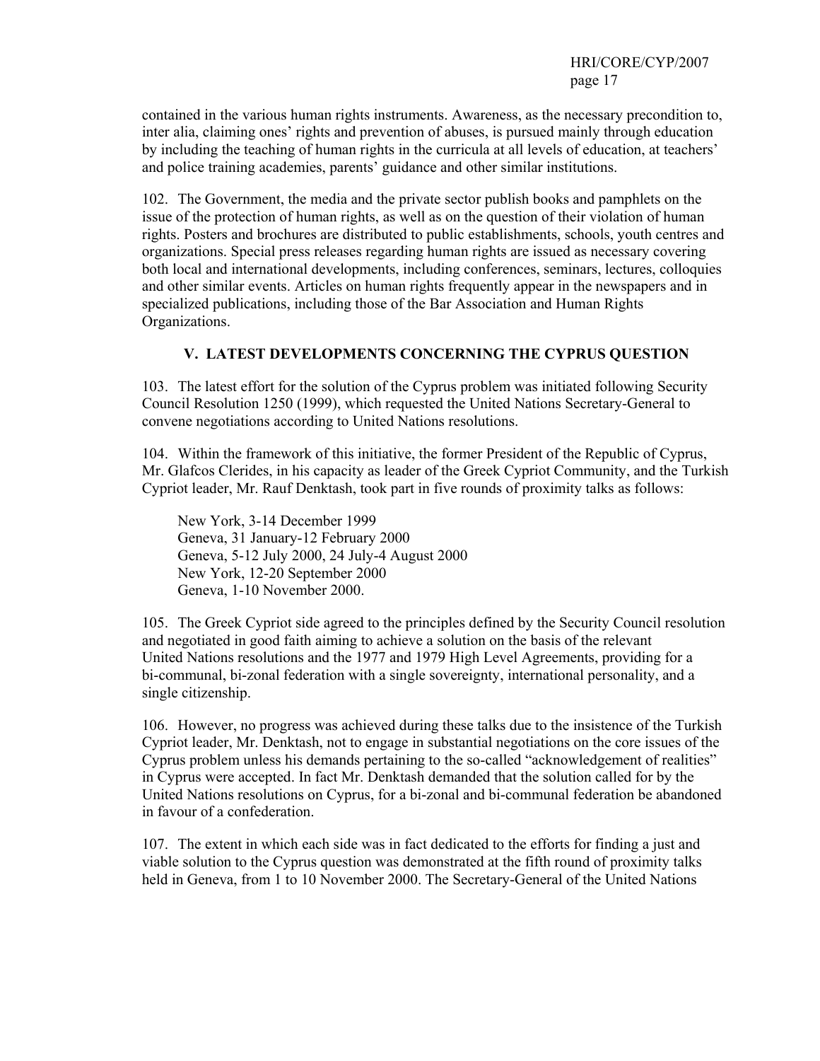contained in the various human rights instruments. Awareness, as the necessary precondition to, inter alia, claiming ones' rights and prevention of abuses, is pursued mainly through education by including the teaching of human rights in the curricula at all levels of education, at teachers' and police training academies, parents' guidance and other similar institutions.

102. The Government, the media and the private sector publish books and pamphlets on the issue of the protection of human rights, as well as on the question of their violation of human rights. Posters and brochures are distributed to public establishments, schools, youth centres and organizations. Special press releases regarding human rights are issued as necessary covering both local and international developments, including conferences, seminars, lectures, colloquies and other similar events. Articles on human rights frequently appear in the newspapers and in specialized publications, including those of the Bar Association and Human Rights Organizations.

## V. LATEST DEVELOPMENTS CONCERNING THE CYPRUS QUESTION

103. The latest effort for the solution of the Cyprus problem was initiated following Security Council Resolution 1250 (1999), which requested the United Nations Secretary-General to convene negotiations according to United Nations resolutions.

104. Within the framework of this initiative, the former President of the Republic of Cyprus, Mr. Glafcos Clerides, in his capacity as leader of the Greek Cypriot Community, and the Turkish Cypriot leader, Mr. Rauf Denktash, took part in five rounds of proximity talks as follows:

New York, 3-14 December 1999
Geneva, 31 January-12 February 2000
Geneva, 5-12 July 2000, 24 July-4 August 2000
New York, 12-20 September 2000
Geneva, 1-10 November 2000.

105. The Greek Cypriot side agreed to the principles defined by the Security Council resolution and negotiated in good faith aiming to achieve a solution on the basis of the relevant United Nations resolutions and the 1977 and 1979 High Level Agreements, providing for a bi-communal, bi-zonal federation with a single sovereignty, international personality, and a single citizenship.

106. However, no progress was achieved during these talks due to the insistence of the Turkish Cypriot leader, Mr. Denktash, not to engage in substantial negotiations on the core issues of the Cyprus problem unless his demands pertaining to the so-called "acknowledgement of realities" in Cyprus were accepted. In fact Mr. Denktash demanded that the solution called for by the United Nations resolutions on Cyprus, for a bi-zonal and bi-communal federation be abandoned in favour of a confederation.

107. The extent in which each side was in fact dedicated to the efforts for finding a just and viable solution to the Cyprus question was demonstrated at the fifth round of proximity talks held in Geneva, from 1 to 10 November 2000. The Secretary-General of the United Nations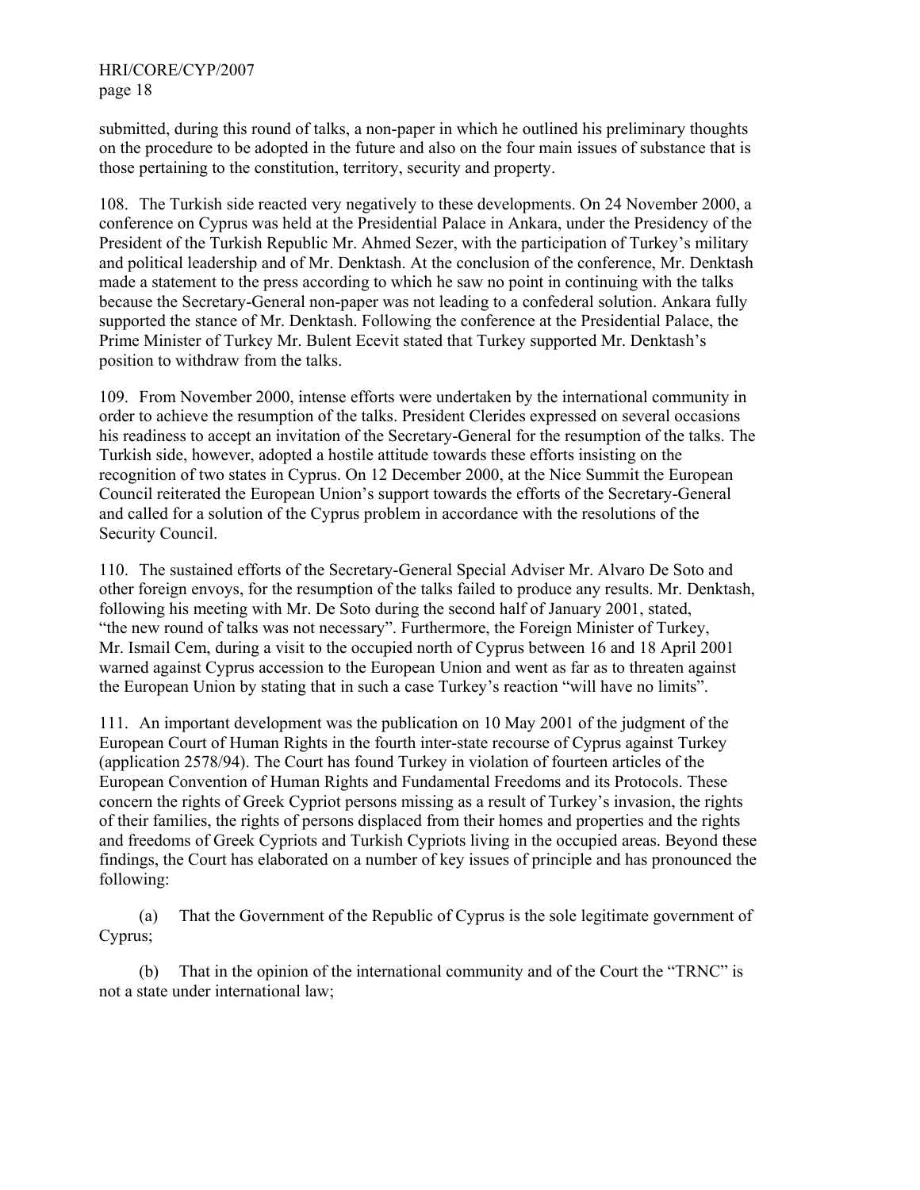submitted, during this round of talks, a non-paper in which he outlined his preliminary thoughts on the procedure to be adopted in the future and also on the four main issues of substance that is those pertaining to the constitution, territory, security and property.

108. The Turkish side reacted very negatively to these developments. On 24 November 2000, a conference on Cyprus was held at the Presidential Palace in Ankara, under the Presidency of the President of the Turkish Republic Mr. Ahmed Sezer, with the participation of Turkey's military and political leadership and of Mr. Denktash. At the conclusion of the conference, Mr. Denktash made a statement to the press according to which he saw no point in continuing with the talks because the Secretary-General non-paper was not leading to a confederal solution. Ankara fully supported the stance of Mr. Denktash. Following the conference at the Presidential Palace, the Prime Minister of Turkey Mr. Bulent Ecevit stated that Turkey supported Mr. Denktash's position to withdraw from the talks.

109. From November 2000, intense efforts were undertaken by the international community in order to achieve the resumption of the talks. President Clerides expressed on several occasions his readiness to accept an invitation of the Secretary-General for the resumption of the talks. The Turkish side, however, adopted a hostile attitude towards these efforts insisting on the recognition of two states in Cyprus. On 12 December 2000, at the Nice Summit the European Council reiterated the European Union's support towards the efforts of the Secretary-General and called for a solution of the Cyprus problem in accordance with the resolutions of the Security Council.

110. The sustained efforts of the Secretary-General Special Adviser Mr. Alvaro De Soto and other foreign envoys, for the resumption of the talks failed to produce any results. Mr. Denktash, following his meeting with Mr. De Soto during the second half of January 2001, stated, "the new round of talks was not necessary". Furthermore, the Foreign Minister of Turkey, Mr. Ismail Cem, during a visit to the occupied north of Cyprus between 16 and 18 April 2001 warned against Cyprus accession to the European Union and went as far as to threaten against the European Union by stating that in such a case Turkey's reaction "will have no limits".

111. An important development was the publication on 10 May 2001 of the judgment of the European Court of Human Rights in the fourth inter-state recourse of Cyprus against Turkey (application 2578/94). The Court has found Turkey in violation of fourteen articles of the European Convention of Human Rights and Fundamental Freedoms and its Protocols. These concern the rights of Greek Cypriot persons missing as a result of Turkey's invasion, the rights of their families, the rights of persons displaced from their homes and properties and the rights and freedoms of Greek Cypriots and Turkish Cypriots living in the occupied areas. Beyond these findings, the Court has elaborated on a number of key issues of principle and has pronounced the following:

(a) That the Government of the Republic of Cyprus is the sole legitimate government of Cyprus;

(b) That in the opinion of the international community and of the Court the "TRNC" is not a state under international law;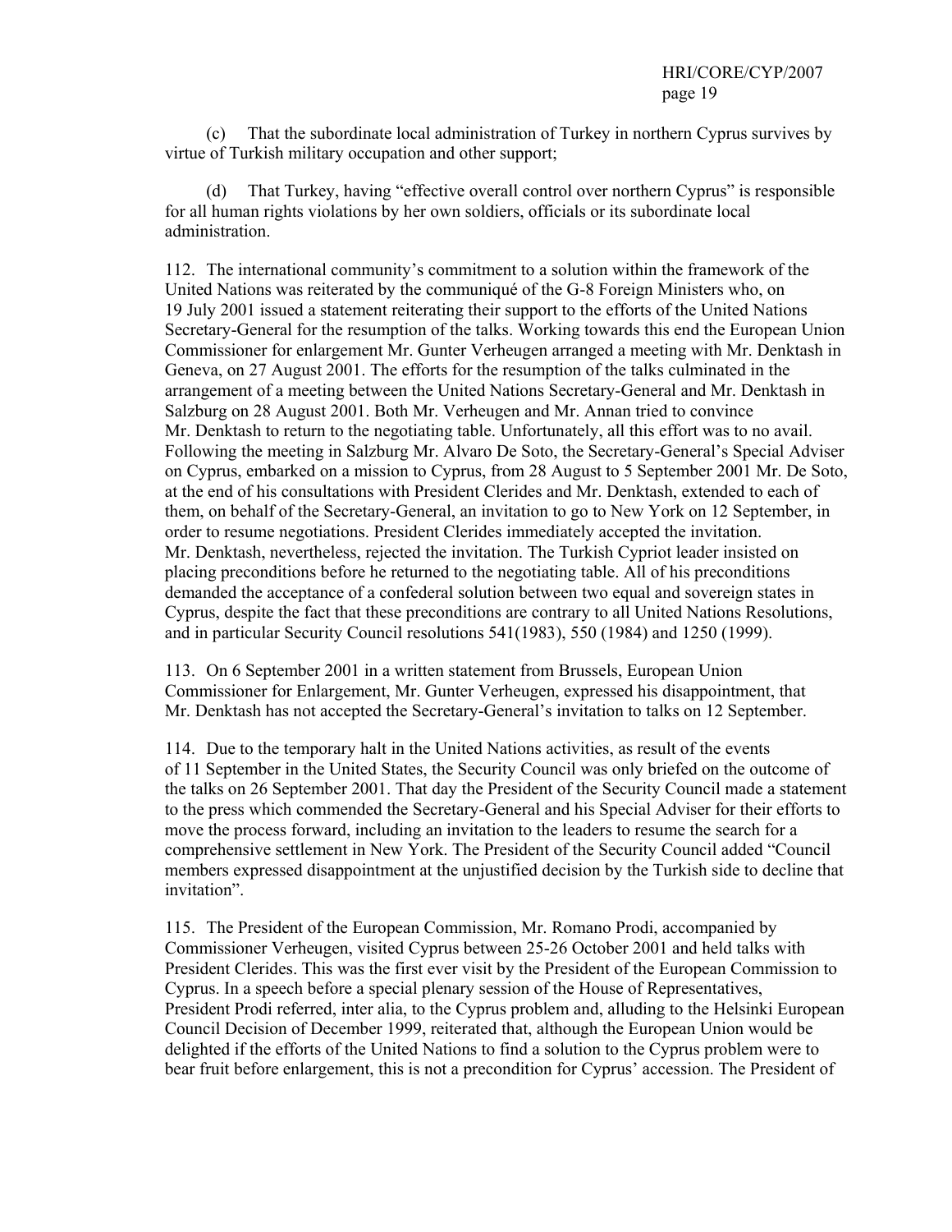(c) That the subordinate local administration of Turkey in northern Cyprus survives by virtue of Turkish military occupation and other support;

(d) That Turkey, having "effective overall control over northern Cyprus" is responsible for all human rights violations by her own soldiers, officials or its subordinate local administration.

112. The international community's commitment to a solution within the framework of the United Nations was reiterated by the communiqué of the G-8 Foreign Ministers who, on 19 July 2001 issued a statement reiterating their support to the efforts of the United Nations Secretary-General for the resumption of the talks. Working towards this end the European Union Commissioner for enlargement Mr. Gunter Verheugen arranged a meeting with Mr. Denktash in Geneva, on 27 August 2001. The efforts for the resumption of the talks culminated in the arrangement of a meeting between the United Nations Secretary-General and Mr. Denktash in Salzburg on 28 August 2001. Both Mr. Verheugen and Mr. Annan tried to convince Mr. Denktash to return to the negotiating table. Unfortunately, all this effort was to no avail. Following the meeting in Salzburg Mr. Alvaro De Soto, the Secretary-General's Special Adviser on Cyprus, embarked on a mission to Cyprus, from 28 August to 5 September 2001 Mr. De Soto, at the end of his consultations with President Clerides and Mr. Denktash, extended to each of them, on behalf of the Secretary-General, an invitation to go to New York on 12 September, in order to resume negotiations. President Clerides immediately accepted the invitation. Mr. Denktash, nevertheless, rejected the invitation. The Turkish Cypriot leader insisted on placing preconditions before he returned to the negotiating table. All of his preconditions demanded the acceptance of a confederal solution between two equal and sovereign states in Cyprus, despite the fact that these preconditions are contrary to all United Nations Resolutions, and in particular Security Council resolutions 541(1983), 550 (1984) and 1250 (1999).

113. On 6 September 2001 in a written statement from Brussels, European Union Commissioner for Enlargement, Mr. Gunter Verheugen, expressed his disappointment, that Mr. Denktash has not accepted the Secretary-General's invitation to talks on 12 September.

114. Due to the temporary halt in the United Nations activities, as result of the events of 11 September in the United States, the Security Council was only briefed on the outcome of the talks on 26 September 2001. That day the President of the Security Council made a statement to the press which commended the Secretary-General and his Special Adviser for their efforts to move the process forward, including an invitation to the leaders to resume the search for a comprehensive settlement in New York. The President of the Security Council added "Council members expressed disappointment at the unjustified decision by the Turkish side to decline that invitation".

115. The President of the European Commission, Mr. Romano Prodi, accompanied by Commissioner Verheugen, visited Cyprus between 25-26 October 2001 and held talks with President Clerides. This was the first ever visit by the President of the European Commission to Cyprus. In a speech before a special plenary session of the House of Representatives, President Prodi referred, inter alia, to the Cyprus problem and, alluding to the Helsinki European Council Decision of December 1999, reiterated that, although the European Union would be delighted if the efforts of the United Nations to find a solution to the Cyprus problem were to bear fruit before enlargement, this is not a precondition for Cyprus' accession. The President of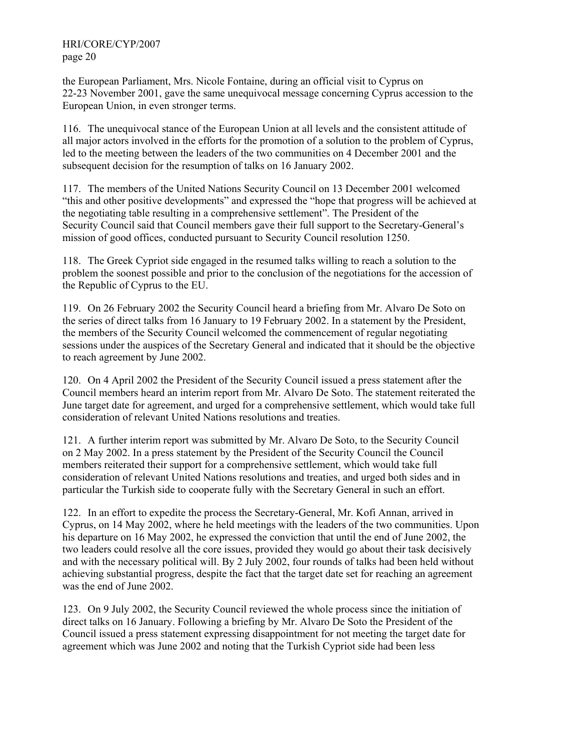the European Parliament, Mrs. Nicole Fontaine, during an official visit to Cyprus on 22-23 November 2001, gave the same unequivocal message concerning Cyprus accession to the European Union, in even stronger terms.

116. The unequivocal stance of the European Union at all levels and the consistent attitude of all major actors involved in the efforts for the promotion of a solution to the problem of Cyprus, led to the meeting between the leaders of the two communities on 4 December 2001 and the subsequent decision for the resumption of talks on 16 January 2002.

117. The members of the United Nations Security Council on 13 December 2001 welcomed "this and other positive developments" and expressed the "hope that progress will be achieved at the negotiating table resulting in a comprehensive settlement". The President of the Security Council said that Council members gave their full support to the Secretary-General's mission of good offices, conducted pursuant to Security Council resolution 1250.

118. The Greek Cypriot side engaged in the resumed talks willing to reach a solution to the problem the soonest possible and prior to the conclusion of the negotiations for the accession of the Republic of Cyprus to the EU.

119. On 26 February 2002 the Security Council heard a briefing from Mr. Alvaro De Soto on the series of direct talks from 16 January to 19 February 2002. In a statement by the President, the members of the Security Council welcomed the commencement of regular negotiating sessions under the auspices of the Secretary General and indicated that it should be the objective to reach agreement by June 2002.

120. On 4 April 2002 the President of the Security Council issued a press statement after the Council members heard an interim report from Mr. Alvaro De Soto. The statement reiterated the June target date for agreement, and urged for a comprehensive settlement, which would take full consideration of relevant United Nations resolutions and treaties.

121. A further interim report was submitted by Mr. Alvaro De Soto, to the Security Council on 2 May 2002. In a press statement by the President of the Security Council the Council members reiterated their support for a comprehensive settlement, which would take full consideration of relevant United Nations resolutions and treaties, and urged both sides and in particular the Turkish side to cooperate fully with the Secretary General in such an effort.

122. In an effort to expedite the process the Secretary-General, Mr. Kofi Annan, arrived in Cyprus, on 14 May 2002, where he held meetings with the leaders of the two communities. Upon his departure on 16 May 2002, he expressed the conviction that until the end of June 2002, the two leaders could resolve all the core issues, provided they would go about their task decisively and with the necessary political will. By 2 July 2002, four rounds of talks had been held without achieving substantial progress, despite the fact that the target date set for reaching an agreement was the end of June 2002.

123. On 9 July 2002, the Security Council reviewed the whole process since the initiation of direct talks on 16 January. Following a briefing by Mr. Alvaro De Soto the President of the Council issued a press statement expressing disappointment for not meeting the target date for agreement which was June 2002 and noting that the Turkish Cypriot side had been less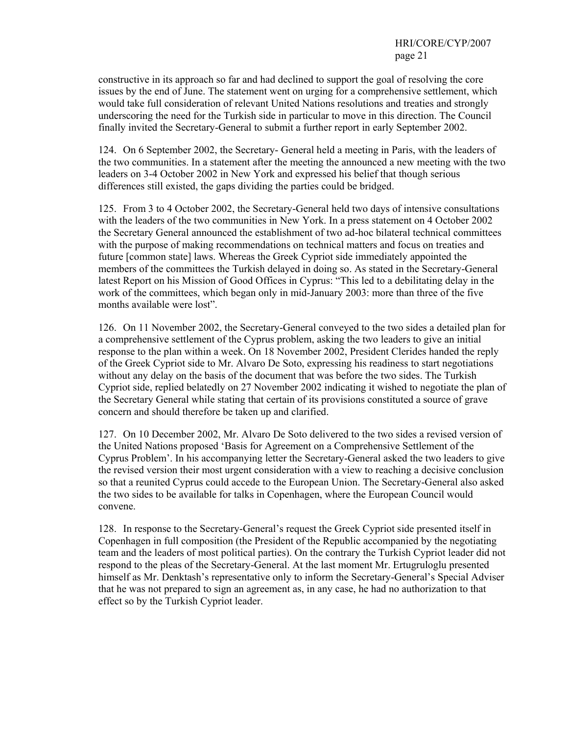constructive in its approach so far and had declined to support the goal of resolving the core issues by the end of June. The statement went on urging for a comprehensive settlement, which would take full consideration of relevant United Nations resolutions and treaties and strongly underscoring the need for the Turkish side in particular to move in this direction. The Council finally invited the Secretary-General to submit a further report in early September 2002.

124. On 6 September 2002, the Secretary- General held a meeting in Paris, with the leaders of the two communities. In a statement after the meeting the announced a new meeting with the two leaders on 3-4 October 2002 in New York and expressed his belief that though serious differences still existed, the gaps dividing the parties could be bridged.

125. From 3 to 4 October 2002, the Secretary-General held two days of intensive consultations with the leaders of the two communities in New York. In a press statement on 4 October 2002 the Secretary General announced the establishment of two ad-hoc bilateral technical committees with the purpose of making recommendations on technical matters and focus on treaties and future [common state] laws. Whereas the Greek Cypriot side immediately appointed the members of the committees the Turkish delayed in doing so. As stated in the Secretary-General latest Report on his Mission of Good Offices in Cyprus: "This led to a debilitating delay in the work of the committees, which began only in mid-January 2003: more than three of the five months available were lost".

126. On 11 November 2002, the Secretary-General conveyed to the two sides a detailed plan for a comprehensive settlement of the Cyprus problem, asking the two leaders to give an initial response to the plan within a week. On 18 November 2002, President Clerides handed the reply of the Greek Cypriot side to Mr. Alvaro De Soto, expressing his readiness to start negotiations without any delay on the basis of the document that was before the two sides. The Turkish Cypriot side, replied belatedly on 27 November 2002 indicating it wished to negotiate the plan of the Secretary General while stating that certain of its provisions constituted a source of grave concern and should therefore be taken up and clarified.

127. On 10 December 2002, Mr. Alvaro De Soto delivered to the two sides a revised version of the United Nations proposed 'Basis for Agreement on a Comprehensive Settlement of the Cyprus Problem'. In his accompanying letter the Secretary-General asked the two leaders to give the revised version their most urgent consideration with a view to reaching a decisive conclusion so that a reunited Cyprus could accede to the European Union. The Secretary-General also asked the two sides to be available for talks in Copenhagen, where the European Council would convene.

128. In response to the Secretary-General's request the Greek Cypriot side presented itself in Copenhagen in full composition (the President of the Republic accompanied by the negotiating team and the leaders of most political parties). On the contrary the Turkish Cypriot leader did not respond to the pleas of the Secretary-General. At the last moment Mr. Ertugruloglu presented himself as Mr. Denktash's representative only to inform the Secretary-General's Special Adviser that he was not prepared to sign an agreement as, in any case, he had no authorization to that effect so by the Turkish Cypriot leader.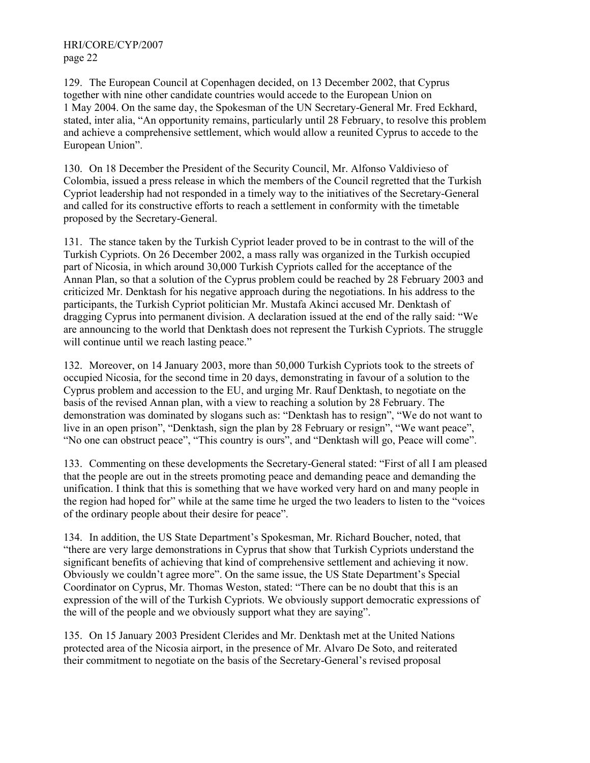129. The European Council at Copenhagen decided, on 13 December 2002, that Cyprus together with nine other candidate countries would accede to the European Union on 1 May 2004. On the same day, the Spokesman of the UN Secretary-General Mr. Fred Eckhard, stated, inter alia, "An opportunity remains, particularly until 28 February, to resolve this problem and achieve a comprehensive settlement, which would allow a reunited Cyprus to accede to the European Union".

130. On 18 December the President of the Security Council, Mr. Alfonso Valdivieso of Colombia, issued a press release in which the members of the Council regretted that the Turkish Cypriot leadership had not responded in a timely way to the initiatives of the Secretary-General and called for its constructive efforts to reach a settlement in conformity with the timetable proposed by the Secretary-General.

131. The stance taken by the Turkish Cypriot leader proved to be in contrast to the will of the Turkish Cypriots. On 26 December 2002, a mass rally was organized in the Turkish occupied part of Nicosia, in which around 30,000 Turkish Cypriots called for the acceptance of the Annan Plan, so that a solution of the Cyprus problem could be reached by 28 February 2003 and criticized Mr. Denktash for his negative approach during the negotiations. In his address to the participants, the Turkish Cypriot politician Mr. Mustafa Akinci accused Mr. Denktash of dragging Cyprus into permanent division. A declaration issued at the end of the rally said: "We are announcing to the world that Denktash does not represent the Turkish Cypriots. The struggle will continue until we reach lasting peace."

132. Moreover, on 14 January 2003, more than 50,000 Turkish Cypriots took to the streets of occupied Nicosia, for the second time in 20 days, demonstrating in favour of a solution to the Cyprus problem and accession to the EU, and urging Mr. Rauf Denktash, to negotiate on the basis of the revised Annan plan, with a view to reaching a solution by 28 February. The demonstration was dominated by slogans such as: "Denktash has to resign", "We do not want to live in an open prison", "Denktash, sign the plan by 28 February or resign", "We want peace", "No one can obstruct peace", "This country is ours", and "Denktash will go, Peace will come".

133. Commenting on these developments the Secretary-General stated: "First of all I am pleased that the people are out in the streets promoting peace and demanding peace and demanding the unification. I think that this is something that we have worked very hard on and many people in the region had hoped for" while at the same time he urged the two leaders to listen to the "voices of the ordinary people about their desire for peace".

134. In addition, the US State Department's Spokesman, Mr. Richard Boucher, noted, that "there are very large demonstrations in Cyprus that show that Turkish Cypriots understand the significant benefits of achieving that kind of comprehensive settlement and achieving it now. Obviously we couldn't agree more". On the same issue, the US State Department's Special Coordinator on Cyprus, Mr. Thomas Weston, stated: "There can be no doubt that this is an expression of the will of the Turkish Cypriots. We obviously support democratic expressions of the will of the people and we obviously support what they are saying".

135. On 15 January 2003 President Clerides and Mr. Denktash met at the United Nations protected area of the Nicosia airport, in the presence of Mr. Alvaro De Soto, and reiterated their commitment to negotiate on the basis of the Secretary-General's revised proposal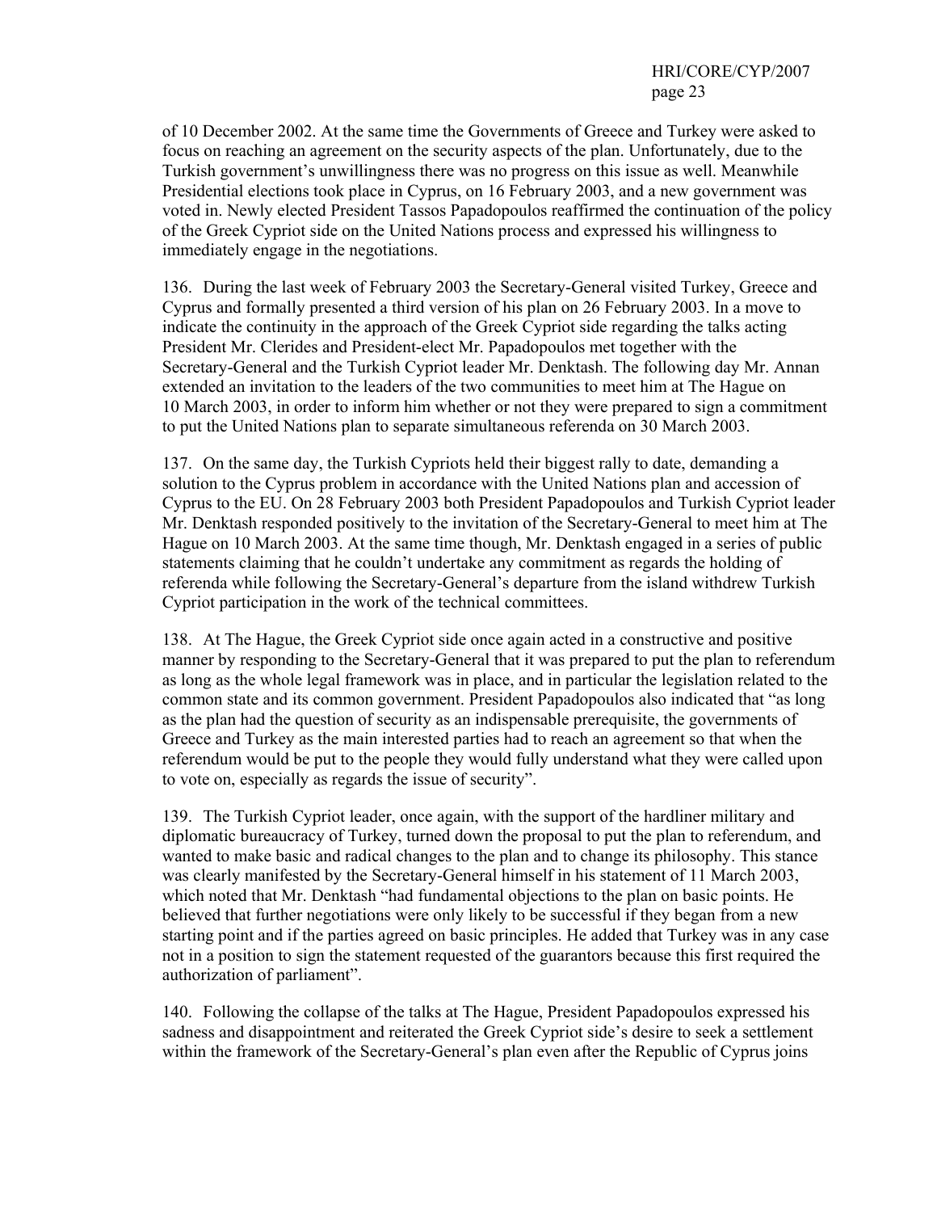of 10 December 2002. At the same time the Governments of Greece and Turkey were asked to focus on reaching an agreement on the security aspects of the plan. Unfortunately, due to the Turkish government's unwillingness there was no progress on this issue as well. Meanwhile Presidential elections took place in Cyprus, on 16 February 2003, and a new government was voted in. Newly elected President Tassos Papadopoulos reaffirmed the continuation of the policy of the Greek Cypriot side on the United Nations process and expressed his willingness to immediately engage in the negotiations.

136. During the last week of February 2003 the Secretary-General visited Turkey, Greece and Cyprus and formally presented a third version of his plan on 26 February 2003. In a move to indicate the continuity in the approach of the Greek Cypriot side regarding the talks acting President Mr. Clerides and President-elect Mr. Papadopoulos met together with the Secretary-General and the Turkish Cypriot leader Mr. Denktash. The following day Mr. Annan extended an invitation to the leaders of the two communities to meet him at The Hague on 10 March 2003, in order to inform him whether or not they were prepared to sign a commitment to put the United Nations plan to separate simultaneous referenda on 30 March 2003.

137. On the same day, the Turkish Cypriots held their biggest rally to date, demanding a solution to the Cyprus problem in accordance with the United Nations plan and accession of Cyprus to the EU. On 28 February 2003 both President Papadopoulos and Turkish Cypriot leader Mr. Denktash responded positively to the invitation of the Secretary-General to meet him at The Hague on 10 March 2003. At the same time though, Mr. Denktash engaged in a series of public statements claiming that he couldn't undertake any commitment as regards the holding of referenda while following the Secretary-General's departure from the island withdrew Turkish Cypriot participation in the work of the technical committees.

138. At The Hague, the Greek Cypriot side once again acted in a constructive and positive manner by responding to the Secretary-General that it was prepared to put the plan to referendum as long as the whole legal framework was in place, and in particular the legislation related to the common state and its common government. President Papadopoulos also indicated that "as long as the plan had the question of security as an indispensable prerequisite, the governments of Greece and Turkey as the main interested parties had to reach an agreement so that when the referendum would be put to the people they would fully understand what they were called upon to vote on, especially as regards the issue of security".

139. The Turkish Cypriot leader, once again, with the support of the hardliner military and diplomatic bureaucracy of Turkey, turned down the proposal to put the plan to referendum, and wanted to make basic and radical changes to the plan and to change its philosophy. This stance was clearly manifested by the Secretary-General himself in his statement of 11 March 2003, which noted that Mr. Denktash "had fundamental objections to the plan on basic points. He believed that further negotiations were only likely to be successful if they began from a new starting point and if the parties agreed on basic principles. He added that Turkey was in any case not in a position to sign the statement requested of the guarantors because this first required the authorization of parliament".

140. Following the collapse of the talks at The Hague, President Papadopoulos expressed his sadness and disappointment and reiterated the Greek Cypriot side's desire to seek a settlement within the framework of the Secretary-General's plan even after the Republic of Cyprus joins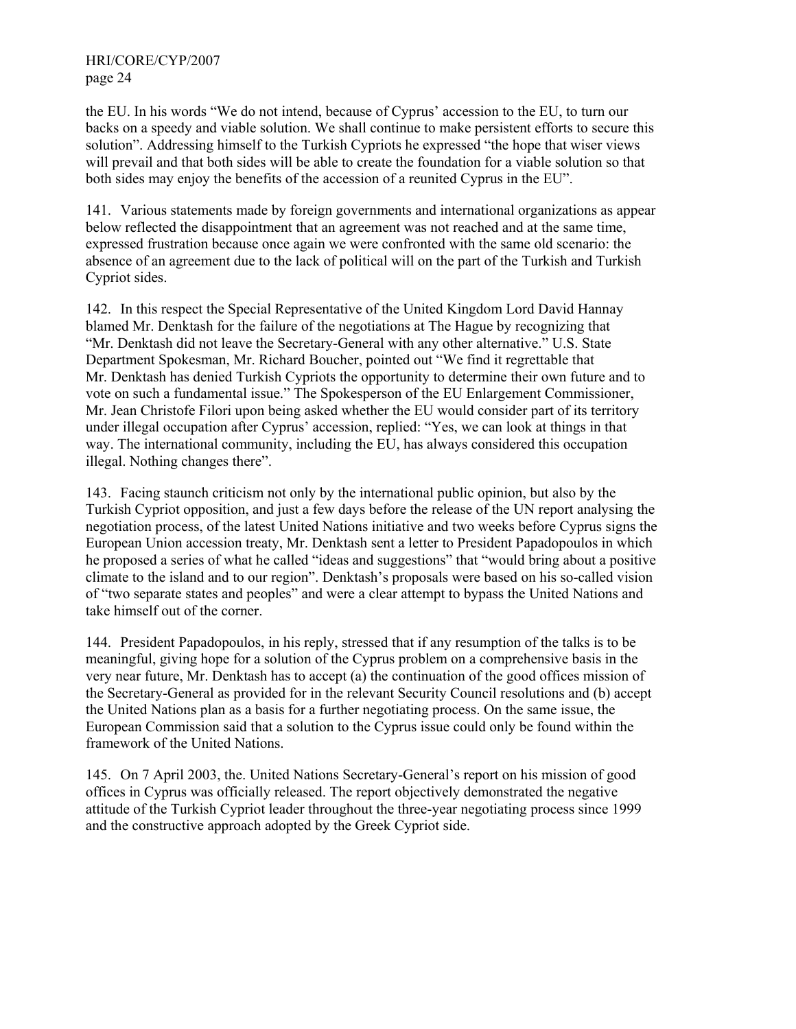the EU. In his words "We do not intend, because of Cyprus' accession to the EU, to turn our backs on a speedy and viable solution. We shall continue to make persistent efforts to secure this solution". Addressing himself to the Turkish Cypriots he expressed "the hope that wiser views will prevail and that both sides will be able to create the foundation for a viable solution so that both sides may enjoy the benefits of the accession of a reunited Cyprus in the EU".

141. Various statements made by foreign governments and international organizations as appear below reflected the disappointment that an agreement was not reached and at the same time, expressed frustration because once again we were confronted with the same old scenario: the absence of an agreement due to the lack of political will on the part of the Turkish and Turkish Cypriot sides.

142. In this respect the Special Representative of the United Kingdom Lord David Hannay blamed Mr. Denktash for the failure of the negotiations at The Hague by recognizing that "Mr. Denktash did not leave the Secretary-General with any other alternative." U.S. State Department Spokesman, Mr. Richard Boucher, pointed out "We find it regrettable that Mr. Denktash has denied Turkish Cypriots the opportunity to determine their own future and to vote on such a fundamental issue." The Spokesperson of the EU Enlargement Commissioner, Mr. Jean Christofe Filori upon being asked whether the EU would consider part of its territory under illegal occupation after Cyprus' accession, replied: "Yes, we can look at things in that way. The international community, including the EU, has always considered this occupation illegal. Nothing changes there".

143. Facing staunch criticism not only by the international public opinion, but also by the Turkish Cypriot opposition, and just a few days before the release of the UN report analysing the negotiation process, of the latest United Nations initiative and two weeks before Cyprus signs the European Union accession treaty, Mr. Denktash sent a letter to President Papadopoulos in which he proposed a series of what he called "ideas and suggestions" that "would bring about a positive climate to the island and to our region". Denktash's proposals were based on his so-called vision of "two separate states and peoples" and were a clear attempt to bypass the United Nations and take himself out of the corner.

144. President Papadopoulos, in his reply, stressed that if any resumption of the talks is to be meaningful, giving hope for a solution of the Cyprus problem on a comprehensive basis in the very near future, Mr. Denktash has to accept (a) the continuation of the good offices mission of the Secretary-General as provided for in the relevant Security Council resolutions and (b) accept the United Nations plan as a basis for a further negotiating process. On the same issue, the European Commission said that a solution to the Cyprus issue could only be found within the framework of the United Nations.

145. On 7 April 2003, the. United Nations Secretary-General's report on his mission of good offices in Cyprus was officially released. The report objectively demonstrated the negative attitude of the Turkish Cypriot leader throughout the three-year negotiating process since 1999 and the constructive approach adopted by the Greek Cypriot side.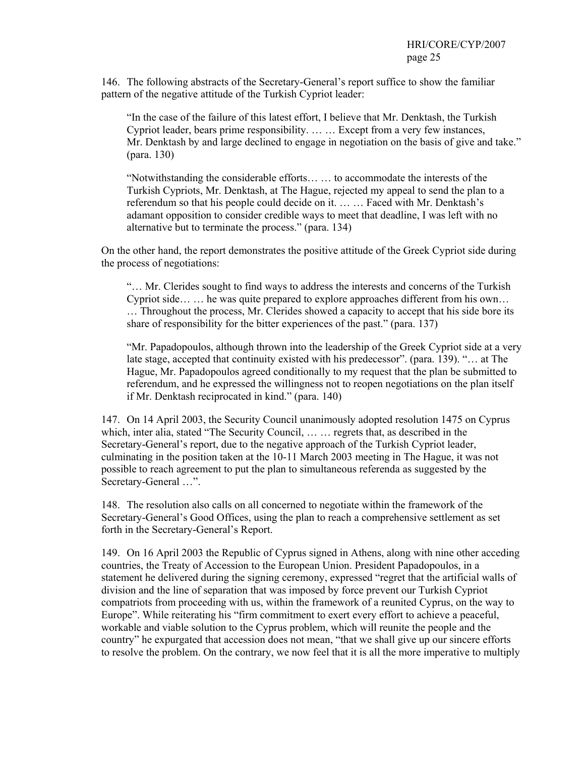146. The following abstracts of the Secretary-General's report suffice to show the familiar pattern of the negative attitude of the Turkish Cypriot leader:

> "In the case of the failure of this latest effort, I believe that Mr. Denktash, the Turkish Cypriot leader, bears prime responsibility. … … Except from a very few instances, Mr. Denktash by and large declined to engage in negotiation on the basis of give and take." (para. 130)

> "Notwithstanding the considerable efforts… … to accommodate the interests of the Turkish Cypriots, Mr. Denktash, at The Hague, rejected my appeal to send the plan to a referendum so that his people could decide on it. … … Faced with Mr. Denktash's adamant opposition to consider credible ways to meet that deadline, I was left with no alternative but to terminate the process." (para. 134)

On the other hand, the report demonstrates the positive attitude of the Greek Cypriot side during the process of negotiations:

> "… Mr. Clerides sought to find ways to address the interests and concerns of the Turkish Cypriot side… … he was quite prepared to explore approaches different from his own… … Throughout the process, Mr. Clerides showed a capacity to accept that his side bore its share of responsibility for the bitter experiences of the past." (para. 137)

> "Mr. Papadopoulos, although thrown into the leadership of the Greek Cypriot side at a very late stage, accepted that continuity existed with his predecessor". (para. 139). "… at The Hague, Mr. Papadopoulos agreed conditionally to my request that the plan be submitted to referendum, and he expressed the willingness not to reopen negotiations on the plan itself if Mr. Denktash reciprocated in kind." (para. 140)

147. On 14 April 2003, the Security Council unanimously adopted resolution 1475 on Cyprus which, inter alia, stated "The Security Council, … … regrets that, as described in the Secretary-General's report, due to the negative approach of the Turkish Cypriot leader, culminating in the position taken at the 10-11 March 2003 meeting in The Hague, it was not possible to reach agreement to put the plan to simultaneous referenda as suggested by the Secretary-General …".

148. The resolution also calls on all concerned to negotiate within the framework of the Secretary-General's Good Offices, using the plan to reach a comprehensive settlement as set forth in the Secretary-General's Report.

149. On 16 April 2003 the Republic of Cyprus signed in Athens, along with nine other acceding countries, the Treaty of Accession to the European Union. President Papadopoulos, in a statement he delivered during the signing ceremony, expressed "regret that the artificial walls of division and the line of separation that was imposed by force prevent our Turkish Cypriot compatriots from proceeding with us, within the framework of a reunited Cyprus, on the way to Europe". While reiterating his "firm commitment to exert every effort to achieve a peaceful, workable and viable solution to the Cyprus problem, which will reunite the people and the country" he expurgated that accession does not mean, "that we shall give up our sincere efforts to resolve the problem. On the contrary, we now feel that it is all the more imperative to multiply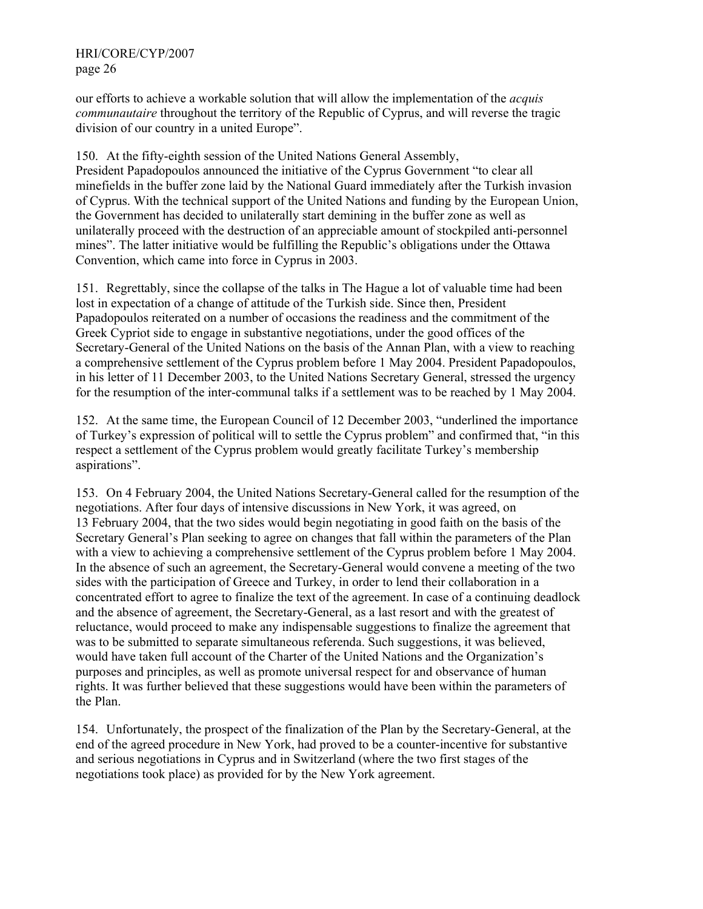our efforts to achieve a workable solution that will allow the implementation of the *acquis communautaire* throughout the territory of the Republic of Cyprus, and will reverse the tragic division of our country in a united Europe".

150. At the fifty-eighth session of the United Nations General Assembly, President Papadopoulos announced the initiative of the Cyprus Government "to clear all minefields in the buffer zone laid by the National Guard immediately after the Turkish invasion of Cyprus. With the technical support of the United Nations and funding by the European Union, the Government has decided to unilaterally start demining in the buffer zone as well as unilaterally proceed with the destruction of an appreciable amount of stockpiled anti-personnel mines". The latter initiative would be fulfilling the Republic's obligations under the Ottawa Convention, which came into force in Cyprus in 2003.

151. Regrettably, since the collapse of the talks in The Hague a lot of valuable time had been lost in expectation of a change of attitude of the Turkish side. Since then, President Papadopoulos reiterated on a number of occasions the readiness and the commitment of the Greek Cypriot side to engage in substantive negotiations, under the good offices of the Secretary-General of the United Nations on the basis of the Annan Plan, with a view to reaching a comprehensive settlement of the Cyprus problem before 1 May 2004. President Papadopoulos, in his letter of 11 December 2003, to the United Nations Secretary General, stressed the urgency for the resumption of the inter-communal talks if a settlement was to be reached by 1 May 2004.

152. At the same time, the European Council of 12 December 2003, "underlined the importance of Turkey's expression of political will to settle the Cyprus problem" and confirmed that, "in this respect a settlement of the Cyprus problem would greatly facilitate Turkey's membership aspirations".

153. On 4 February 2004, the United Nations Secretary-General called for the resumption of the negotiations. After four days of intensive discussions in New York, it was agreed, on 13 February 2004, that the two sides would begin negotiating in good faith on the basis of the Secretary General's Plan seeking to agree on changes that fall within the parameters of the Plan with a view to achieving a comprehensive settlement of the Cyprus problem before 1 May 2004. In the absence of such an agreement, the Secretary-General would convene a meeting of the two sides with the participation of Greece and Turkey, in order to lend their collaboration in a concentrated effort to agree to finalize the text of the agreement. In case of a continuing deadlock and the absence of agreement, the Secretary-General, as a last resort and with the greatest of reluctance, would proceed to make any indispensable suggestions to finalize the agreement that was to be submitted to separate simultaneous referenda. Such suggestions, it was believed, would have taken full account of the Charter of the United Nations and the Organization's purposes and principles, as well as promote universal respect for and observance of human rights. It was further believed that these suggestions would have been within the parameters of the Plan.

154. Unfortunately, the prospect of the finalization of the Plan by the Secretary-General, at the end of the agreed procedure in New York, had proved to be a counter-incentive for substantive and serious negotiations in Cyprus and in Switzerland (where the two first stages of the negotiations took place) as provided for by the New York agreement.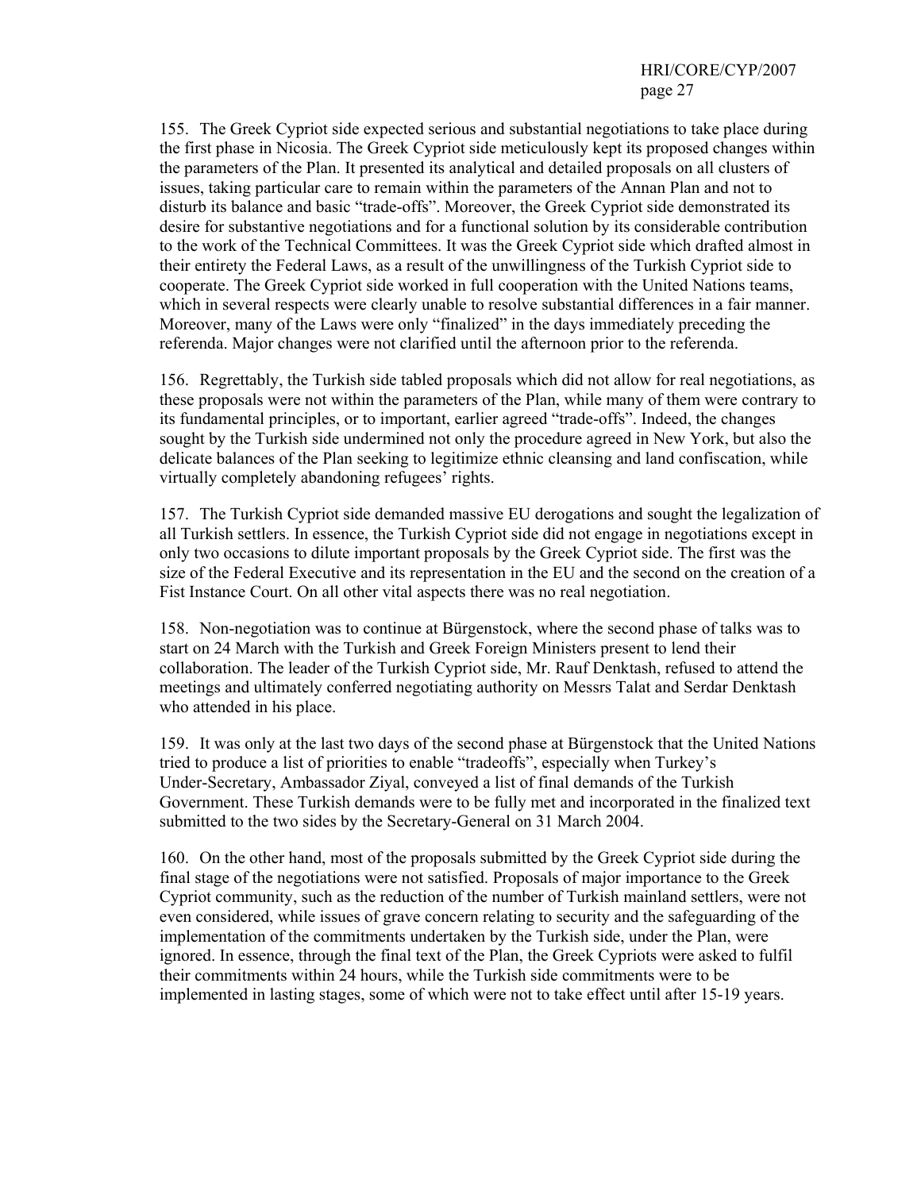155. The Greek Cypriot side expected serious and substantial negotiations to take place during the first phase in Nicosia. The Greek Cypriot side meticulously kept its proposed changes within the parameters of the Plan. It presented its analytical and detailed proposals on all clusters of issues, taking particular care to remain within the parameters of the Annan Plan and not to disturb its balance and basic "trade-offs". Moreover, the Greek Cypriot side demonstrated its desire for substantive negotiations and for a functional solution by its considerable contribution to the work of the Technical Committees. It was the Greek Cypriot side which drafted almost in their entirety the Federal Laws, as a result of the unwillingness of the Turkish Cypriot side to cooperate. The Greek Cypriot side worked in full cooperation with the United Nations teams, which in several respects were clearly unable to resolve substantial differences in a fair manner. Moreover, many of the Laws were only "finalized" in the days immediately preceding the referenda. Major changes were not clarified until the afternoon prior to the referenda.

156. Regrettably, the Turkish side tabled proposals which did not allow for real negotiations, as these proposals were not within the parameters of the Plan, while many of them were contrary to its fundamental principles, or to important, earlier agreed "trade-offs". Indeed, the changes sought by the Turkish side undermined not only the procedure agreed in New York, but also the delicate balances of the Plan seeking to legitimize ethnic cleansing and land confiscation, while virtually completely abandoning refugees' rights.

157. The Turkish Cypriot side demanded massive EU derogations and sought the legalization of all Turkish settlers. In essence, the Turkish Cypriot side did not engage in negotiations except in only two occasions to dilute important proposals by the Greek Cypriot side. The first was the size of the Federal Executive and its representation in the EU and the second on the creation of a Fist Instance Court. On all other vital aspects there was no real negotiation.

158. Non-negotiation was to continue at Bürgenstock, where the second phase of talks was to start on 24 March with the Turkish and Greek Foreign Ministers present to lend their collaboration. The leader of the Turkish Cypriot side, Mr. Rauf Denktash, refused to attend the meetings and ultimately conferred negotiating authority on Messrs Talat and Serdar Denktash who attended in his place.

159. It was only at the last two days of the second phase at Bürgenstock that the United Nations tried to produce a list of priorities to enable "tradeoffs", especially when Turkey's Under-Secretary, Ambassador Ziyal, conveyed a list of final demands of the Turkish Government. These Turkish demands were to be fully met and incorporated in the finalized text submitted to the two sides by the Secretary-General on 31 March 2004.

160. On the other hand, most of the proposals submitted by the Greek Cypriot side during the final stage of the negotiations were not satisfied. Proposals of major importance to the Greek Cypriot community, such as the reduction of the number of Turkish mainland settlers, were not even considered, while issues of grave concern relating to security and the safeguarding of the implementation of the commitments undertaken by the Turkish side, under the Plan, were ignored. In essence, through the final text of the Plan, the Greek Cypriots were asked to fulfil their commitments within 24 hours, while the Turkish side commitments were to be implemented in lasting stages, some of which were not to take effect until after 15-19 years.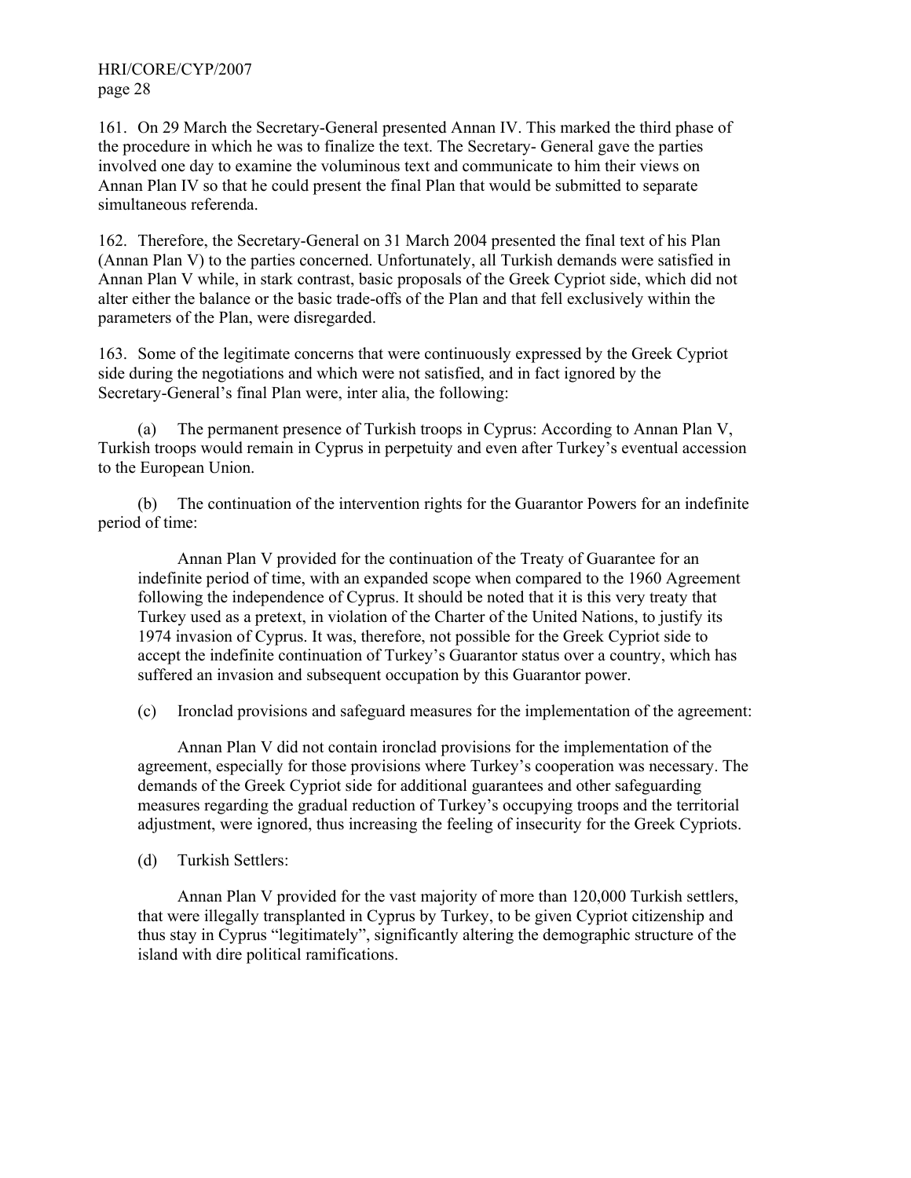161. On 29 March the Secretary-General presented Annan IV. This marked the third phase of the procedure in which he was to finalize the text. The Secretary- General gave the parties involved one day to examine the voluminous text and communicate to him their views on Annan Plan IV so that he could present the final Plan that would be submitted to separate simultaneous referenda.

162. Therefore, the Secretary-General on 31 March 2004 presented the final text of his Plan (Annan Plan V) to the parties concerned. Unfortunately, all Turkish demands were satisfied in Annan Plan V while, in stark contrast, basic proposals of the Greek Cypriot side, which did not alter either the balance or the basic trade-offs of the Plan and that fell exclusively within the parameters of the Plan, were disregarded.

163. Some of the legitimate concerns that were continuously expressed by the Greek Cypriot side during the negotiations and which were not satisfied, and in fact ignored by the Secretary-General's final Plan were, inter alia, the following:

(a) The permanent presence of Turkish troops in Cyprus: According to Annan Plan V, Turkish troops would remain in Cyprus in perpetuity and even after Turkey's eventual accession to the European Union.

(b) The continuation of the intervention rights for the Guarantor Powers for an indefinite period of time:

Annan Plan V provided for the continuation of the Treaty of Guarantee for an indefinite period of time, with an expanded scope when compared to the 1960 Agreement following the independence of Cyprus. It should be noted that it is this very treaty that Turkey used as a pretext, in violation of the Charter of the United Nations, to justify its 1974 invasion of Cyprus. It was, therefore, not possible for the Greek Cypriot side to accept the indefinite continuation of Turkey's Guarantor status over a country, which has suffered an invasion and subsequent occupation by this Guarantor power.

(c) Ironclad provisions and safeguard measures for the implementation of the agreement:

Annan Plan V did not contain ironclad provisions for the implementation of the agreement, especially for those provisions where Turkey's cooperation was necessary. The demands of the Greek Cypriot side for additional guarantees and other safeguarding measures regarding the gradual reduction of Turkey's occupying troops and the territorial adjustment, were ignored, thus increasing the feeling of insecurity for the Greek Cypriots.

(d) Turkish Settlers:

Annan Plan V provided for the vast majority of more than 120,000 Turkish settlers, that were illegally transplanted in Cyprus by Turkey, to be given Cypriot citizenship and thus stay in Cyprus "legitimately", significantly altering the demographic structure of the island with dire political ramifications.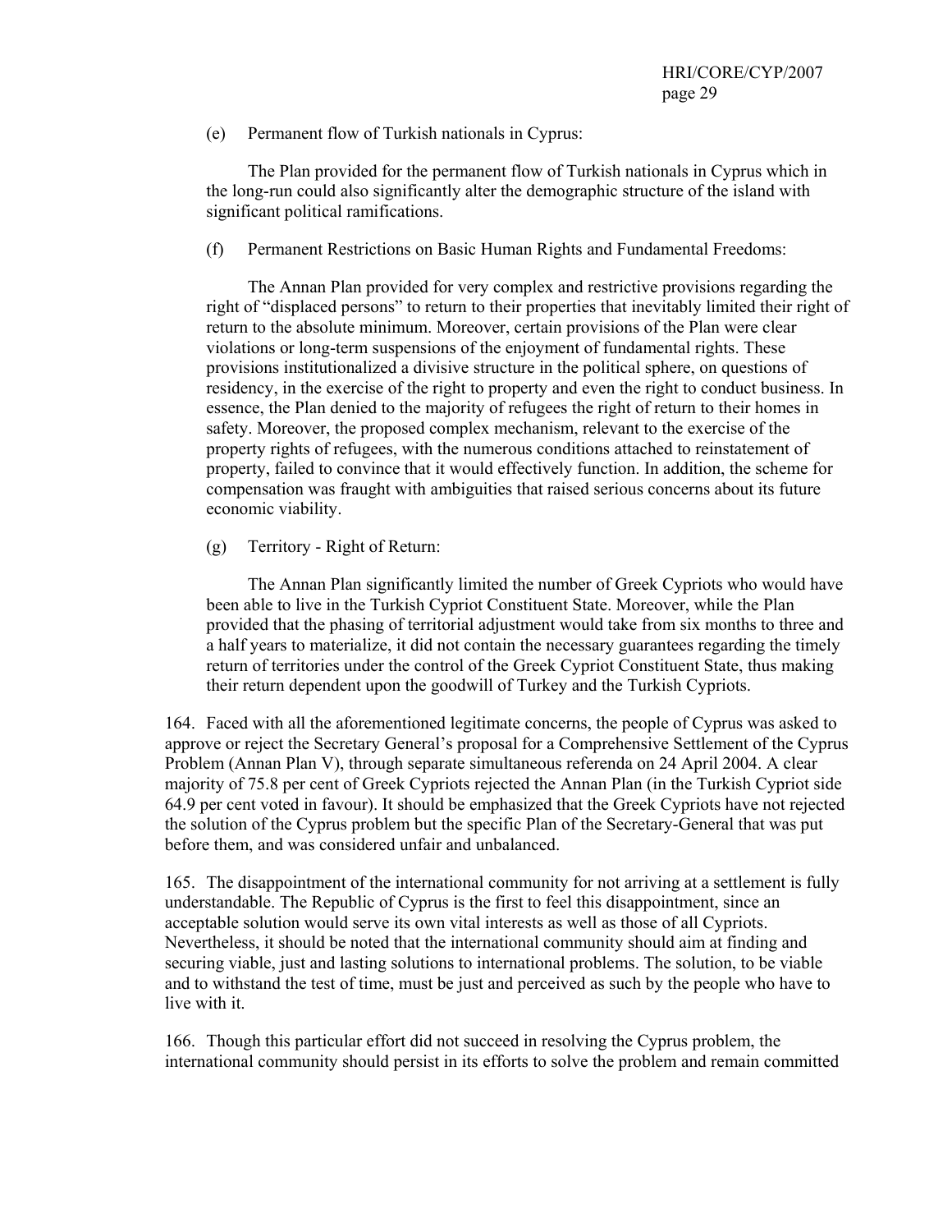(e) Permanent flow of Turkish nationals in Cyprus:

The Plan provided for the permanent flow of Turkish nationals in Cyprus which in the long-run could also significantly alter the demographic structure of the island with significant political ramifications.

(f) Permanent Restrictions on Basic Human Rights and Fundamental Freedoms:

The Annan Plan provided for very complex and restrictive provisions regarding the right of "displaced persons" to return to their properties that inevitably limited their right of return to the absolute minimum. Moreover, certain provisions of the Plan were clear violations or long-term suspensions of the enjoyment of fundamental rights. These provisions institutionalized a divisive structure in the political sphere, on questions of residency, in the exercise of the right to property and even the right to conduct business. In essence, the Plan denied to the majority of refugees the right of return to their homes in safety. Moreover, the proposed complex mechanism, relevant to the exercise of the property rights of refugees, with the numerous conditions attached to reinstatement of property, failed to convince that it would effectively function. In addition, the scheme for compensation was fraught with ambiguities that raised serious concerns about its future economic viability.

(g) Territory - Right of Return:

The Annan Plan significantly limited the number of Greek Cypriots who would have been able to live in the Turkish Cypriot Constituent State. Moreover, while the Plan provided that the phasing of territorial adjustment would take from six months to three and a half years to materialize, it did not contain the necessary guarantees regarding the timely return of territories under the control of the Greek Cypriot Constituent State, thus making their return dependent upon the goodwill of Turkey and the Turkish Cypriots.

164. Faced with all the aforementioned legitimate concerns, the people of Cyprus was asked to approve or reject the Secretary General's proposal for a Comprehensive Settlement of the Cyprus Problem (Annan Plan V), through separate simultaneous referenda on 24 April 2004. A clear majority of 75.8 per cent of Greek Cypriots rejected the Annan Plan (in the Turkish Cypriot side 64.9 per cent voted in favour). It should be emphasized that the Greek Cypriots have not rejected the solution of the Cyprus problem but the specific Plan of the Secretary-General that was put before them, and was considered unfair and unbalanced.

165. The disappointment of the international community for not arriving at a settlement is fully understandable. The Republic of Cyprus is the first to feel this disappointment, since an acceptable solution would serve its own vital interests as well as those of all Cypriots. Nevertheless, it should be noted that the international community should aim at finding and securing viable, just and lasting solutions to international problems. The solution, to be viable and to withstand the test of time, must be just and perceived as such by the people who have to live with it.

166. Though this particular effort did not succeed in resolving the Cyprus problem, the international community should persist in its efforts to solve the problem and remain committed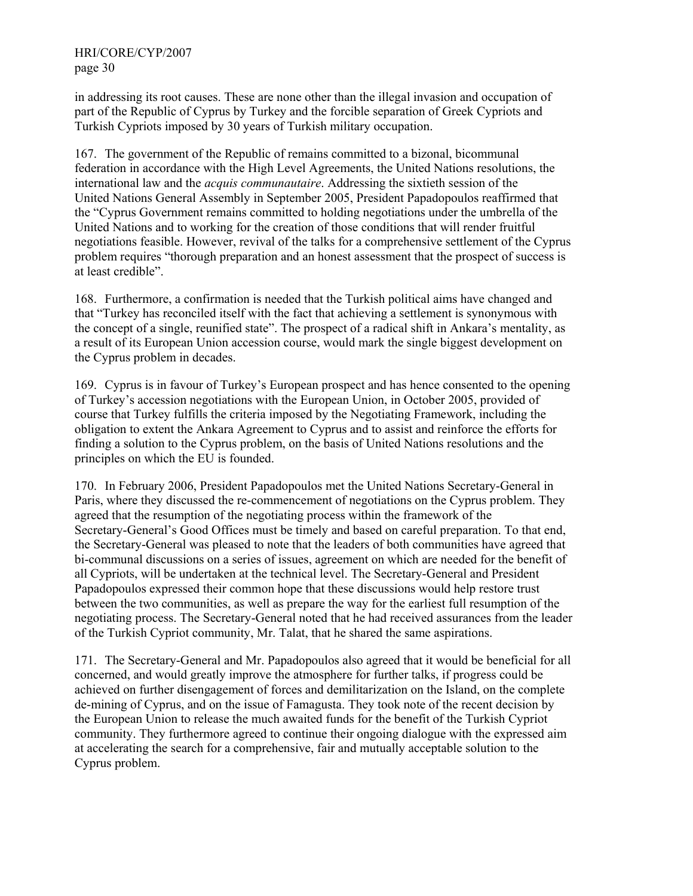in addressing its root causes. These are none other than the illegal invasion and occupation of part of the Republic of Cyprus by Turkey and the forcible separation of Greek Cypriots and Turkish Cypriots imposed by 30 years of Turkish military occupation.

167. The government of the Republic of remains committed to a bizonal, bicommunal federation in accordance with the High Level Agreements, the United Nations resolutions, the international law and the *acquis communautaire*. Addressing the sixtieth session of the United Nations General Assembly in September 2005, President Papadopoulos reaffirmed that the "Cyprus Government remains committed to holding negotiations under the umbrella of the United Nations and to working for the creation of those conditions that will render fruitful negotiations feasible. However, revival of the talks for a comprehensive settlement of the Cyprus problem requires "thorough preparation and an honest assessment that the prospect of success is at least credible".

168. Furthermore, a confirmation is needed that the Turkish political aims have changed and that "Turkey has reconciled itself with the fact that achieving a settlement is synonymous with the concept of a single, reunified state". The prospect of a radical shift in Ankara's mentality, as a result of its European Union accession course, would mark the single biggest development on the Cyprus problem in decades.

169. Cyprus is in favour of Turkey's European prospect and has hence consented to the opening of Turkey's accession negotiations with the European Union, in October 2005, provided of course that Turkey fulfills the criteria imposed by the Negotiating Framework, including the obligation to extent the Ankara Agreement to Cyprus and to assist and reinforce the efforts for finding a solution to the Cyprus problem, on the basis of United Nations resolutions and the principles on which the EU is founded.

170. In February 2006, President Papadopoulos met the United Nations Secretary-General in Paris, where they discussed the re-commencement of negotiations on the Cyprus problem. They agreed that the resumption of the negotiating process within the framework of the Secretary-General's Good Offices must be timely and based on careful preparation. To that end, the Secretary-General was pleased to note that the leaders of both communities have agreed that bi-communal discussions on a series of issues, agreement on which are needed for the benefit of all Cypriots, will be undertaken at the technical level. The Secretary-General and President Papadopoulos expressed their common hope that these discussions would help restore trust between the two communities, as well as prepare the way for the earliest full resumption of the negotiating process. The Secretary-General noted that he had received assurances from the leader of the Turkish Cypriot community, Mr. Talat, that he shared the same aspirations.

171. The Secretary-General and Mr. Papadopoulos also agreed that it would be beneficial for all concerned, and would greatly improve the atmosphere for further talks, if progress could be achieved on further disengagement of forces and demilitarization on the Island, on the complete de-mining of Cyprus, and on the issue of Famagusta. They took note of the recent decision by the European Union to release the much awaited funds for the benefit of the Turkish Cypriot community. They furthermore agreed to continue their ongoing dialogue with the expressed aim at accelerating the search for a comprehensive, fair and mutually acceptable solution to the Cyprus problem.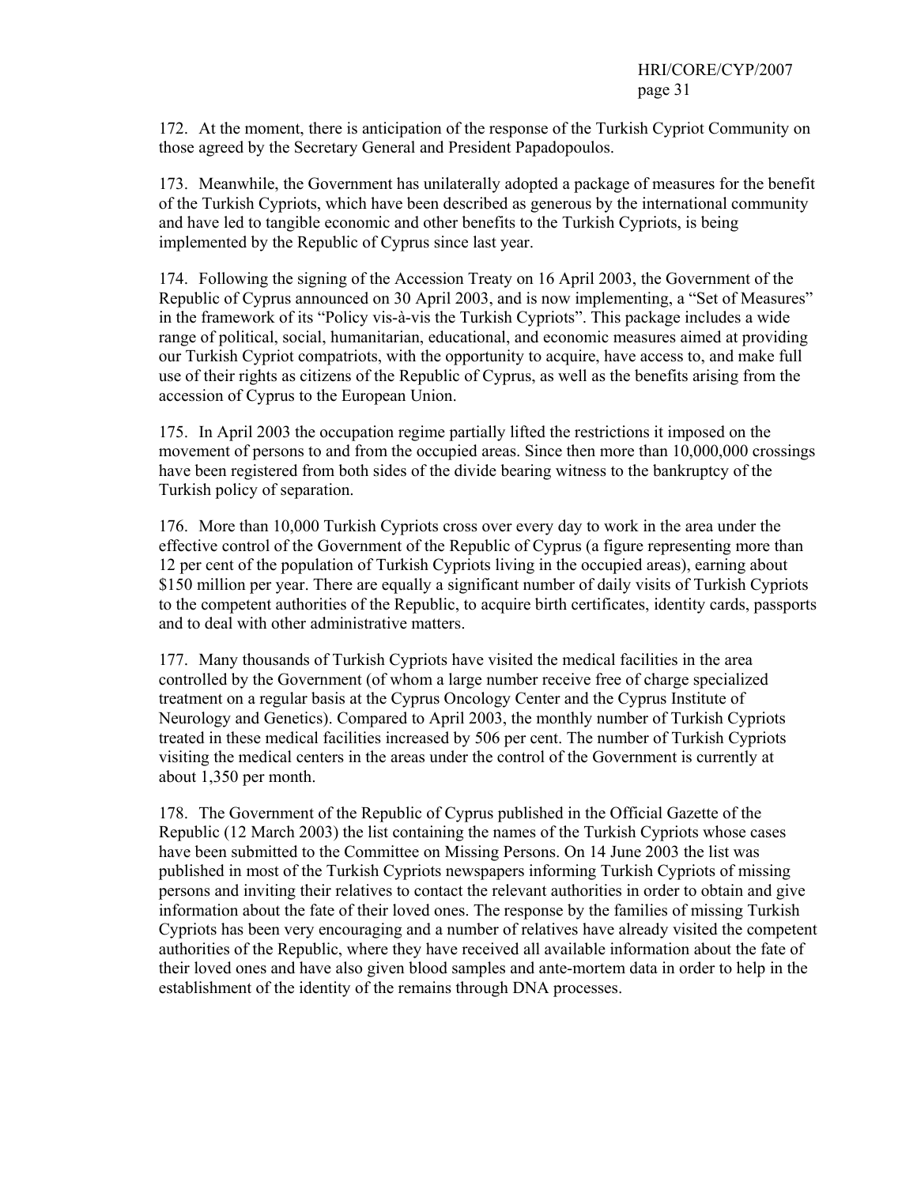172. At the moment, there is anticipation of the response of the Turkish Cypriot Community on those agreed by the Secretary General and President Papadopoulos.

173. Meanwhile, the Government has unilaterally adopted a package of measures for the benefit of the Turkish Cypriots, which have been described as generous by the international community and have led to tangible economic and other benefits to the Turkish Cypriots, is being implemented by the Republic of Cyprus since last year.

174. Following the signing of the Accession Treaty on 16 April 2003, the Government of the Republic of Cyprus announced on 30 April 2003, and is now implementing, a "Set of Measures" in the framework of its "Policy vis-à-vis the Turkish Cypriots". This package includes a wide range of political, social, humanitarian, educational, and economic measures aimed at providing our Turkish Cypriot compatriots, with the opportunity to acquire, have access to, and make full use of their rights as citizens of the Republic of Cyprus, as well as the benefits arising from the accession of Cyprus to the European Union.

175. In April 2003 the occupation regime partially lifted the restrictions it imposed on the movement of persons to and from the occupied areas. Since then more than 10,000,000 crossings have been registered from both sides of the divide bearing witness to the bankruptcy of the Turkish policy of separation.

176. More than 10,000 Turkish Cypriots cross over every day to work in the area under the effective control of the Government of the Republic of Cyprus (a figure representing more than 12 per cent of the population of Turkish Cypriots living in the occupied areas), earning about $150 million per year. There are equally a significant number of daily visits of Turkish Cypriots to the competent authorities of the Republic, to acquire birth certificates, identity cards, passports and to deal with other administrative matters.

177. Many thousands of Turkish Cypriots have visited the medical facilities in the area controlled by the Government (of whom a large number receive free of charge specialized treatment on a regular basis at the Cyprus Oncology Center and the Cyprus Institute of Neurology and Genetics). Compared to April 2003, the monthly number of Turkish Cypriots treated in these medical facilities increased by 506 per cent. The number of Turkish Cypriots visiting the medical centers in the areas under the control of the Government is currently at about 1,350 per month.

178. The Government of the Republic of Cyprus published in the Official Gazette of the Republic (12 March 2003) the list containing the names of the Turkish Cypriots whose cases have been submitted to the Committee on Missing Persons. On 14 June 2003 the list was published in most of the Turkish Cypriots newspapers informing Turkish Cypriots of missing persons and inviting their relatives to contact the relevant authorities in order to obtain and give information about the fate of their loved ones. The response by the families of missing Turkish Cypriots has been very encouraging and a number of relatives have already visited the competent authorities of the Republic, where they have received all available information about the fate of their loved ones and have also given blood samples and ante-mortem data in order to help in the establishment of the identity of the remains through DNA processes.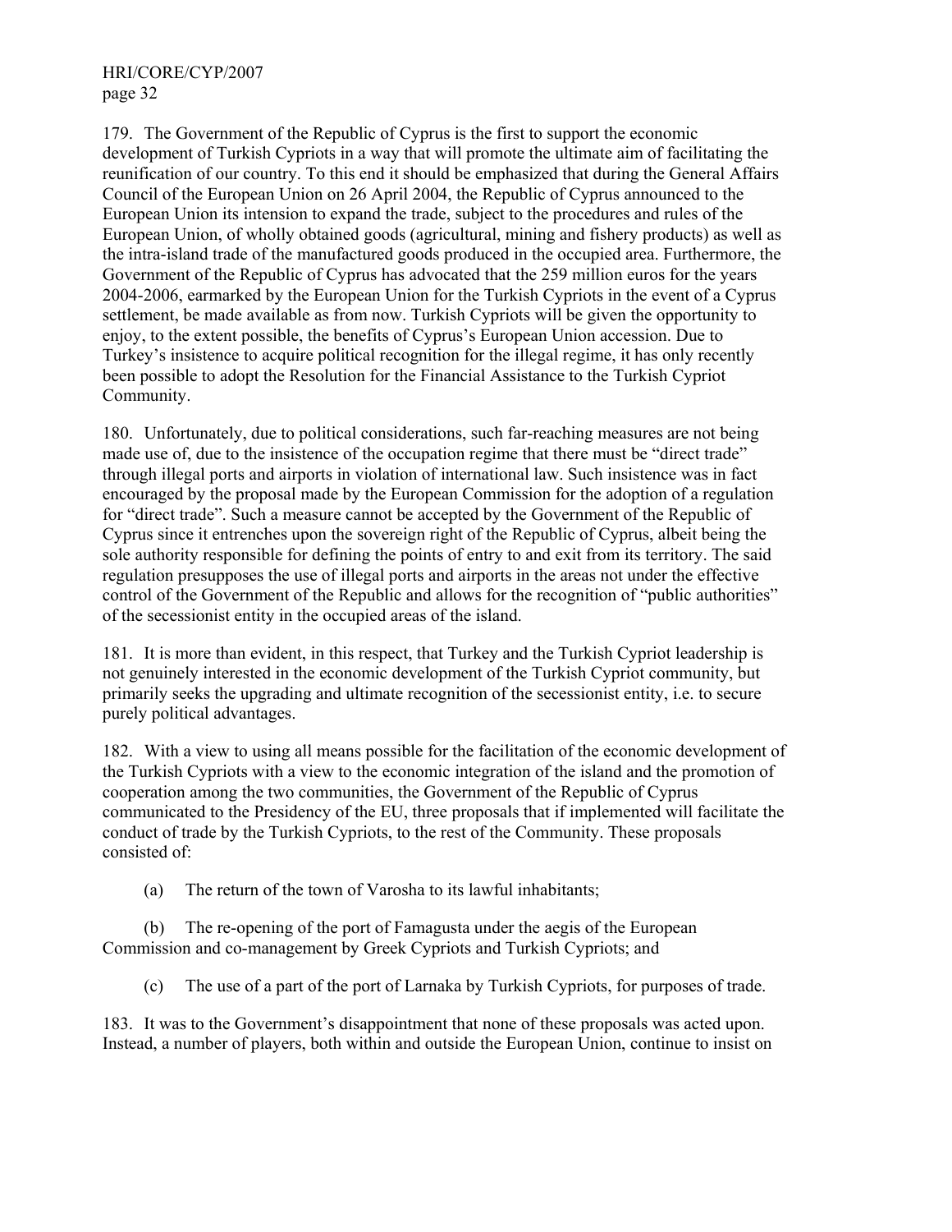179. The Government of the Republic of Cyprus is the first to support the economic development of Turkish Cypriots in a way that will promote the ultimate aim of facilitating the reunification of our country. To this end it should be emphasized that during the General Affairs Council of the European Union on 26 April 2004, the Republic of Cyprus announced to the European Union its intension to expand the trade, subject to the procedures and rules of the European Union, of wholly obtained goods (agricultural, mining and fishery products) as well as the intra-island trade of the manufactured goods produced in the occupied area. Furthermore, the Government of the Republic of Cyprus has advocated that the 259 million euros for the years 2004-2006, earmarked by the European Union for the Turkish Cypriots in the event of a Cyprus settlement, be made available as from now. Turkish Cypriots will be given the opportunity to enjoy, to the extent possible, the benefits of Cyprus's European Union accession. Due to Turkey's insistence to acquire political recognition for the illegal regime, it has only recently been possible to adopt the Resolution for the Financial Assistance to the Turkish Cypriot Community.

180. Unfortunately, due to political considerations, such far-reaching measures are not being made use of, due to the insistence of the occupation regime that there must be "direct trade" through illegal ports and airports in violation of international law. Such insistence was in fact encouraged by the proposal made by the European Commission for the adoption of a regulation for "direct trade". Such a measure cannot be accepted by the Government of the Republic of Cyprus since it entrenches upon the sovereign right of the Republic of Cyprus, albeit being the sole authority responsible for defining the points of entry to and exit from its territory. The said regulation presupposes the use of illegal ports and airports in the areas not under the effective control of the Government of the Republic and allows for the recognition of "public authorities" of the secessionist entity in the occupied areas of the island.

181. It is more than evident, in this respect, that Turkey and the Turkish Cypriot leadership is not genuinely interested in the economic development of the Turkish Cypriot community, but primarily seeks the upgrading and ultimate recognition of the secessionist entity, i.e. to secure purely political advantages.

182. With a view to using all means possible for the facilitation of the economic development of the Turkish Cypriots with a view to the economic integration of the island and the promotion of cooperation among the two communities, the Government of the Republic of Cyprus communicated to the Presidency of the EU, three proposals that if implemented will facilitate the conduct of trade by the Turkish Cypriots, to the rest of the Community. These proposals consisted of:

(a) The return of the town of Varosha to its lawful inhabitants;

(b) The re-opening of the port of Famagusta under the aegis of the European Commission and co-management by Greek Cypriots and Turkish Cypriots; and

(c) The use of a part of the port of Larnaka by Turkish Cypriots, for purposes of trade.

183. It was to the Government's disappointment that none of these proposals was acted upon. Instead, a number of players, both within and outside the European Union, continue to insist on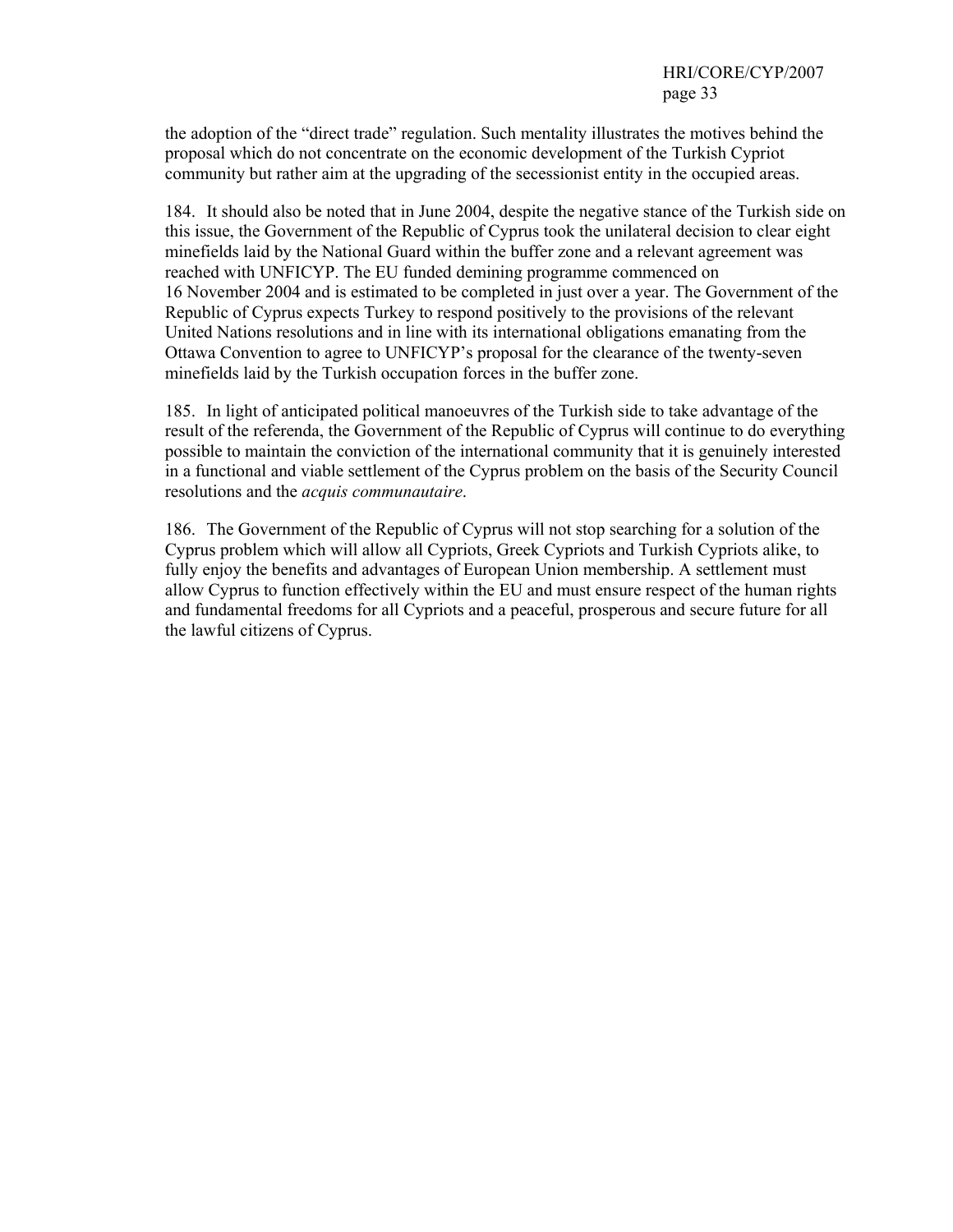the adoption of the "direct trade" regulation. Such mentality illustrates the motives behind the proposal which do not concentrate on the economic development of the Turkish Cypriot community but rather aim at the upgrading of the secessionist entity in the occupied areas.

184. It should also be noted that in June 2004, despite the negative stance of the Turkish side on this issue, the Government of the Republic of Cyprus took the unilateral decision to clear eight minefields laid by the National Guard within the buffer zone and a relevant agreement was reached with UNFICYP. The EU funded demining programme commenced on 16 November 2004 and is estimated to be completed in just over a year. The Government of the Republic of Cyprus expects Turkey to respond positively to the provisions of the relevant United Nations resolutions and in line with its international obligations emanating from the Ottawa Convention to agree to UNFICYP's proposal for the clearance of the twenty-seven minefields laid by the Turkish occupation forces in the buffer zone.

185. In light of anticipated political manoeuvres of the Turkish side to take advantage of the result of the referenda, the Government of the Republic of Cyprus will continue to do everything possible to maintain the conviction of the international community that it is genuinely interested in a functional and viable settlement of the Cyprus problem on the basis of the Security Council resolutions and the *acquis communautaire*.

186. The Government of the Republic of Cyprus will not stop searching for a solution of the Cyprus problem which will allow all Cypriots, Greek Cypriots and Turkish Cypriots alike, to fully enjoy the benefits and advantages of European Union membership. A settlement must allow Cyprus to function effectively within the EU and must ensure respect of the human rights and fundamental freedoms for all Cypriots and a peaceful, prosperous and secure future for all the lawful citizens of Cyprus.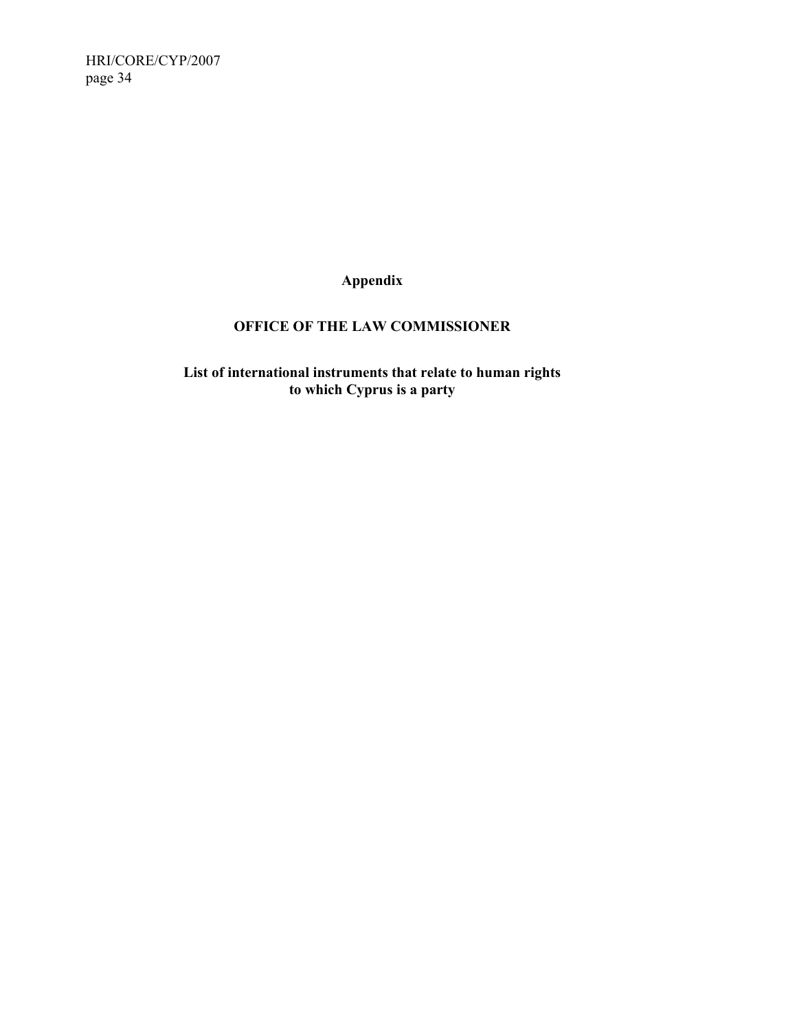# Appendix

## OFFICE OF THE LAW COMMISSIONER

### List of international instruments that relate to human rights to which Cyprus is a party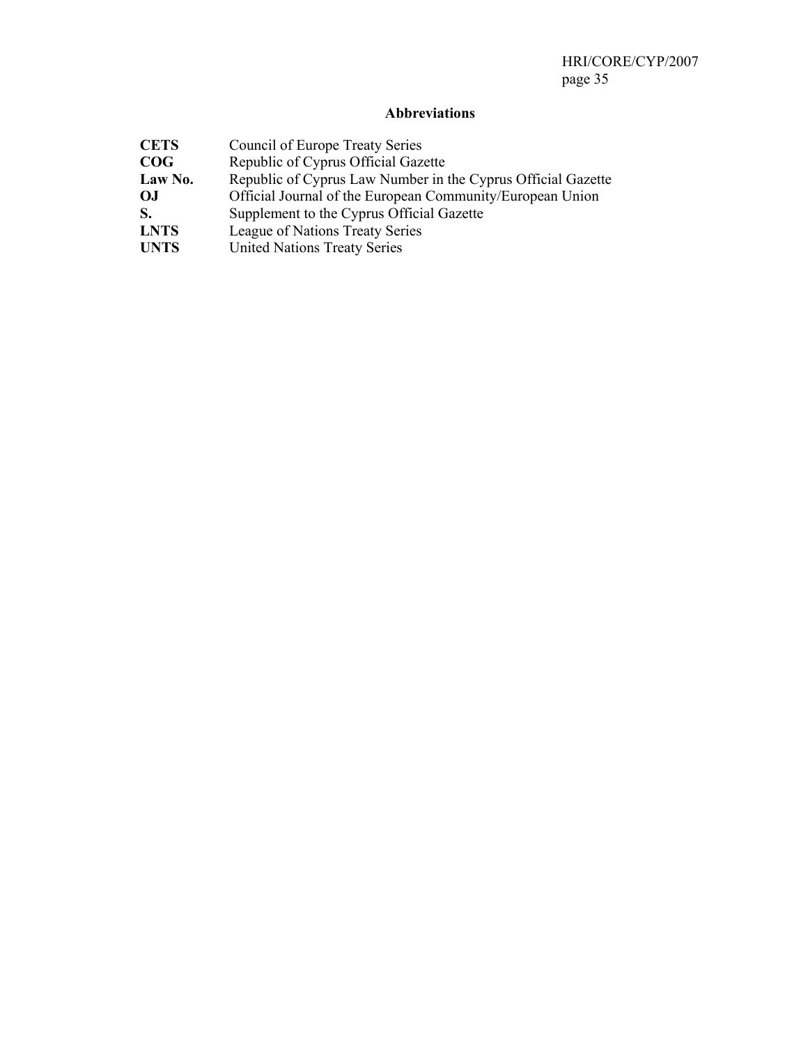## Abbreviations

**CETS** Council of Europe Treaty Series
**COG** Republic of Cyprus Official Gazette
**Law No.** Republic of Cyprus Law Number in the Cyprus Official Gazette
**OJ** Official Journal of the European Community/European Union
**S.** Supplement to the Cyprus Official Gazette
**LNTS** League of Nations Treaty Series
**UNTS** United Nations Treaty Series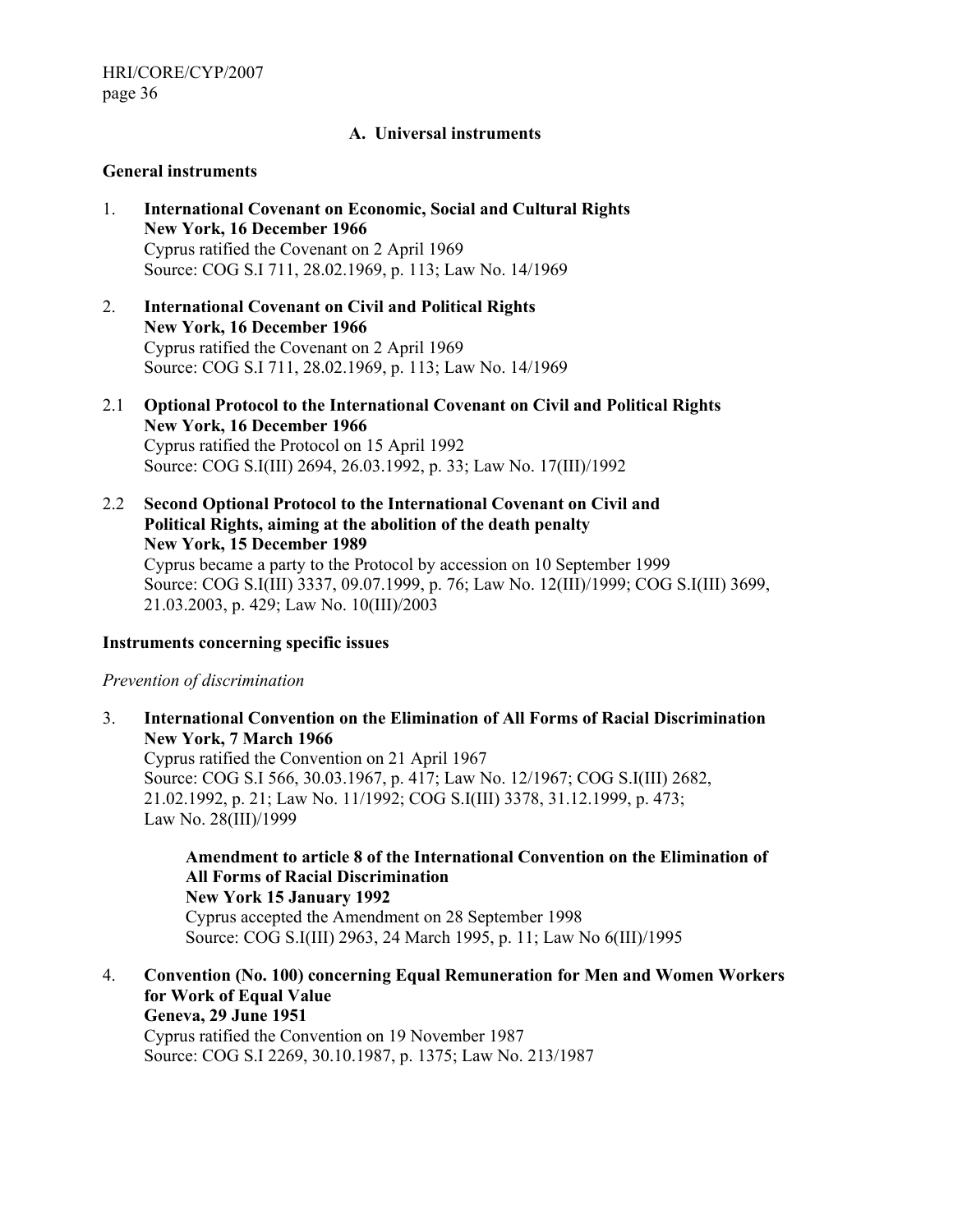### A. Universal instruments

**General instruments**

1. **International Covenant on Economic, Social and Cultural Rights**
   **New York, 16 December 1966**
   Cyprus ratified the Covenant on 2 April 1969
   Source: COG S.I 711, 28.02.1969, p. 113; Law No. 14/1969

2. **International Covenant on Civil and Political Rights**
   **New York, 16 December 1966**
   Cyprus ratified the Covenant on 2 April 1969
   Source: COG S.I 711, 28.02.1969, p. 113; Law No. 14/1969

2.1 **Optional Protocol to the International Covenant on Civil and Political Rights**
   **New York, 16 December 1966**
   Cyprus ratified the Protocol on 15 April 1992
   Source: COG S.I(III) 2694, 26.03.1992, p. 33; Law No. 17(III)/1992

2.2 **Second Optional Protocol to the International Covenant on Civil and Political Rights, aiming at the abolition of the death penalty**
   **New York, 15 December 1989**
   Cyprus became a party to the Protocol by accession on 10 September 1999
   Source: COG S.I(III) 3337, 09.07.1999, p. 76; Law No. 12(III)/1999; COG S.I(III) 3699, 21.03.2003, p. 429; Law No. 10(III)/2003

**Instruments concerning specific issues**

*Prevention of discrimination*

3. **International Convention on the Elimination of All Forms of Racial Discrimination**
   **New York, 7 March 1966**
   Cyprus ratified the Convention on 21 April 1967
   Source: COG S.I 566, 30.03.1967, p. 417; Law No. 12/1967; COG S.I(III) 2682, 21.02.1992, p. 21; Law No. 11/1992; COG S.I(III) 3378, 31.12.1999, p. 473; Law No. 28(III)/1999

   **Amendment to article 8 of the International Convention on the Elimination of All Forms of Racial Discrimination**
   **New York 15 January 1992**
   Cyprus accepted the Amendment on 28 September 1998
   Source: COG S.I(III) 2963, 24 March 1995, p. 11; Law No 6(III)/1995

4. **Convention (No. 100) concerning Equal Remuneration for Men and Women Workers for Work of Equal Value**
   **Geneva, 29 June 1951**
   Cyprus ratified the Convention on 19 November 1987
   Source: COG S.I 2269, 30.10.1987, p. 1375; Law No. 213/1987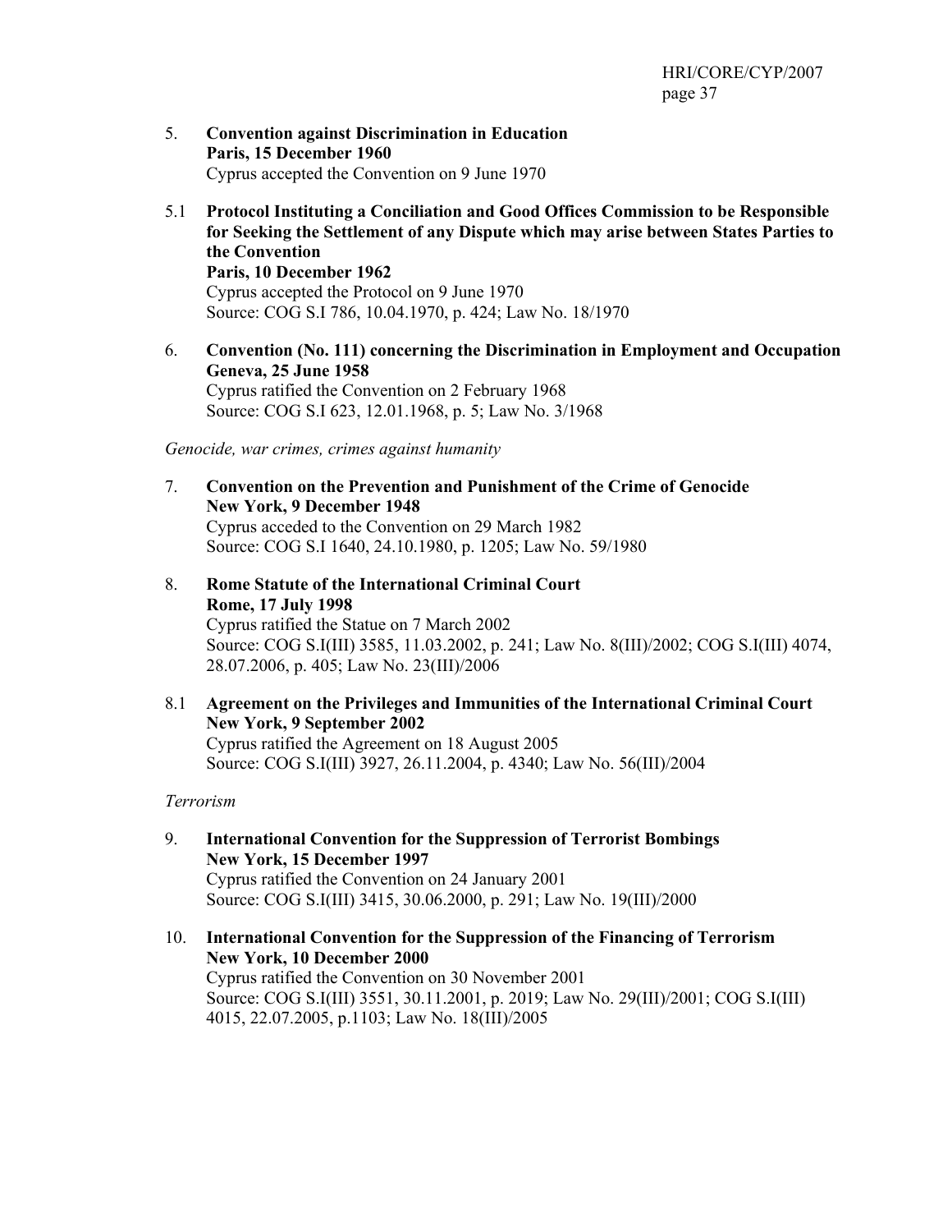5. **Convention against Discrimination in Education**
**Paris, 15 December 1960**
Cyprus accepted the Convention on 9 June 1970

5.1 **Protocol Instituting a Conciliation and Good Offices Commission to be Responsible for Seeking the Settlement of any Dispute which may arise between States Parties to the Convention**
**Paris, 10 December 1962**
Cyprus accepted the Protocol on 9 June 1970
Source: COG S.I 786, 10.04.1970, p. 424; Law No. 18/1970

6. **Convention (No. 111) concerning the Discrimination in Employment and Occupation**
**Geneva, 25 June 1958**
Cyprus ratified the Convention on 2 February 1968
Source: COG S.I 623, 12.01.1968, p. 5; Law No. 3/1968

*Genocide, war crimes, crimes against humanity*

7. **Convention on the Prevention and Punishment of the Crime of Genocide**
**New York, 9 December 1948**
Cyprus acceded to the Convention on 29 March 1982
Source: COG S.I 1640, 24.10.1980, p. 1205; Law No. 59/1980

8. **Rome Statute of the International Criminal Court**
**Rome, 17 July 1998**
Cyprus ratified the Statue on 7 March 2002
Source: COG S.I(III) 3585, 11.03.2002, p. 241; Law No. 8(III)/2002; COG S.I(III) 4074, 28.07.2006, p. 405; Law No. 23(III)/2006

8.1 **Agreement on the Privileges and Immunities of the International Criminal Court**
**New York, 9 September 2002**
Cyprus ratified the Agreement on 18 August 2005
Source: COG S.I(III) 3927, 26.11.2004, p. 4340; Law No. 56(III)/2004

*Terrorism*

9. **International Convention for the Suppression of Terrorist Bombings**
**New York, 15 December 1997**
Cyprus ratified the Convention on 24 January 2001
Source: COG S.I(III) 3415, 30.06.2000, p. 291; Law No. 19(III)/2000

10. **International Convention for the Suppression of the Financing of Terrorism**
**New York, 10 December 2000**
Cyprus ratified the Convention on 30 November 2001
Source: COG S.I(III) 3551, 30.11.2001, p. 2019; Law No. 29(III)/2001; COG S.I(III) 4015, 22.07.2005, p.1103; Law No. 18(III)/2005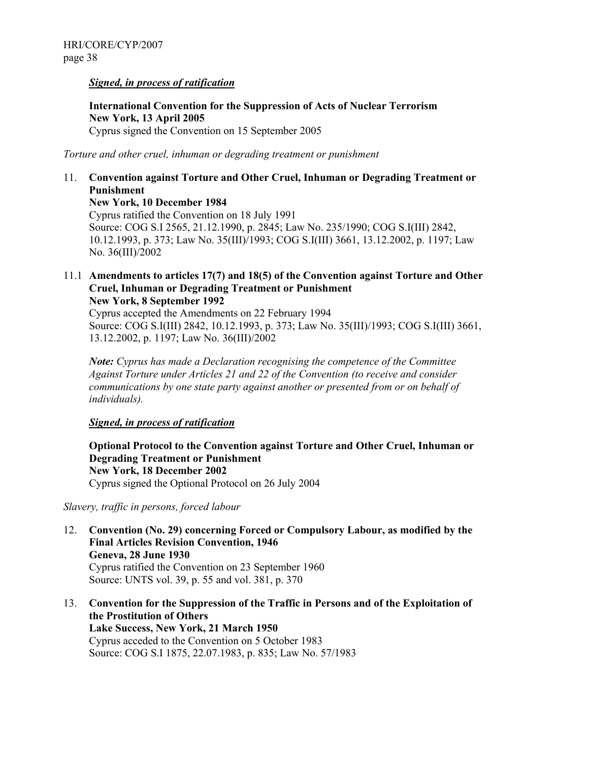***Signed, in process of ratification***

**International Convention for the Suppression of Acts of Nuclear Terrorism**
**New York, 13 April 2005**
Cyprus signed the Convention on 15 September 2005

*Torture and other cruel, inhuman or degrading treatment or punishment*

11. **Convention against Torture and Other Cruel, Inhuman or Degrading Treatment or Punishment**
**New York, 10 December 1984**
Cyprus ratified the Convention on 18 July 1991
Source: COG S.I 2565, 21.12.1990, p. 2845; Law No. 235/1990; COG S.I(III) 2842, 10.12.1993, p. 373; Law No. 35(III)/1993; COG S.I(III) 3661, 13.12.2002, p. 1197; Law No. 36(III)/2002

11.1 **Amendments to articles 17(7) and 18(5) of the Convention against Torture and Other Cruel, Inhuman or Degrading Treatment or Punishment**
**New York, 8 September 1992**
Cyprus accepted the Amendments on 22 February 1994
Source: COG S.I(III) 2842, 10.12.1993, p. 373; Law No. 35(III)/1993; COG S.I(III) 3661, 13.12.2002, p. 1197; Law No. 36(III)/2002

***Note:*** *Cyprus has made a Declaration recognising the competence of the Committee Against Torture under Articles 21 and 22 of the Convention (to receive and consider communications by one state party against another or presented from or on behalf of individuals).*

***Signed, in process of ratification***

**Optional Protocol to the Convention against Torture and Other Cruel, Inhuman or Degrading Treatment or Punishment**
**New York, 18 December 2002**
Cyprus signed the Optional Protocol on 26 July 2004

*Slavery, traffic in persons, forced labour*

12. **Convention (No. 29) concerning Forced or Compulsory Labour, as modified by the Final Articles Revision Convention, 1946**
**Geneva, 28 June 1930**
Cyprus ratified the Convention on 23 September 1960
Source: UNTS vol. 39, p. 55 and vol. 381, p. 370

13. **Convention for the Suppression of the Traffic in Persons and of the Exploitation of the Prostitution of Others**
**Lake Success, New York, 21 March 1950**
Cyprus acceded to the Convention on 5 October 1983
Source: COG S.I 1875, 22.07.1983, p. 835; Law No. 57/1983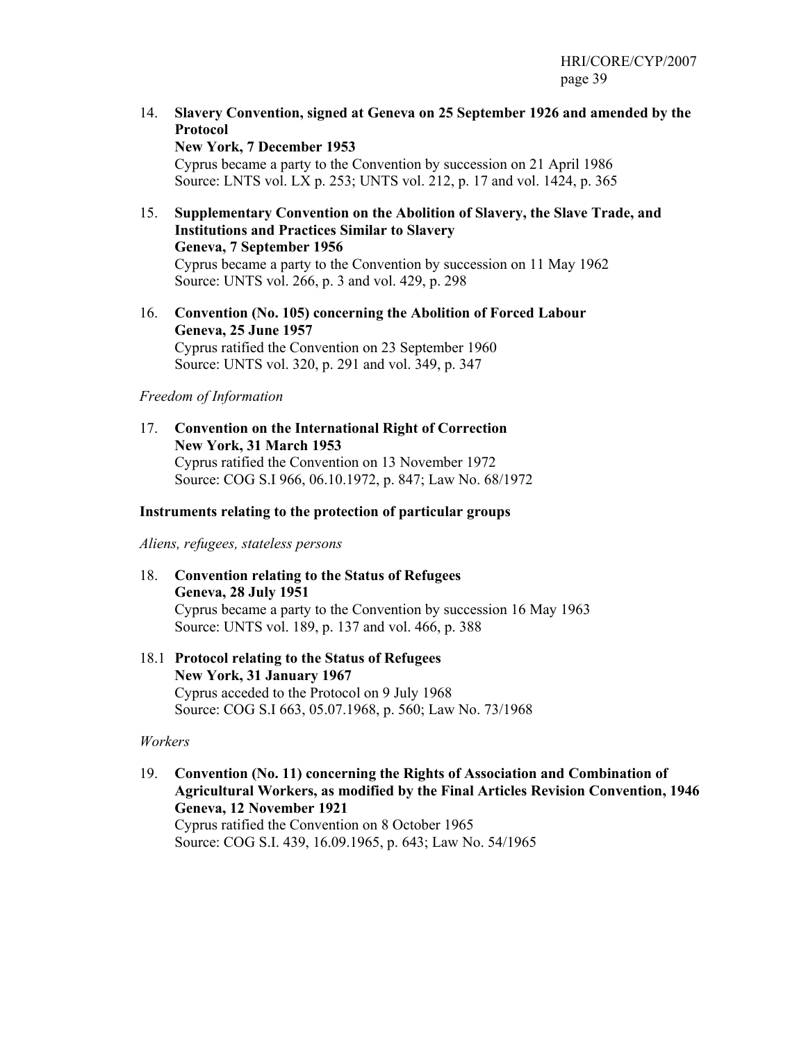14. **Slavery Convention, signed at Geneva on 25 September 1926 and amended by the Protocol**
    **New York, 7 December 1953**
    Cyprus became a party to the Convention by succession on 21 April 1986
    Source: LNTS vol. LX p. 253; UNTS vol. 212, p. 17 and vol. 1424, p. 365

15. **Supplementary Convention on the Abolition of Slavery, the Slave Trade, and Institutions and Practices Similar to Slavery**
    **Geneva, 7 September 1956**
    Cyprus became a party to the Convention by succession on 11 May 1962
    Source: UNTS vol. 266, p. 3 and vol. 429, p. 298

16. **Convention (No. 105) concerning the Abolition of Forced Labour**
    **Geneva, 25 June 1957**
    Cyprus ratified the Convention on 23 September 1960
    Source: UNTS vol. 320, p. 291 and vol. 349, p. 347

*Freedom of Information*

17. **Convention on the International Right of Correction**
    **New York, 31 March 1953**
    Cyprus ratified the Convention on 13 November 1972
    Source: COG S.I 966, 06.10.1972, p. 847; Law No. 68/1972

**Instruments relating to the protection of particular groups**

*Aliens, refugees, stateless persons*

18. **Convention relating to the Status of Refugees**
    **Geneva, 28 July 1951**
    Cyprus became a party to the Convention by succession 16 May 1963
    Source: UNTS vol. 189, p. 137 and vol. 466, p. 388

18.1 **Protocol relating to the Status of Refugees**
    **New York, 31 January 1967**
    Cyprus acceded to the Protocol on 9 July 1968
    Source: COG S.I 663, 05.07.1968, p. 560; Law No. 73/1968

*Workers*

19. **Convention (No. 11) concerning the Rights of Association and Combination of Agricultural Workers, as modified by the Final Articles Revision Convention, 1946**
    **Geneva, 12 November 1921**
    Cyprus ratified the Convention on 8 October 1965
    Source: COG S.I. 439, 16.09.1965, p. 643; Law No. 54/1965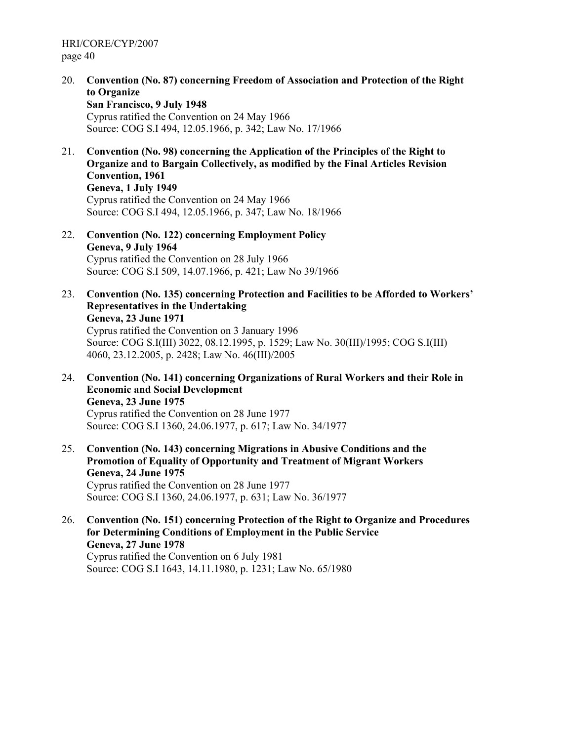20. **Convention (No. 87) concerning Freedom of Association and Protection of the Right to Organize**
    **San Francisco, 9 July 1948**
    Cyprus ratified the Convention on 24 May 1966
    Source: COG S.I 494, 12.05.1966, p. 342; Law No. 17/1966

21. **Convention (No. 98) concerning the Application of the Principles of the Right to Organize and to Bargain Collectively, as modified by the Final Articles Revision Convention, 1961**
    **Geneva, 1 July 1949**
    Cyprus ratified the Convention on 24 May 1966
    Source: COG S.I 494, 12.05.1966, p. 347; Law No. 18/1966

22. **Convention (No. 122) concerning Employment Policy**
    **Geneva, 9 July 1964**
    Cyprus ratified the Convention on 28 July 1966
    Source: COG S.I 509, 14.07.1966, p. 421; Law No 39/1966

23. **Convention (No. 135) concerning Protection and Facilities to be Afforded to Workers' Representatives in the Undertaking**
    **Geneva, 23 June 1971**
    Cyprus ratified the Convention on 3 January 1996
    Source: COG S.I(III) 3022, 08.12.1995, p. 1529; Law No. 30(III)/1995; COG S.I(III) 4060, 23.12.2005, p. 2428; Law No. 46(III)/2005

24. **Convention (No. 141) concerning Organizations of Rural Workers and their Role in Economic and Social Development**
    **Geneva, 23 June 1975**
    Cyprus ratified the Convention on 28 June 1977
    Source: COG S.I 1360, 24.06.1977, p. 617; Law No. 34/1977

25. **Convention (No. 143) concerning Migrations in Abusive Conditions and the Promotion of Equality of Opportunity and Treatment of Migrant Workers**
    **Geneva, 24 June 1975**
    Cyprus ratified the Convention on 28 June 1977
    Source: COG S.I 1360, 24.06.1977, p. 631; Law No. 36/1977

26. **Convention (No. 151) concerning Protection of the Right to Organize and Procedures for Determining Conditions of Employment in the Public Service**
    **Geneva, 27 June 1978**
    Cyprus ratified the Convention on 6 July 1981
    Source: COG S.I 1643, 14.11.1980, p. 1231; Law No. 65/1980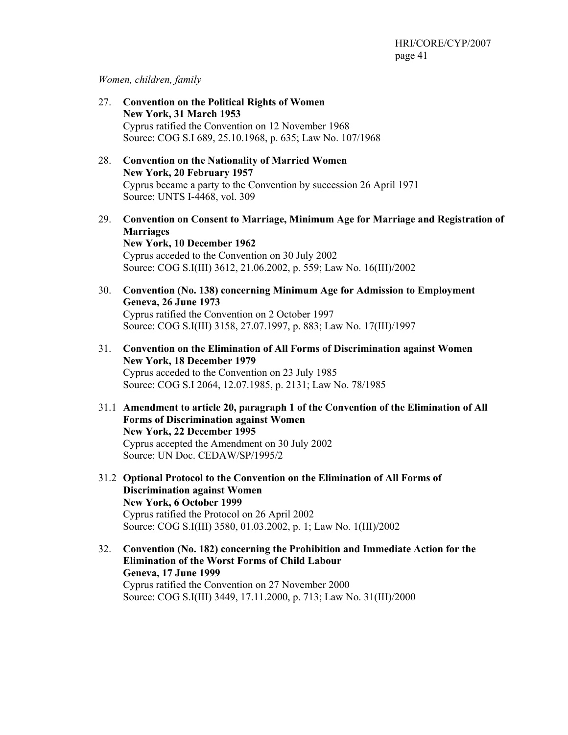*Women, children, family*

27. **Convention on the Political Rights of Women**
    **New York, 31 March 1953**
    Cyprus ratified the Convention on 12 November 1968
    Source: COG S.I 689, 25.10.1968, p. 635; Law No. 107/1968

28. **Convention on the Nationality of Married Women**
    **New York, 20 February 1957**
    Cyprus became a party to the Convention by succession 26 April 1971
    Source: UNTS I-4468, vol. 309

29. **Convention on Consent to Marriage, Minimum Age for Marriage and Registration of Marriages**
    **New York, 10 December 1962**
    Cyprus acceded to the Convention on 30 July 2002
    Source: COG S.I(III) 3612, 21.06.2002, p. 559; Law No. 16(III)/2002

30. **Convention (No. 138) concerning Minimum Age for Admission to Employment**
    **Geneva, 26 June 1973**
    Cyprus ratified the Convention on 2 October 1997
    Source: COG S.I(III) 3158, 27.07.1997, p. 883; Law No. 17(III)/1997

31. **Convention on the Elimination of All Forms of Discrimination against Women**
    **New York, 18 December 1979**
    Cyprus acceded to the Convention on 23 July 1985
    Source: COG S.I 2064, 12.07.1985, p. 2131; Law No. 78/1985

31.1 **Amendment to article 20, paragraph 1 of the Convention of the Elimination of All Forms of Discrimination against Women**
    **New York, 22 December 1995**
    Cyprus accepted the Amendment on 30 July 2002
    Source: UN Doc. CEDAW/SP/1995/2

31.2 **Optional Protocol to the Convention on the Elimination of All Forms of Discrimination against Women**
    **New York, 6 October 1999**
    Cyprus ratified the Protocol on 26 April 2002
    Source: COG S.I(III) 3580, 01.03.2002, p. 1; Law No. 1(III)/2002

32. **Convention (No. 182) concerning the Prohibition and Immediate Action for the Elimination of the Worst Forms of Child Labour**
    **Geneva, 17 June 1999**
    Cyprus ratified the Convention on 27 November 2000
    Source: COG S.I(III) 3449, 17.11.2000, p. 713; Law No. 31(III)/2000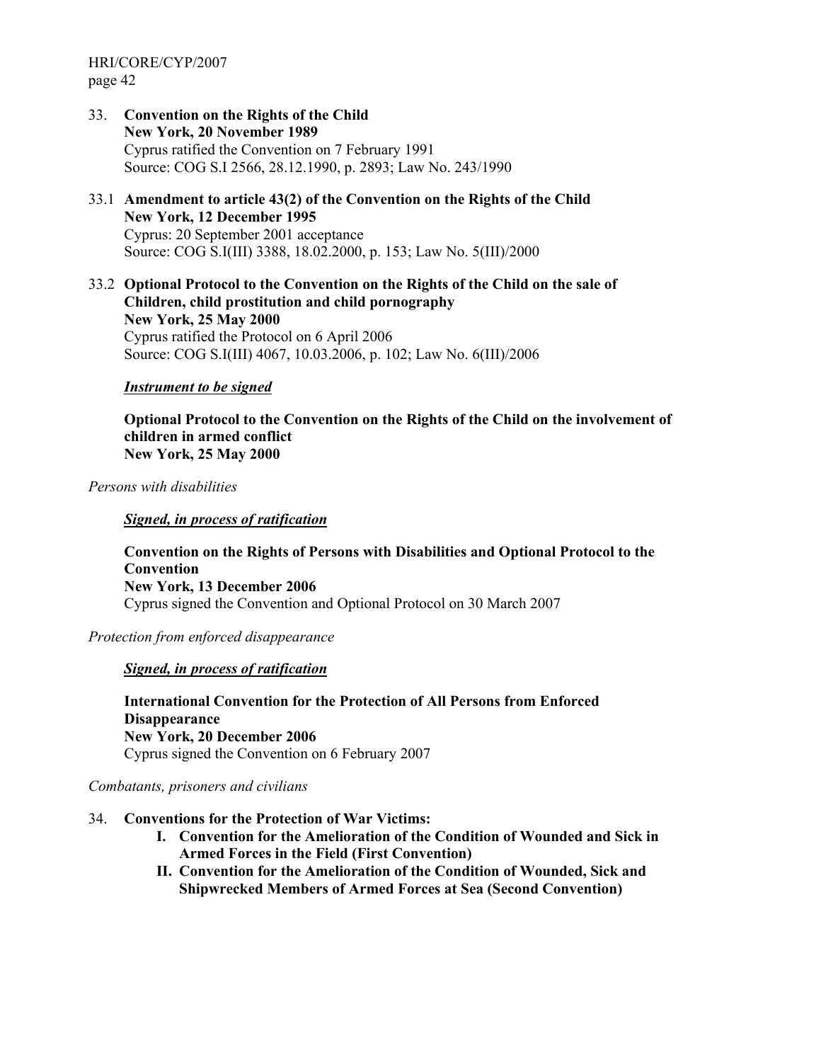33. **Convention on the Rights of the Child**
    **New York, 20 November 1989**
    Cyprus ratified the Convention on 7 February 1991
    Source: COG S.I 2566, 28.12.1990, p. 2893; Law No. 243/1990

33.1 **Amendment to article 43(2) of the Convention on the Rights of the Child**
    **New York, 12 December 1995**
    Cyprus: 20 September 2001 acceptance
    Source: COG S.I(III) 3388, 18.02.2000, p. 153; Law No. 5(III)/2000

33.2 **Optional Protocol to the Convention on the Rights of the Child on the sale of Children, child prostitution and child pornography**
    **New York, 25 May 2000**
    Cyprus ratified the Protocol on 6 April 2006
    Source: COG S.I(III) 4067, 10.03.2006, p. 102; Law No. 6(III)/2006

***Instrument to be signed***

**Optional Protocol to the Convention on the Rights of the Child on the involvement of children in armed conflict**
**New York, 25 May 2000**

*Persons with disabilities*

***Signed, in process of ratification***

**Convention on the Rights of Persons with Disabilities and Optional Protocol to the Convention**
**New York, 13 December 2006**
Cyprus signed the Convention and Optional Protocol on 30 March 2007

*Protection from enforced disappearance*

***Signed, in process of ratification***

**International Convention for the Protection of All Persons from Enforced Disappearance**
**New York, 20 December 2006**
Cyprus signed the Convention on 6 February 2007

*Combatants, prisoners and civilians*

34. **Conventions for the Protection of War Victims:**
    - **I. Convention for the Amelioration of the Condition of Wounded and Sick in Armed Forces in the Field (First Convention)**
    - **II. Convention for the Amelioration of the Condition of Wounded, Sick and Shipwrecked Members of Armed Forces at Sea (Second Convention)**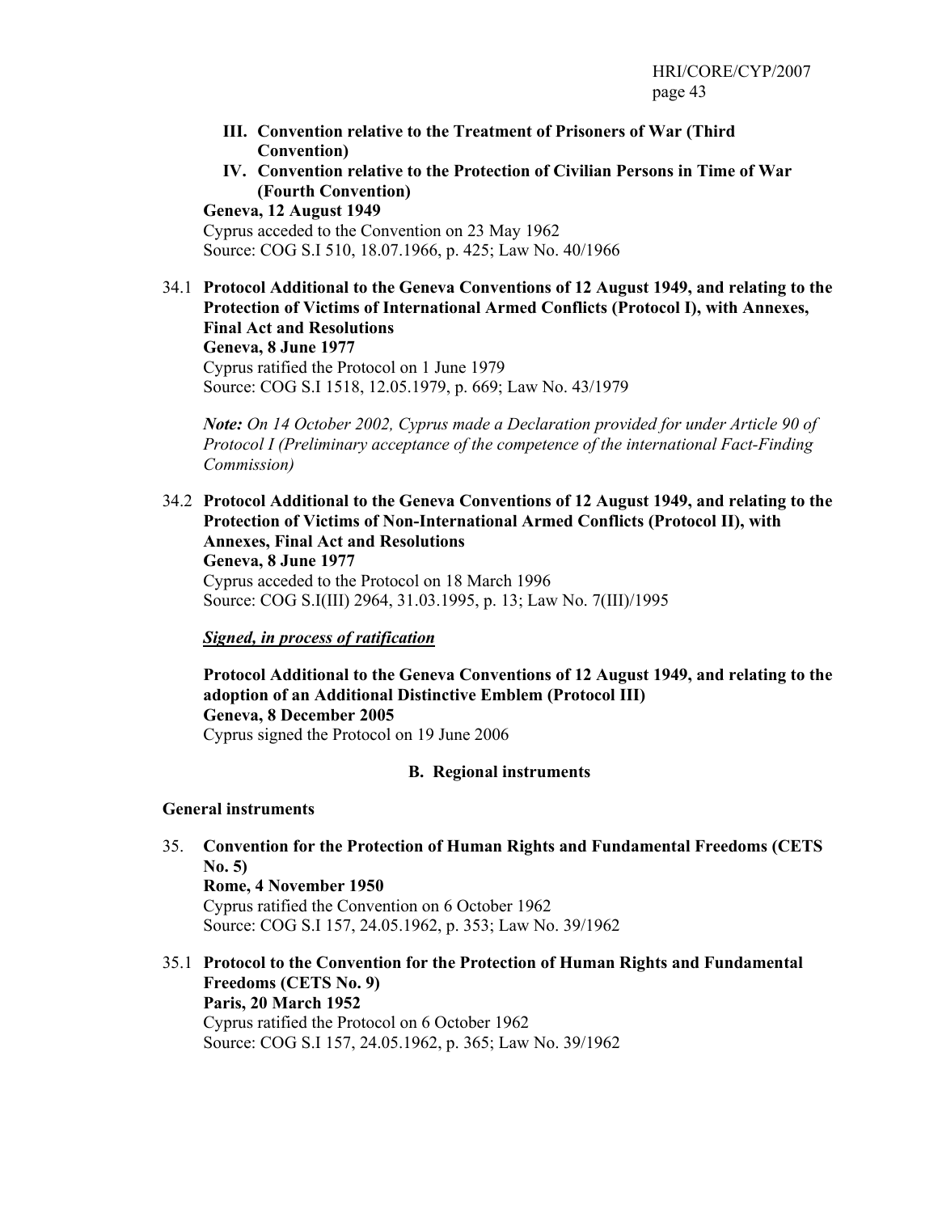**III. Convention relative to the Treatment of Prisoners of War (Third Convention)**

**IV. Convention relative to the Protection of Civilian Persons in Time of War (Fourth Convention)**

**Geneva, 12 August 1949**
Cyprus acceded to the Convention on 23 May 1962
Source: COG S.I 510, 18.07.1966, p. 425; Law No. 40/1966

34.1 **Protocol Additional to the Geneva Conventions of 12 August 1949, and relating to the Protection of Victims of International Armed Conflicts (Protocol I), with Annexes, Final Act and Resolutions**
**Geneva, 8 June 1977**
Cyprus ratified the Protocol on 1 June 1979
Source: COG S.I 1518, 12.05.1979, p. 669; Law No. 43/1979

***Note:*** *On 14 October 2002, Cyprus made a Declaration provided for under Article 90 of Protocol I (Preliminary acceptance of the competence of the international Fact-Finding Commission)*

34.2 **Protocol Additional to the Geneva Conventions of 12 August 1949, and relating to the Protection of Victims of Non-International Armed Conflicts (Protocol II), with Annexes, Final Act and Resolutions**
**Geneva, 8 June 1977**
Cyprus acceded to the Protocol on 18 March 1996
Source: COG S.I(III) 2964, 31.03.1995, p. 13; Law No. 7(III)/1995

***Signed, in process of ratification***

**Protocol Additional to the Geneva Conventions of 12 August 1949, and relating to the adoption of an Additional Distinctive Emblem (Protocol III)**
**Geneva, 8 December 2005**
Cyprus signed the Protocol on 19 June 2006

## B. Regional instruments

### General instruments

35. **Convention for the Protection of Human Rights and Fundamental Freedoms (CETS No. 5)**
**Rome, 4 November 1950**
Cyprus ratified the Convention on 6 October 1962
Source: COG S.I 157, 24.05.1962, p. 353; Law No. 39/1962

35.1 **Protocol to the Convention for the Protection of Human Rights and Fundamental Freedoms (CETS No. 9)**
**Paris, 20 March 1952**
Cyprus ratified the Protocol on 6 October 1962
Source: COG S.I 157, 24.05.1962, p. 365; Law No. 39/1962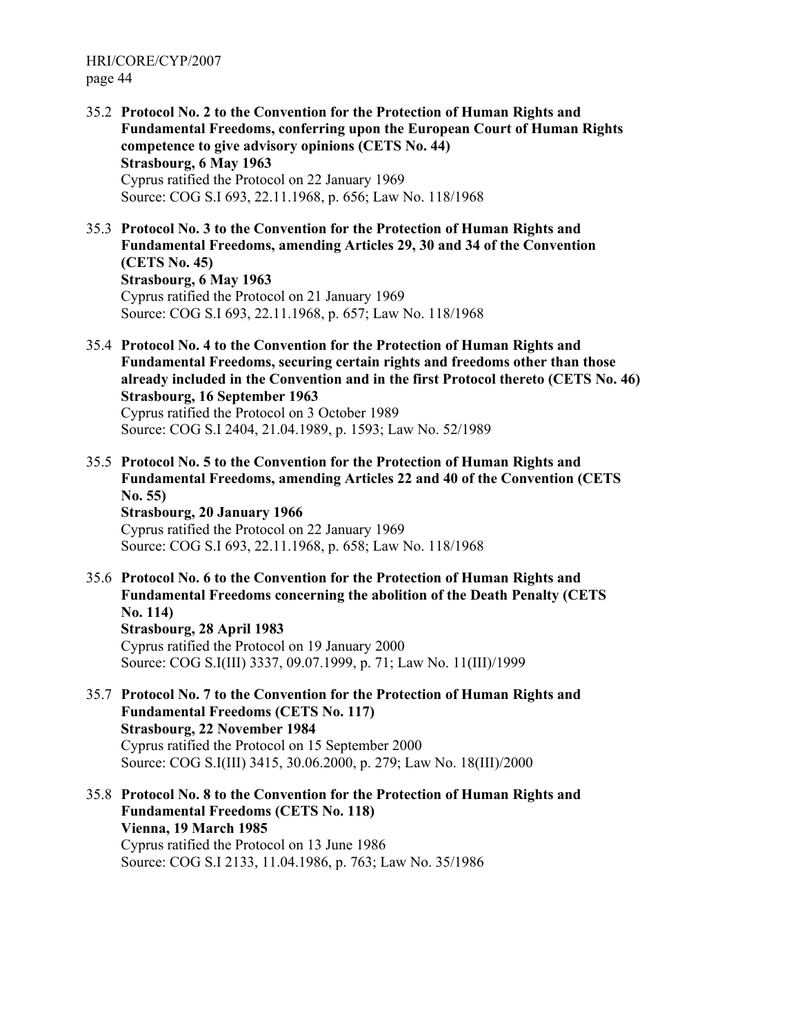35.2 **Protocol No. 2 to the Convention for the Protection of Human Rights and Fundamental Freedoms, conferring upon the European Court of Human Rights competence to give advisory opinions (CETS No. 44)**
**Strasbourg, 6 May 1963**
Cyprus ratified the Protocol on 22 January 1969
Source: COG S.I 693, 22.11.1968, p. 656; Law No. 118/1968

35.3 **Protocol No. 3 to the Convention for the Protection of Human Rights and Fundamental Freedoms, amending Articles 29, 30 and 34 of the Convention (CETS No. 45)**
**Strasbourg, 6 May 1963**
Cyprus ratified the Protocol on 21 January 1969
Source: COG S.I 693, 22.11.1968, p. 657; Law No. 118/1968

35.4 **Protocol No. 4 to the Convention for the Protection of Human Rights and Fundamental Freedoms, securing certain rights and freedoms other than those already included in the Convention and in the first Protocol thereto (CETS No. 46)**
**Strasbourg, 16 September 1963**
Cyprus ratified the Protocol on 3 October 1989
Source: COG S.I 2404, 21.04.1989, p. 1593; Law No. 52/1989

35.5 **Protocol No. 5 to the Convention for the Protection of Human Rights and Fundamental Freedoms, amending Articles 22 and 40 of the Convention (CETS No. 55)**
**Strasbourg, 20 January 1966**
Cyprus ratified the Protocol on 22 January 1969
Source: COG S.I 693, 22.11.1968, p. 658; Law No. 118/1968

35.6 **Protocol No. 6 to the Convention for the Protection of Human Rights and Fundamental Freedoms concerning the abolition of the Death Penalty (CETS No. 114)**
**Strasbourg, 28 April 1983**
Cyprus ratified the Protocol on 19 January 2000
Source: COG S.I(III) 3337, 09.07.1999, p. 71; Law No. 11(III)/1999

35.7 **Protocol No. 7 to the Convention for the Protection of Human Rights and Fundamental Freedoms (CETS No. 117)**
**Strasbourg, 22 November 1984**
Cyprus ratified the Protocol on 15 September 2000
Source: COG S.I(III) 3415, 30.06.2000, p. 279; Law No. 18(III)/2000

35.8 **Protocol No. 8 to the Convention for the Protection of Human Rights and Fundamental Freedoms (CETS No. 118)**
**Vienna, 19 March 1985**
Cyprus ratified the Protocol on 13 June 1986
Source: COG S.I 2133, 11.04.1986, p. 763; Law No. 35/1986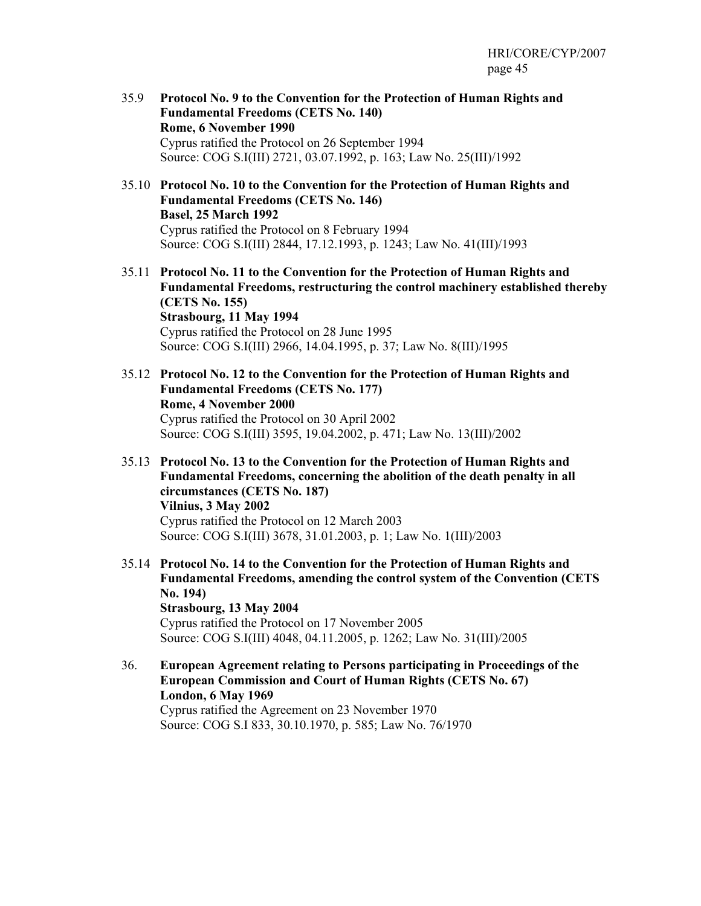35.9 **Protocol No. 9 to the Convention for the Protection of Human Rights and Fundamental Freedoms (CETS No. 140)**
**Rome, 6 November 1990**
Cyprus ratified the Protocol on 26 September 1994
Source: COG S.I(III) 2721, 03.07.1992, p. 163; Law No. 25(III)/1992

35.10 **Protocol No. 10 to the Convention for the Protection of Human Rights and Fundamental Freedoms (CETS No. 146)**
**Basel, 25 March 1992**
Cyprus ratified the Protocol on 8 February 1994
Source: COG S.I(III) 2844, 17.12.1993, p. 1243; Law No. 41(III)/1993

35.11 **Protocol No. 11 to the Convention for the Protection of Human Rights and Fundamental Freedoms, restructuring the control machinery established thereby (CETS No. 155)**
**Strasbourg, 11 May 1994**
Cyprus ratified the Protocol on 28 June 1995
Source: COG S.I(III) 2966, 14.04.1995, p. 37; Law No. 8(III)/1995

35.12 **Protocol No. 12 to the Convention for the Protection of Human Rights and Fundamental Freedoms (CETS No. 177)**
**Rome, 4 November 2000**
Cyprus ratified the Protocol on 30 April 2002
Source: COG S.I(III) 3595, 19.04.2002, p. 471; Law No. 13(III)/2002

35.13 **Protocol No. 13 to the Convention for the Protection of Human Rights and Fundamental Freedoms, concerning the abolition of the death penalty in all circumstances (CETS No. 187)**
**Vilnius, 3 May 2002**
Cyprus ratified the Protocol on 12 March 2003
Source: COG S.I(III) 3678, 31.01.2003, p. 1; Law No. 1(III)/2003

35.14 **Protocol No. 14 to the Convention for the Protection of Human Rights and Fundamental Freedoms, amending the control system of the Convention (CETS No. 194)**
**Strasbourg, 13 May 2004**
Cyprus ratified the Protocol on 17 November 2005
Source: COG S.I(III) 4048, 04.11.2005, p. 1262; Law No. 31(III)/2005

36. **European Agreement relating to Persons participating in Proceedings of the European Commission and Court of Human Rights (CETS No. 67)**
**London, 6 May 1969**
Cyprus ratified the Agreement on 23 November 1970
Source: COG S.I 833, 30.10.1970, p. 585; Law No. 76/1970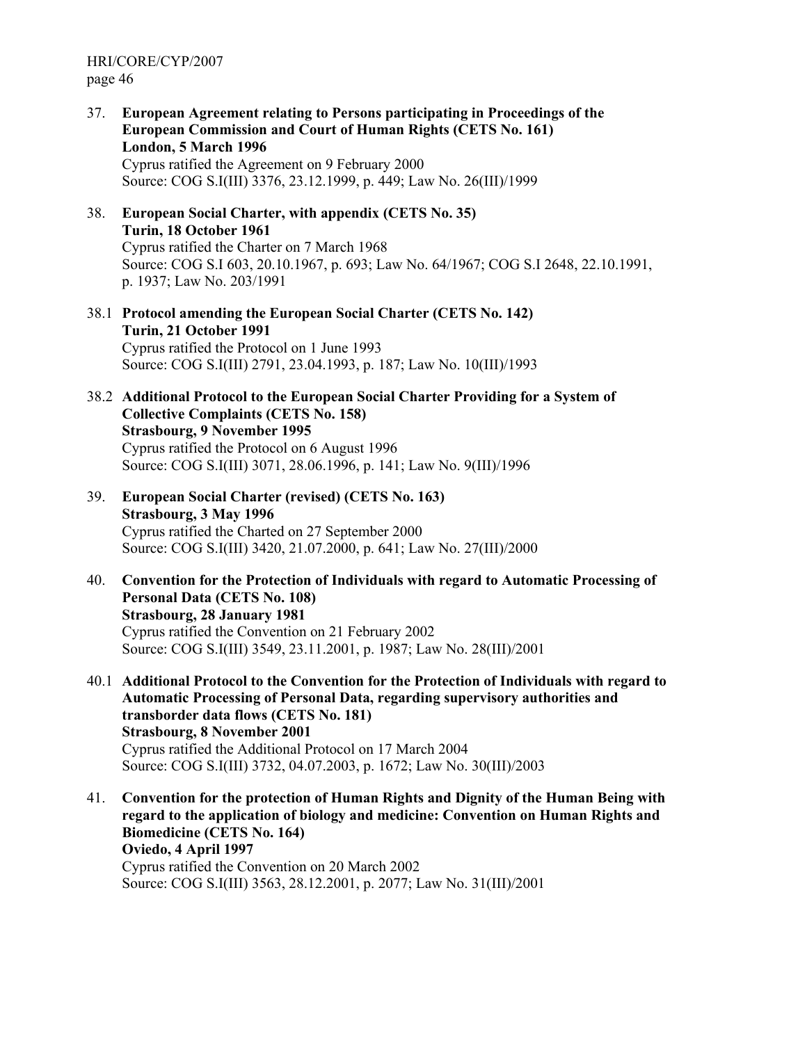37. **European Agreement relating to Persons participating in Proceedings of the European Commission and Court of Human Rights (CETS No. 161)**
    **London, 5 March 1996**
    Cyprus ratified the Agreement on 9 February 2000
    Source: COG S.I(III) 3376, 23.12.1999, p. 449; Law No. 26(III)/1999

38. **European Social Charter, with appendix (CETS No. 35)**
    **Turin, 18 October 1961**
    Cyprus ratified the Charter on 7 March 1968
    Source: COG S.I 603, 20.10.1967, p. 693; Law No. 64/1967; COG S.I 2648, 22.10.1991, p. 1937; Law No. 203/1991

38.1 **Protocol amending the European Social Charter (CETS No. 142)**
    **Turin, 21 October 1991**
    Cyprus ratified the Protocol on 1 June 1993
    Source: COG S.I(III) 2791, 23.04.1993, p. 187; Law No. 10(III)/1993

38.2 **Additional Protocol to the European Social Charter Providing for a System of Collective Complaints (CETS No. 158)**
    **Strasbourg, 9 November 1995**
    Cyprus ratified the Protocol on 6 August 1996
    Source: COG S.I(III) 3071, 28.06.1996, p. 141; Law No. 9(III)/1996

39. **European Social Charter (revised) (CETS No. 163)**
    **Strasbourg, 3 May 1996**
    Cyprus ratified the Charted on 27 September 2000
    Source: COG S.I(III) 3420, 21.07.2000, p. 641; Law No. 27(III)/2000

40. **Convention for the Protection of Individuals with regard to Automatic Processing of Personal Data (CETS No. 108)**
    **Strasbourg, 28 January 1981**
    Cyprus ratified the Convention on 21 February 2002
    Source: COG S.I(III) 3549, 23.11.2001, p. 1987; Law No. 28(III)/2001

40.1 **Additional Protocol to the Convention for the Protection of Individuals with regard to Automatic Processing of Personal Data, regarding supervisory authorities and transborder data flows (CETS No. 181)**
    **Strasbourg, 8 November 2001**
    Cyprus ratified the Additional Protocol on 17 March 2004
    Source: COG S.I(III) 3732, 04.07.2003, p. 1672; Law No. 30(III)/2003

41. **Convention for the protection of Human Rights and Dignity of the Human Being with regard to the application of biology and medicine: Convention on Human Rights and Biomedicine (CETS No. 164)**
    **Oviedo, 4 April 1997**
    Cyprus ratified the Convention on 20 March 2002
    Source: COG S.I(III) 3563, 28.12.2001, p. 2077; Law No. 31(III)/2001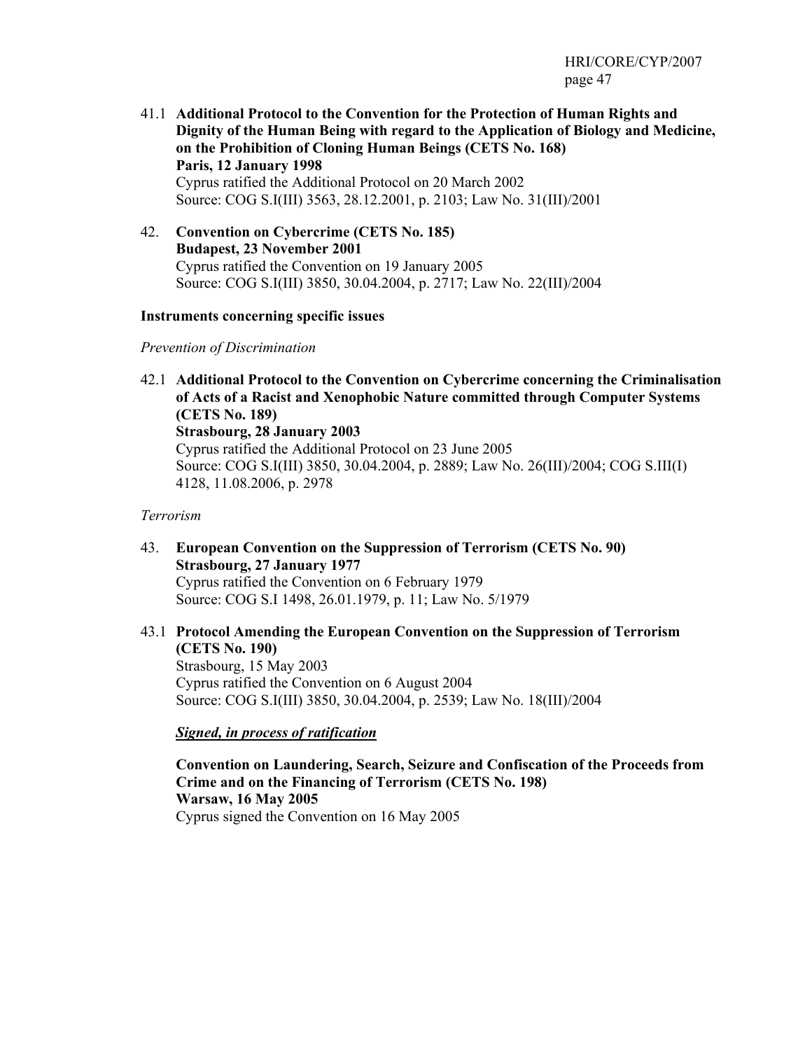41.1 **Additional Protocol to the Convention for the Protection of Human Rights and Dignity of the Human Being with regard to the Application of Biology and Medicine, on the Prohibition of Cloning Human Beings (CETS No. 168)**
**Paris, 12 January 1998**
Cyprus ratified the Additional Protocol on 20 March 2002
Source: COG S.I(III) 3563, 28.12.2001, p. 2103; Law No. 31(III)/2001

42. **Convention on Cybercrime (CETS No. 185)**
**Budapest, 23 November 2001**
Cyprus ratified the Convention on 19 January 2005
Source: COG S.I(III) 3850, 30.04.2004, p. 2717; Law No. 22(III)/2004

**Instruments concerning specific issues**

*Prevention of Discrimination*

42.1 **Additional Protocol to the Convention on Cybercrime concerning the Criminalisation of Acts of a Racist and Xenophobic Nature committed through Computer Systems (CETS No. 189)**
**Strasbourg, 28 January 2003**
Cyprus ratified the Additional Protocol on 23 June 2005
Source: COG S.I(III) 3850, 30.04.2004, p. 2889; Law No. 26(III)/2004; COG S.III(I) 4128, 11.08.2006, p. 2978

*Terrorism*

43. **European Convention on the Suppression of Terrorism (CETS No. 90)**
**Strasbourg, 27 January 1977**
Cyprus ratified the Convention on 6 February 1979
Source: COG S.I 1498, 26.01.1979, p. 11; Law No. 5/1979

43.1 **Protocol Amending the European Convention on the Suppression of Terrorism (CETS No. 190)**
Strasbourg, 15 May 2003
Cyprus ratified the Convention on 6 August 2004
Source: COG S.I(III) 3850, 30.04.2004, p. 2539; Law No. 18(III)/2004

***Signed, in process of ratification***

**Convention on Laundering, Search, Seizure and Confiscation of the Proceeds from Crime and on the Financing of Terrorism (CETS No. 198)**
**Warsaw, 16 May 2005**
Cyprus signed the Convention on 16 May 2005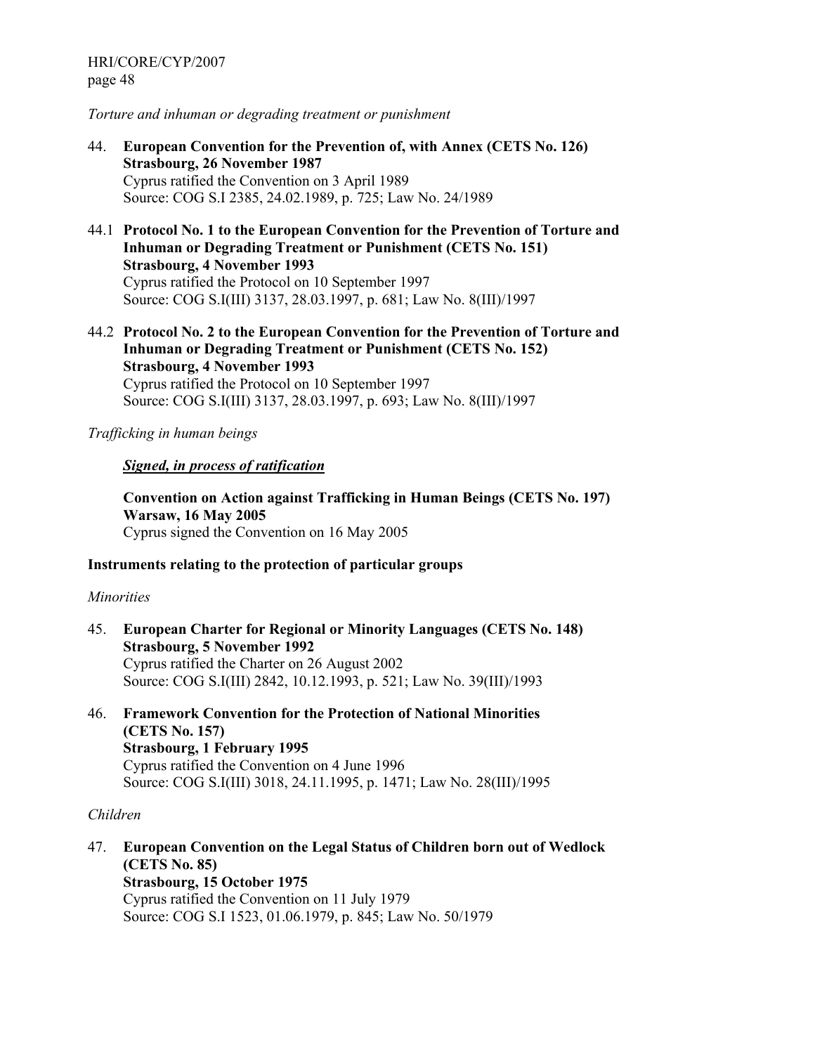*Torture and inhuman or degrading treatment or punishment*

44. **European Convention for the Prevention of, with Annex (CETS No. 126) Strasbourg, 26 November 1987**
Cyprus ratified the Convention on 3 April 1989
Source: COG S.I 2385, 24.02.1989, p. 725; Law No. 24/1989

44.1 **Protocol No. 1 to the European Convention for the Prevention of Torture and Inhuman or Degrading Treatment or Punishment (CETS No. 151) Strasbourg, 4 November 1993**
Cyprus ratified the Protocol on 10 September 1997
Source: COG S.I(III) 3137, 28.03.1997, p. 681; Law No. 8(III)/1997

44.2 **Protocol No. 2 to the European Convention for the Prevention of Torture and Inhuman or Degrading Treatment or Punishment (CETS No. 152) Strasbourg, 4 November 1993**
Cyprus ratified the Protocol on 10 September 1997
Source: COG S.I(III) 3137, 28.03.1997, p. 693; Law No. 8(III)/1997

*Trafficking in human beings*

***Signed, in process of ratification***

**Convention on Action against Trafficking in Human Beings (CETS No. 197) Warsaw, 16 May 2005**
Cyprus signed the Convention on 16 May 2005

**Instruments relating to the protection of particular groups**

*Minorities*

45. **European Charter for Regional or Minority Languages (CETS No. 148) Strasbourg, 5 November 1992**
Cyprus ratified the Charter on 26 August 2002
Source: COG S.I(III) 2842, 10.12.1993, p. 521; Law No. 39(III)/1993

46. **Framework Convention for the Protection of National Minorities (CETS No. 157) Strasbourg, 1 February 1995**
Cyprus ratified the Convention on 4 June 1996
Source: COG S.I(III) 3018, 24.11.1995, p. 1471; Law No. 28(III)/1995

*Children*

47. **European Convention on the Legal Status of Children born out of Wedlock (CETS No. 85) Strasbourg, 15 October 1975**
Cyprus ratified the Convention on 11 July 1979
Source: COG S.I 1523, 01.06.1979, p. 845; Law No. 50/1979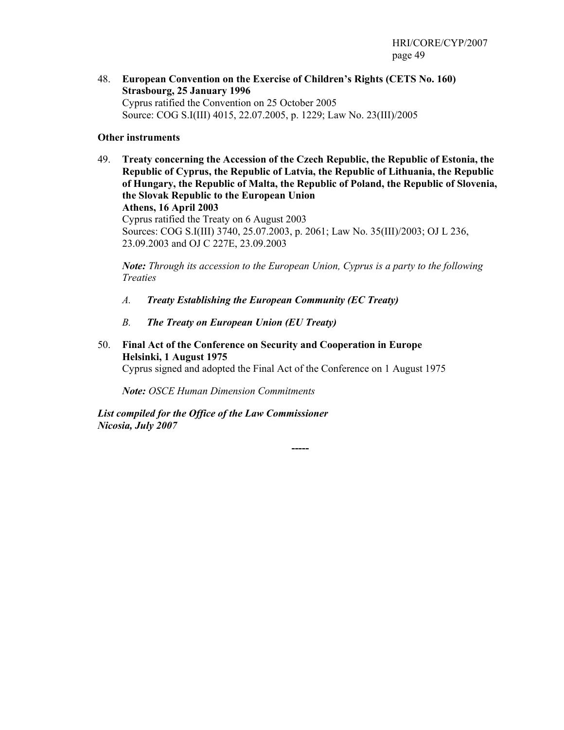48. **European Convention on the Exercise of Children's Rights (CETS No. 160)**
    **Strasbourg, 25 January 1996**
    Cyprus ratified the Convention on 25 October 2005
    Source: COG S.I(III) 4015, 22.07.2005, p. 1229; Law No. 23(III)/2005

**Other instruments**

49. **Treaty concerning the Accession of the Czech Republic, the Republic of Estonia, the Republic of Cyprus, the Republic of Latvia, the Republic of Lithuania, the Republic of Hungary, the Republic of Malta, the Republic of Poland, the Republic of Slovenia, the Slovak Republic to the European Union**
    **Athens, 16 April 2003**
    Cyprus ratified the Treaty on 6 August 2003
    Sources: COG S.I(III) 3740, 25.07.2003, p. 2061; Law No. 35(III)/2003; OJ L 236, 23.09.2003 and OJ C 227E, 23.09.2003

    ***Note:*** *Through its accession to the European Union, Cyprus is a party to the following Treaties*

    *A.* ***Treaty Establishing the European Community (EC Treaty)***

    *B.* ***The Treaty on European Union (EU Treaty)***

50. **Final Act of the Conference on Security and Cooperation in Europe**
    **Helsinki, 1 August 1975**
    Cyprus signed and adopted the Final Act of the Conference on 1 August 1975

    ***Note:*** *OSCE Human Dimension Commitments*

***List compiled for the Office of the Law Commissioner***
***Nicosia, July 2007***

-----